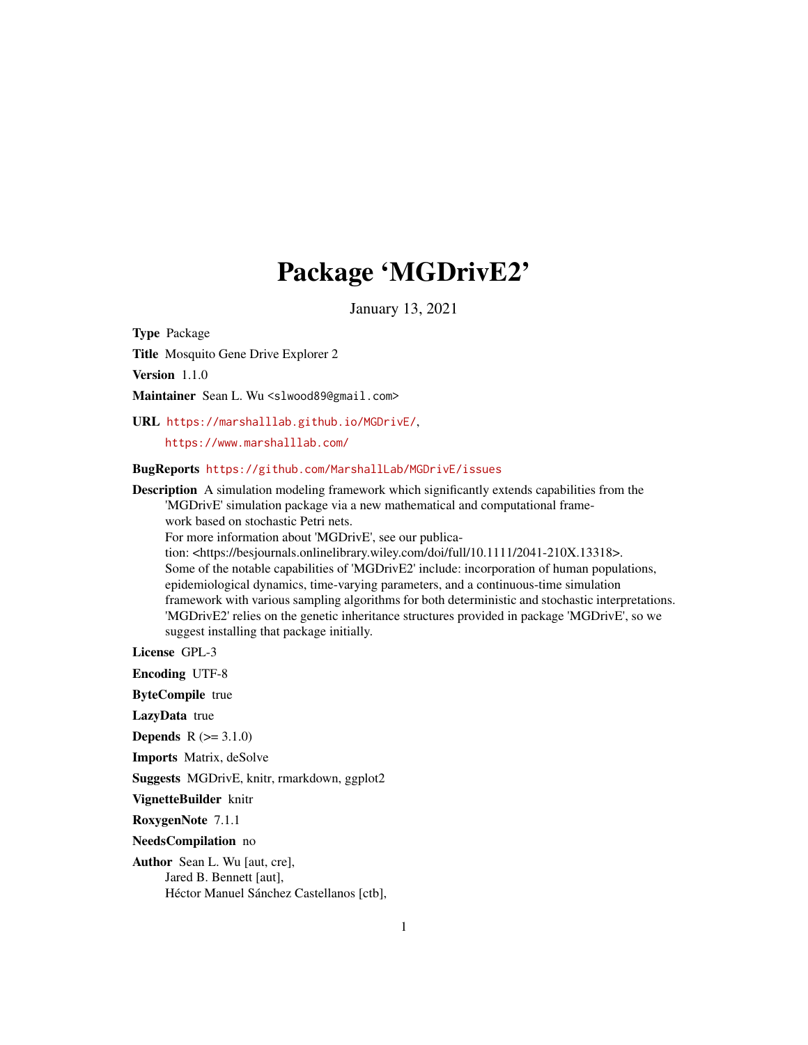# Package 'MGDrivE2'

January 13, 2021

**Type** Package

**Title** Mosquito Gene Drive Explorer 2

**Version** 1.1.0

**Maintainer** Sean L. Wu <slwood89@gmail.com>

**URL** https://marshalllab.github.io/MGDrivE/,
https://www.marshalllab.com/

**BugReports** https://github.com/MarshallLab/MGDrivE/issues

**Description** A simulation modeling framework which significantly extends capabilities from the 'MGDrivE' simulation package via a new mathematical and computational framework based on stochastic Petri nets.
For more information about 'MGDrivE', see our publication: <https://besjournals.onlinelibrary.wiley.com/doi/full/10.1111/2041-210X.13318>.
Some of the notable capabilities of 'MGDrivE2' include: incorporation of human populations, epidemiological dynamics, time-varying parameters, and a continuous-time simulation framework with various sampling algorithms for both deterministic and stochastic interpretations.
'MGDrivE2' relies on the genetic inheritance structures provided in package 'MGDrivE', so we suggest installing that package initially.

**License** GPL-3

**Encoding** UTF-8

**ByteCompile** true

**LazyData** true

**Depends** R (>= 3.1.0)

**Imports** Matrix, deSolve

**Suggests** MGDrivE, knitr, rmarkdown, ggplot2

**VignetteBuilder** knitr

**RoxygenNote** 7.1.1

**NeedsCompilation** no

**Author** Sean L. Wu [aut, cre],
Jared B. Bennett [aut],
Héctor Manuel Sánchez Castellanos [ctb],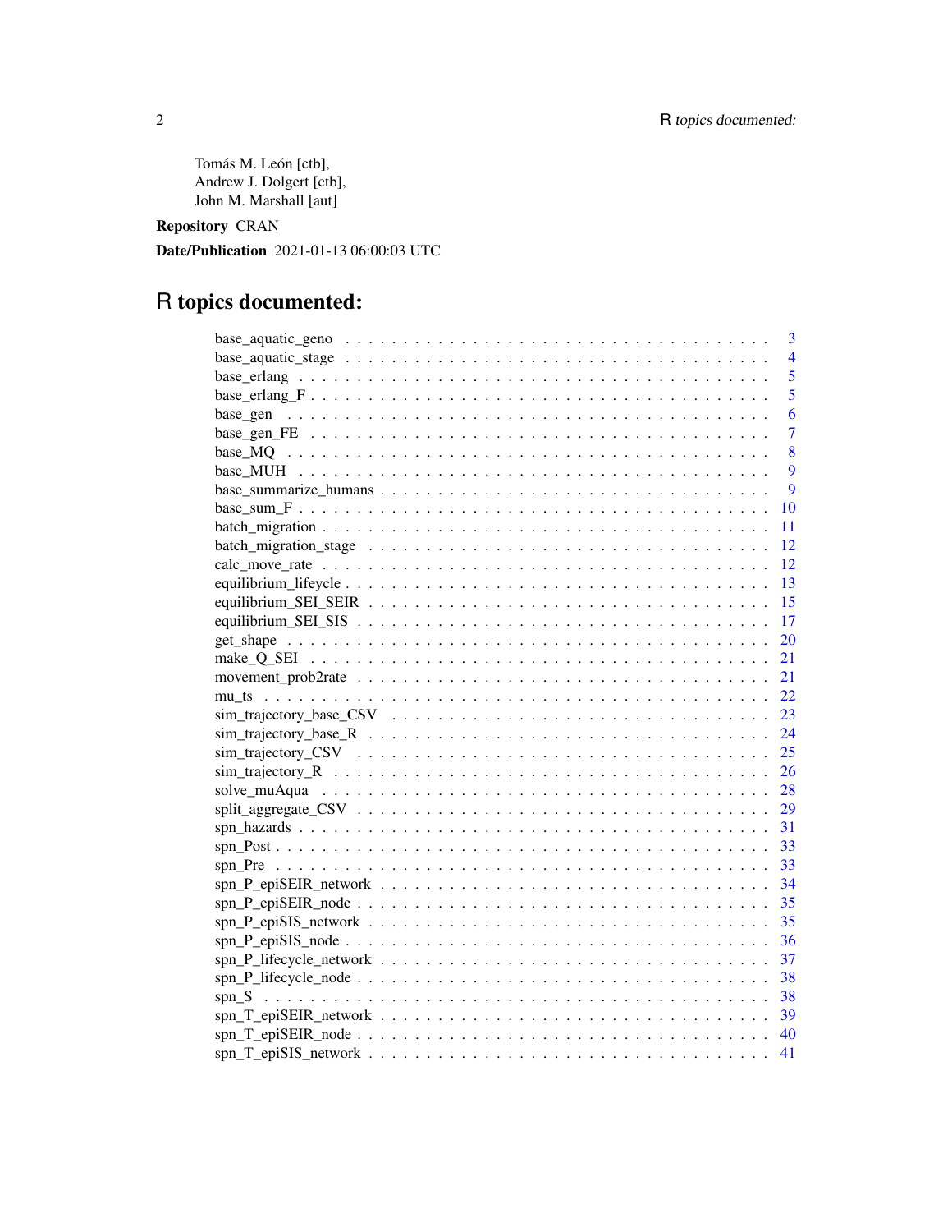Tomás M. León [ctb],
Andrew J. Dolgert [ctb],
John M. Marshall [aut]

**Repository** CRAN

**Date/Publication** 2021-01-13 06:00:03 UTC

# R topics documented:

| | |
|---|---|
| base_aquatic_geno | 3 |
| base_aquatic_stage | 4 |
| base_erlang | 5 |
| base_erlang_F | 5 |
| base_gen | 6 |
| base_gen_FE | 7 |
| base_MQ | 8 |
| base_MUH | 9 |
| base_summarize_humans | 9 |
| base_sum_F | 10 |
| batch_migration | 11 |
| batch_migration_stage | 12 |
| calc_move_rate | 12 |
| equilibrium_lifeycle | 13 |
| equilibrium_SEI_SEIR | 15 |
| equilibrium_SEI_SIS | 17 |
| get_shape | 20 |
| make_Q_SEI | 21 |
| movement_prob2rate | 21 |
| mu_ts | 22 |
| sim_trajectory_base_CSV | 23 |
| sim_trajectory_base_R | 24 |
| sim_trajectory_CSV | 25 |
| sim_trajectory_R | 26 |
| solve_muAqua | 28 |
| split_aggregate_CSV | 29 |
| spn_hazards | 31 |
| spn_Post | 33 |
| spn_Pre | 33 |
| spn_P_epiSEIR_network | 34 |
| spn_P_epiSEIR_node | 35 |
| spn_P_epiSIS_network | 35 |
| spn_P_epiSIS_node | 36 |
| spn_P_lifecycle_network | 37 |
| spn_P_lifecycle_node | 38 |
| spn_S | 38 |
| spn_T_epiSEIR_network | 39 |
| spn_T_epiSEIR_node | 40 |
| spn_T_epiSIS_network | 41 |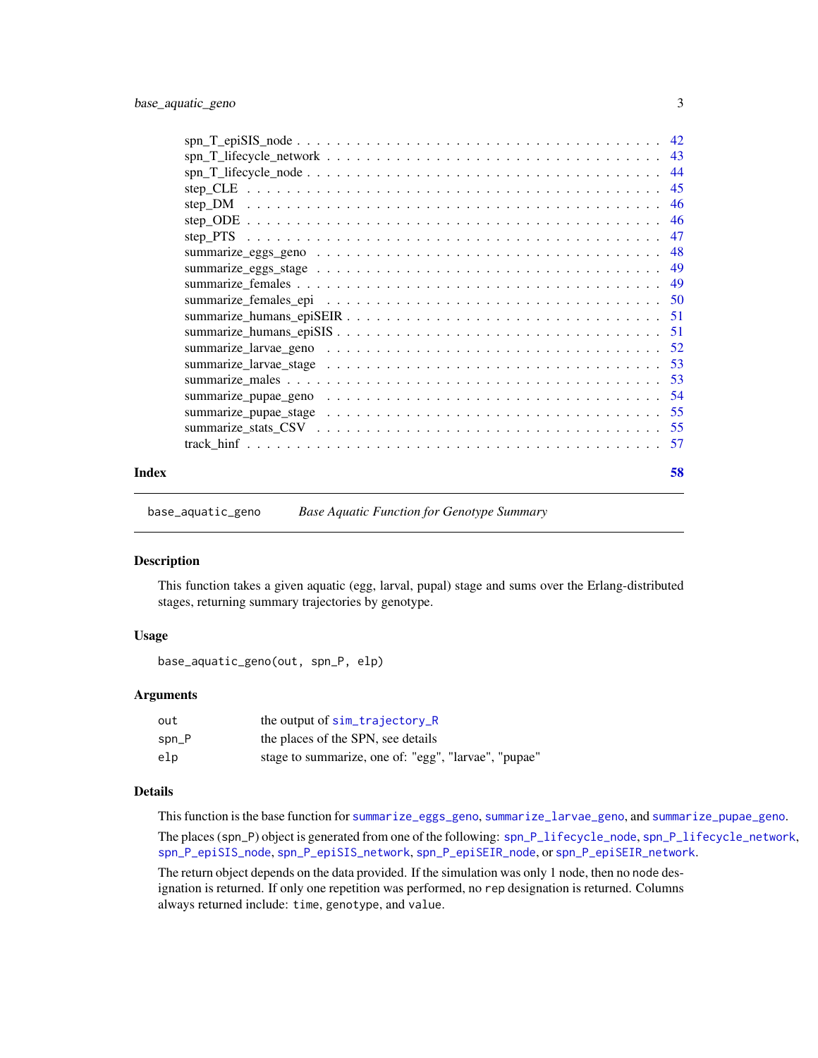spn_T_epiSIS_node . . . . . . . . . . . . . . . . . . . . . . . . . . . . . . . . . . 42
spn_T_lifecycle_network . . . . . . . . . . . . . . . . . . . . . . . . . . . . . . . 43
spn_T_lifecycle_node . . . . . . . . . . . . . . . . . . . . . . . . . . . . . . . . . 44
step_CLE . . . . . . . . . . . . . . . . . . . . . . . . . . . . . . . . . . . . . . . 45
step_DM . . . . . . . . . . . . . . . . . . . . . . . . . . . . . . . . . . . . . . . 46
step_ODE . . . . . . . . . . . . . . . . . . . . . . . . . . . . . . . . . . . . . . . 46
step_PTS . . . . . . . . . . . . . . . . . . . . . . . . . . . . . . . . . . . . . . . 47
summarize_eggs_geno . . . . . . . . . . . . . . . . . . . . . . . . . . . . . . . . . 48
summarize_eggs_stage . . . . . . . . . . . . . . . . . . . . . . . . . . . . . . . . . 49
summarize_females . . . . . . . . . . . . . . . . . . . . . . . . . . . . . . . . . . 49
summarize_females_epi . . . . . . . . . . . . . . . . . . . . . . . . . . . . . . . . 50
summarize_humans_epiSEIR . . . . . . . . . . . . . . . . . . . . . . . . . . . . . . 51
summarize_humans_epiSIS . . . . . . . . . . . . . . . . . . . . . . . . . . . . . . . 51
summarize_larvae_geno . . . . . . . . . . . . . . . . . . . . . . . . . . . . . . . . 52
summarize_larvae_stage . . . . . . . . . . . . . . . . . . . . . . . . . . . . . . . . 53
summarize_males . . . . . . . . . . . . . . . . . . . . . . . . . . . . . . . . . . . 53
summarize_pupae_geno . . . . . . . . . . . . . . . . . . . . . . . . . . . . . . . . 54
summarize_pupae_stage . . . . . . . . . . . . . . . . . . . . . . . . . . . . . . . . 55
summarize_stats_CSV . . . . . . . . . . . . . . . . . . . . . . . . . . . . . . . . . 55
track_hinf . . . . . . . . . . . . . . . . . . . . . . . . . . . . . . . . . . . . . . 57

**Index** **58**

---

## base_aquatic_geno    *Base Aquatic Function for Genotype Summary*

### Description

This function takes a given aquatic (egg, larval, pupal) stage and sums over the Erlang-distributed stages, returning summary trajectories by genotype.

### Usage

```
base_aquatic_geno(out, spn_P, elp)
```

### Arguments

| | |
|---|---|
| `out` | the output of `sim_trajectory_R` |
| `spn_P` | the places of the SPN, see details |
| `elp` | stage to summarize, one of: "egg", "larvae", "pupae" |

### Details

This function is the base function for `summarize_eggs_geno`, `summarize_larvae_geno`, and `summarize_pupae_geno`.

The places (`spn_P`) object is generated from one of the following: `spn_P_lifecycle_node`, `spn_P_lifecycle_network`, `spn_P_epiSIS_node`, `spn_P_epiSIS_network`, `spn_P_epiSEIR_node`, or `spn_P_epiSEIR_network`.

The return object depends on the data provided. If the simulation was only 1 node, then no `node` designation is returned. If only one repetition was performed, no `rep` designation is returned. Columns always returned include: `time`, `genotype`, and `value`.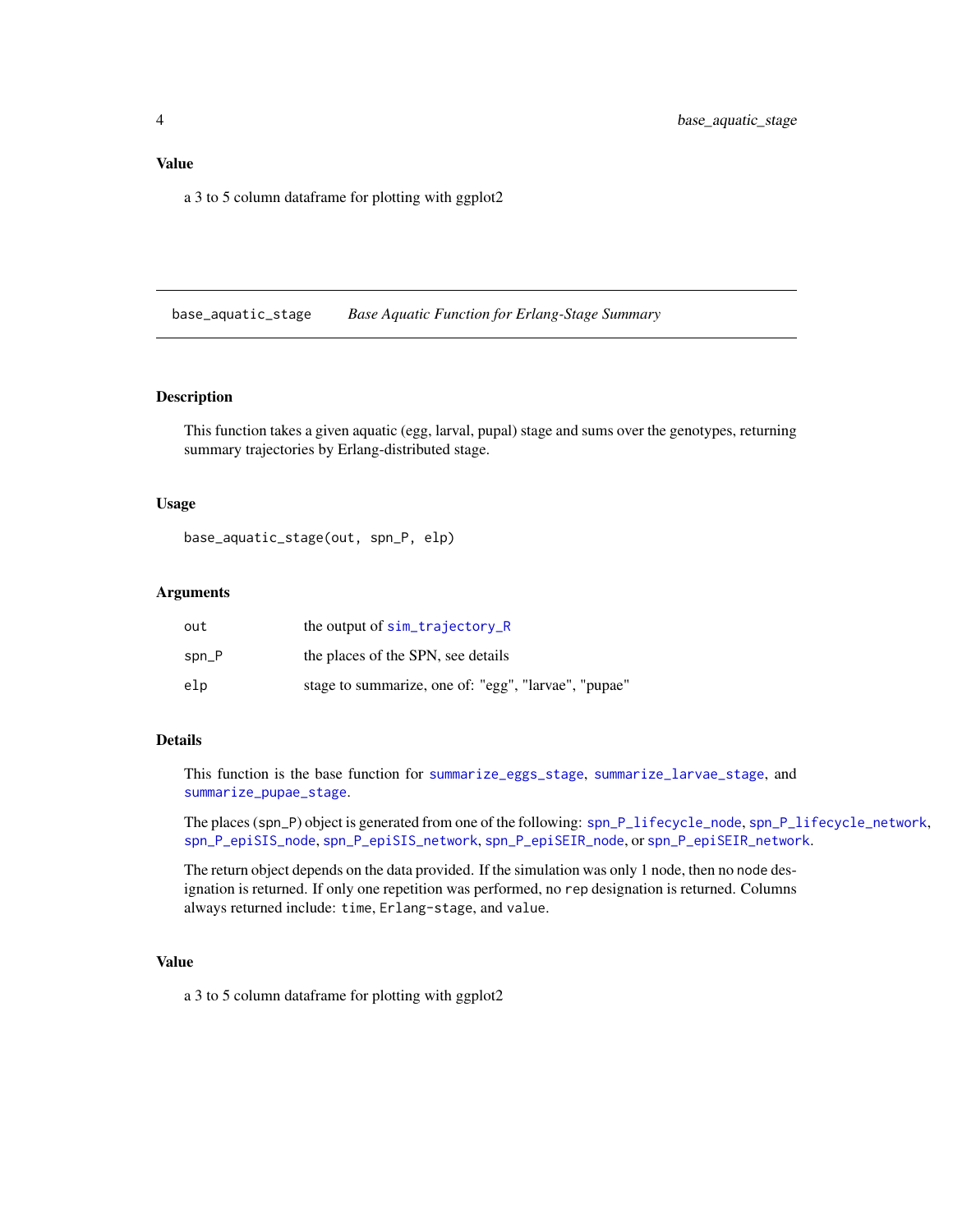### Value

a 3 to 5 column dataframe for plotting with ggplot2

---

## base_aquatic_stage    *Base Aquatic Function for Erlang-Stage Summary*

---

### Description

This function takes a given aquatic (egg, larval, pupal) stage and sums over the genotypes, returning summary trajectories by Erlang-distributed stage.

### Usage

```
base_aquatic_stage(out, spn_P, elp)
```

### Arguments

| | |
|---|---|
| `out` | the output of `sim_trajectory_R` |
| `spn_P` | the places of the SPN, see details |
| `elp` | stage to summarize, one of: "egg", "larvae", "pupae" |

### Details

This function is the base function for `summarize_eggs_stage`, `summarize_larvae_stage`, and `summarize_pupae_stage`.

The places (`spn_P`) object is generated from one of the following: `spn_P_lifecycle_node`, `spn_P_lifecycle_network`, `spn_P_epiSIS_node`, `spn_P_epiSIS_network`, `spn_P_epiSEIR_node`, or `spn_P_epiSEIR_network`.

The return object depends on the data provided. If the simulation was only 1 node, then no `node` designation is returned. If only one repetition was performed, no `rep` designation is returned. Columns always returned include: `time`, `Erlang-stage`, and `value`.

### Value

a 3 to 5 column dataframe for plotting with ggplot2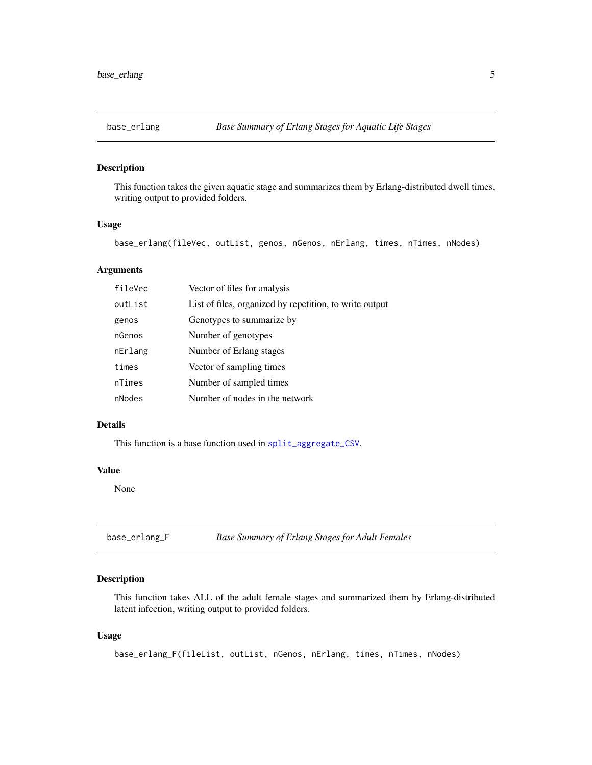## base_erlang — *Base Summary of Erlang Stages for Aquatic Life Stages*

### Description

This function takes the given aquatic stage and summarizes them by Erlang-distributed dwell times, writing output to provided folders.

### Usage

```
base_erlang(fileVec, outList, genos, nGenos, nErlang, times, nTimes, nNodes)
```

### Arguments

| | |
|---|---|
| fileVec | Vector of files for analysis |
| outList | List of files, organized by repetition, to write output |
| genos | Genotypes to summarize by |
| nGenos | Number of genotypes |
| nErlang | Number of Erlang stages |
| times | Vector of sampling times |
| nTimes | Number of sampled times |
| nNodes | Number of nodes in the network |

### Details

This function is a base function used in split_aggregate_CSV.

### Value

None

## base_erlang_F — *Base Summary of Erlang Stages for Adult Females*

### Description

This function takes ALL of the adult female stages and summarized them by Erlang-distributed latent infection, writing output to provided folders.

### Usage

```
base_erlang_F(fileList, outList, nGenos, nErlang, times, nTimes, nNodes)
```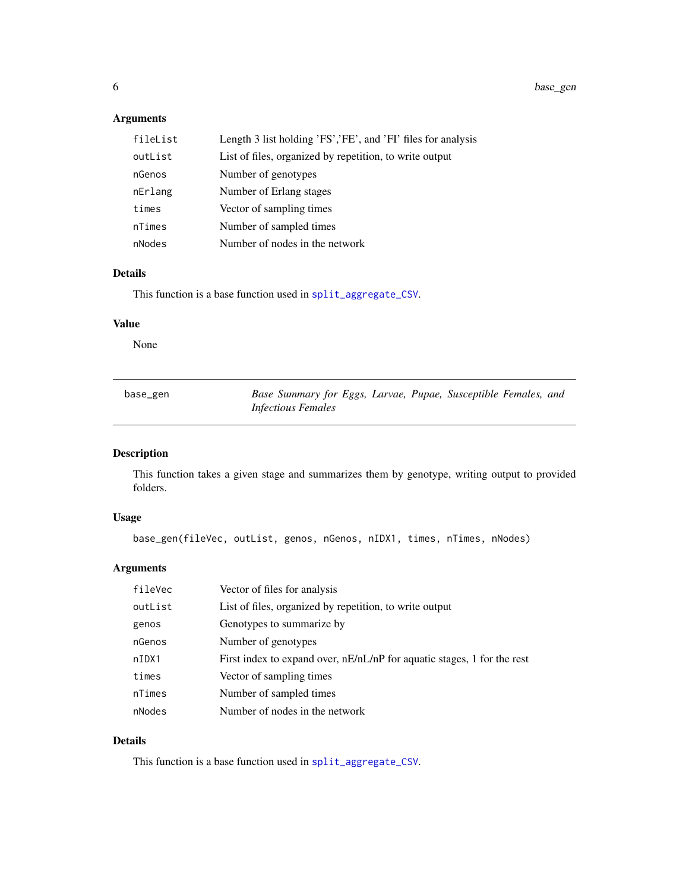### Arguments

| | |
|---|---|
| fileList | Length 3 list holding 'FS','FE', and 'FI' files for analysis |
| outList | List of files, organized by repetition, to write output |
| nGenos | Number of genotypes |
| nErlang | Number of Erlang stages |
| times | Vector of sampling times |
| nTimes | Number of sampled times |
| nNodes | Number of nodes in the network |

### Details

This function is a base function used in split_aggregate_CSV.

### Value

None

---

## base_gen — *Base Summary for Eggs, Larvae, Pupae, Susceptible Females, and Infectious Females*

---

### Description

This function takes a given stage and summarizes them by genotype, writing output to provided folders.

### Usage

```
base_gen(fileVec, outList, genos, nGenos, nIDX1, times, nTimes, nNodes)
```

### Arguments

| | |
|---|---|
| fileVec | Vector of files for analysis |
| outList | List of files, organized by repetition, to write output |
| genos | Genotypes to summarize by |
| nGenos | Number of genotypes |
| nIDX1 | First index to expand over, nE/nL/nP for aquatic stages, 1 for the rest |
| times | Vector of sampling times |
| nTimes | Number of sampled times |
| nNodes | Number of nodes in the network |

### Details

This function is a base function used in split_aggregate_CSV.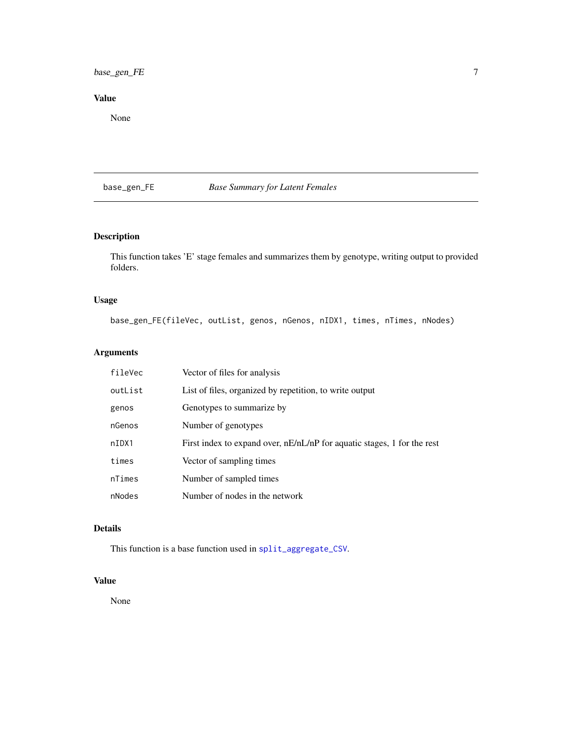## Value

None

---

## base_gen_FE *Base Summary for Latent Females*

### Description

This function takes 'E' stage females and summarizes them by genotype, writing output to provided folders.

### Usage

```
base_gen_FE(fileVec, outList, genos, nGenos, nIDX1, times, nTimes, nNodes)
```

### Arguments

| | |
|---|---|
| `fileVec` | Vector of files for analysis |
| `outList` | List of files, organized by repetition, to write output |
| `genos` | Genotypes to summarize by |
| `nGenos` | Number of genotypes |
| `nIDX1` | First index to expand over, nE/nL/nP for aquatic stages, 1 for the rest |
| `times` | Vector of sampling times |
| `nTimes` | Number of sampled times |
| `nNodes` | Number of nodes in the network |

### Details

This function is a base function used in `split_aggregate_CSV`.

### Value

None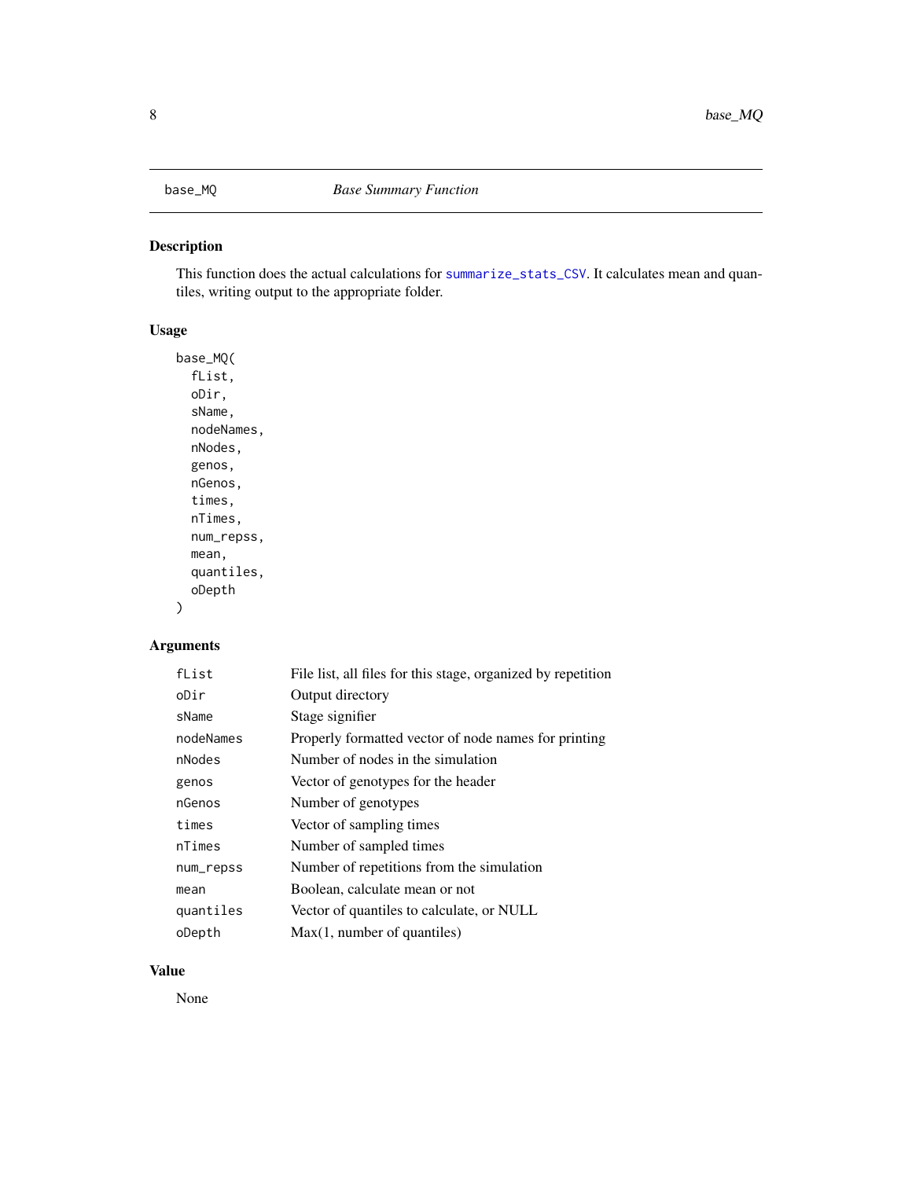# base_MQ — *Base Summary Function*

## Description

This function does the actual calculations for `summarize_stats_CSV`. It calculates mean and quantiles, writing output to the appropriate folder.

## Usage

```
base_MQ(
  fList,
  oDir,
  sName,
  nodeNames,
  nNodes,
  genos,
  nGenos,
  times,
  nTimes,
  num_repss,
  mean,
  quantiles,
  oDepth
)
```

## Arguments

| | |
|---|---|
| `fList` | File list, all files for this stage, organized by repetition |
| `oDir` | Output directory |
| `sName` | Stage signifier |
| `nodeNames` | Properly formatted vector of node names for printing |
| `nNodes` | Number of nodes in the simulation |
| `genos` | Vector of genotypes for the header |
| `nGenos` | Number of genotypes |
| `times` | Vector of sampling times |
| `nTimes` | Number of sampled times |
| `num_repss` | Number of repetitions from the simulation |
| `mean` | Boolean, calculate mean or not |
| `quantiles` | Vector of quantiles to calculate, or NULL |
| `oDepth` | Max(1, number of quantiles) |

## Value

None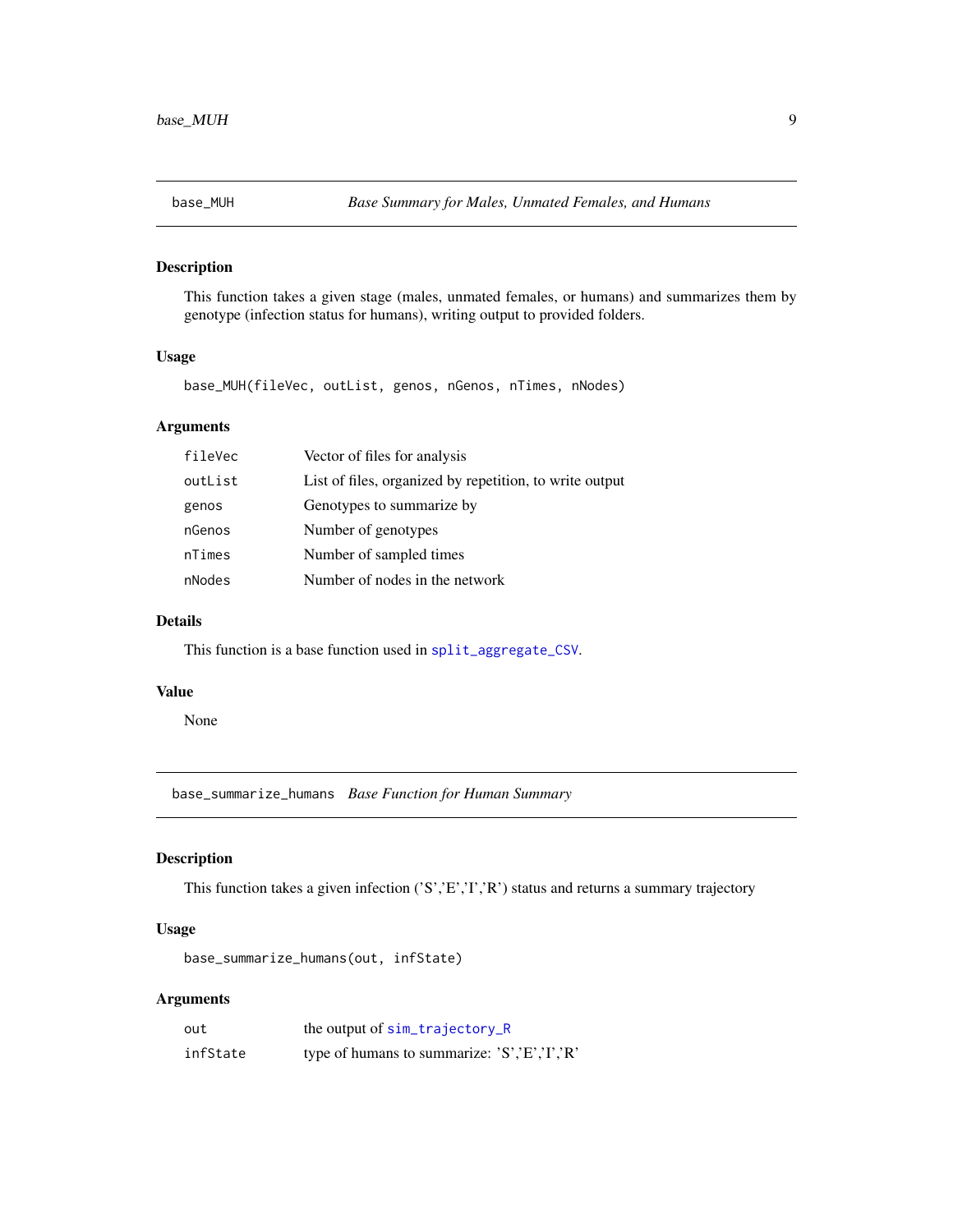## base_MUH — *Base Summary for Males, Unmated Females, and Humans*

### Description

This function takes a given stage (males, unmated females, or humans) and summarizes them by genotype (infection status for humans), writing output to provided folders.

### Usage

```
base_MUH(fileVec, outList, genos, nGenos, nTimes, nNodes)
```

### Arguments

| | |
|---|---|
| fileVec | Vector of files for analysis |
| outList | List of files, organized by repetition, to write output |
| genos | Genotypes to summarize by |
| nGenos | Number of genotypes |
| nTimes | Number of sampled times |
| nNodes | Number of nodes in the network |

### Details

This function is a base function used in `split_aggregate_CSV`.

### Value

None

## base_summarize_humans — *Base Function for Human Summary*

### Description

This function takes a given infection ('S','E','I','R') status and returns a summary trajectory

### Usage

```
base_summarize_humans(out, infState)
```

### Arguments

| | |
|---|---|
| out | the output of `sim_trajectory_R` |
| infState | type of humans to summarize: 'S','E','I','R' |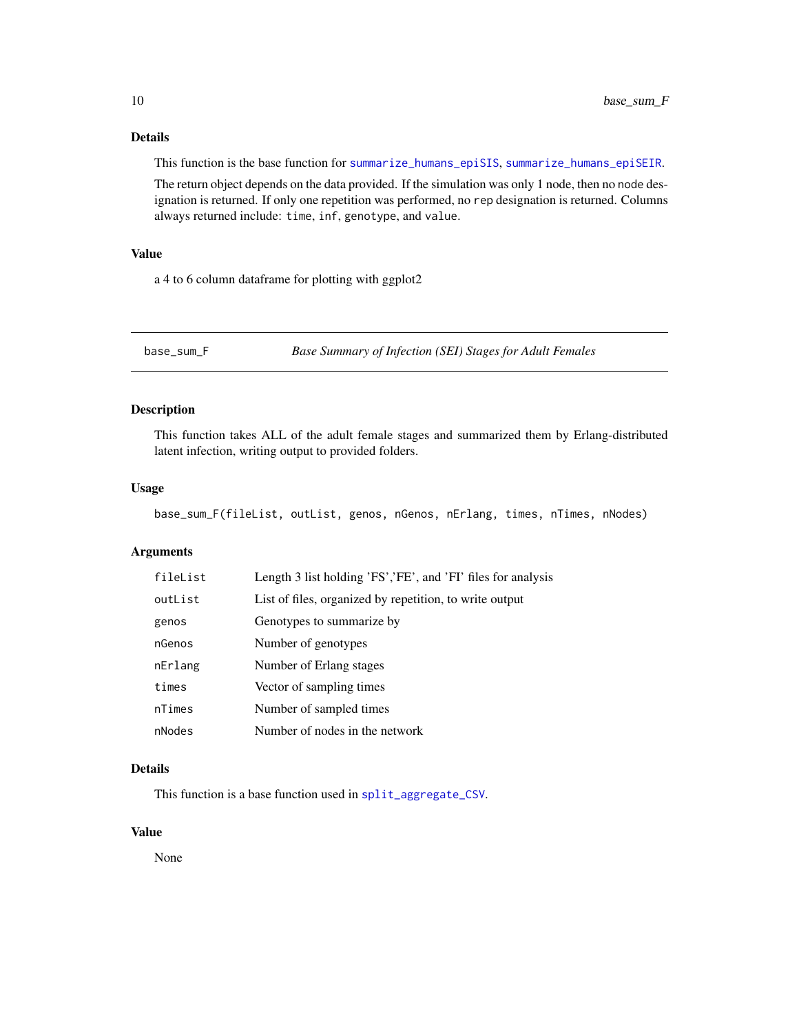### Details

This function is the base function for `summarize_humans_epiSIS`, `summarize_humans_epiSEIR`.

The return object depends on the data provided. If the simulation was only 1 node, then no `node` designation is returned. If only one repetition was performed, no `rep` designation is returned. Columns always returned include: `time`, `inf`, `genotype`, and `value`.

### Value

a 4 to 6 column dataframe for plotting with ggplot2

---

## base_sum_F — *Base Summary of Infection (SEI) Stages for Adult Females*

### Description

This function takes ALL of the adult female stages and summarized them by Erlang-distributed latent infection, writing output to provided folders.

### Usage

```
base_sum_F(fileList, outList, genos, nGenos, nErlang, times, nTimes, nNodes)
```

### Arguments

| | |
|---|---|
| `fileList` | Length 3 list holding 'FS','FE', and 'FI' files for analysis |
| `outList` | List of files, organized by repetition, to write output |
| `genos` | Genotypes to summarize by |
| `nGenos` | Number of genotypes |
| `nErlang` | Number of Erlang stages |
| `times` | Vector of sampling times |
| `nTimes` | Number of sampled times |
| `nNodes` | Number of nodes in the network |

### Details

This function is a base function used in `split_aggregate_CSV`.

### Value

None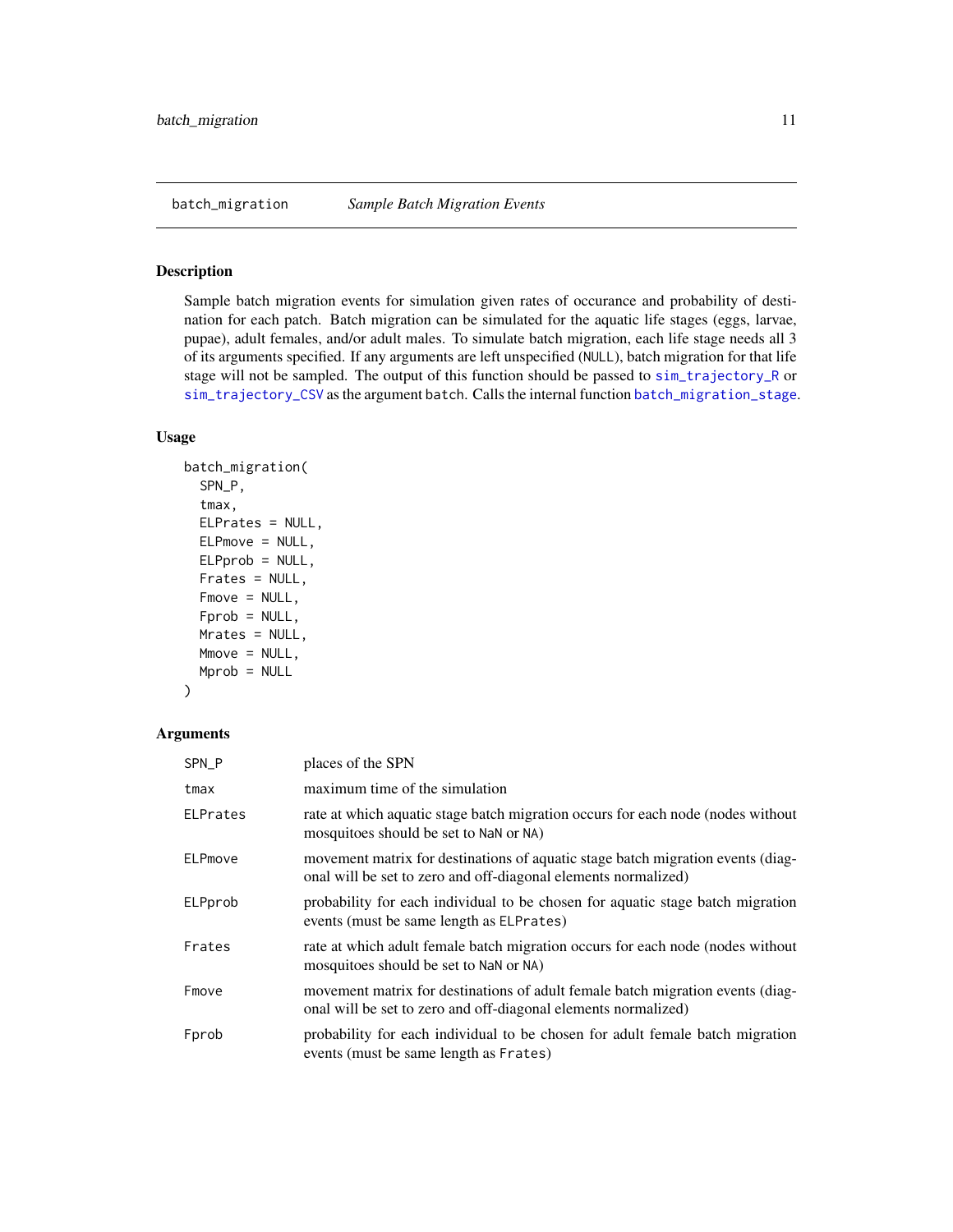## batch_migration — *Sample Batch Migration Events*

### Description

Sample batch migration events for simulation given rates of occurance and probability of destination for each patch. Batch migration can be simulated for the aquatic life stages (eggs, larvae, pupae), adult females, and/or adult males. To simulate batch migration, each life stage needs all 3 of its arguments specified. If any arguments are left unspecified (`NULL`), batch migration for that life stage will not be sampled. The output of this function should be passed to `sim_trajectory_R` or `sim_trajectory_CSV` as the argument `batch`. Calls the internal function `batch_migration_stage`.

### Usage

```
batch_migration(
  SPN_P,
  tmax,
  ELPrates = NULL,
  ELPmove = NULL,
  ELPprob = NULL,
  Frates = NULL,
  Fmove = NULL,
  Fprob = NULL,
  Mrates = NULL,
  Mmove = NULL,
  Mprob = NULL
)
```

### Arguments

| | |
|---|---|
| `SPN_P` | places of the SPN |
| `tmax` | maximum time of the simulation |
| `ELPrates` | rate at which aquatic stage batch migration occurs for each node (nodes without mosquitoes should be set to `NaN` or `NA`) |
| `ELPmove` | movement matrix for destinations of aquatic stage batch migration events (diagonal will be set to zero and off-diagonal elements normalized) |
| `ELPprob` | probability for each individual to be chosen for aquatic stage batch migration events (must be same length as `ELPrates`) |
| `Frates` | rate at which adult female batch migration occurs for each node (nodes without mosquitoes should be set to `NaN` or `NA`) |
| `Fmove` | movement matrix for destinations of adult female batch migration events (diagonal will be set to zero and off-diagonal elements normalized) |
| `Fprob` | probability for each individual to be chosen for adult female batch migration events (must be same length as `Frates`) |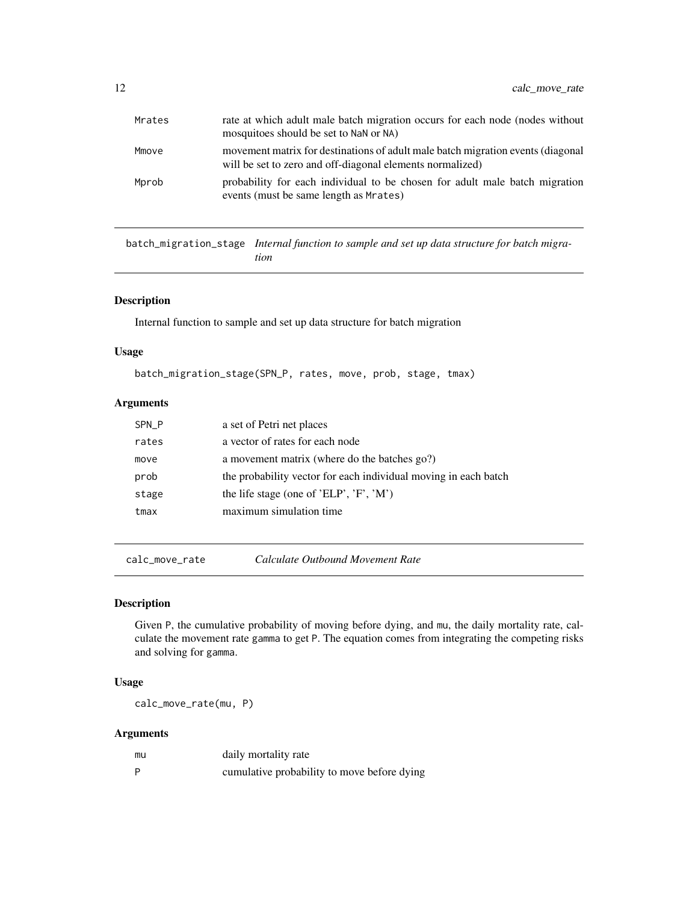| | |
|---|---|
| Mrates | rate at which adult male batch migration occurs for each node (nodes without mosquitoes should be set to NaN or NA) |
| Mmove | movement matrix for destinations of adult male batch migration events (diagonal will be set to zero and off-diagonal elements normalized) |
| Mprob | probability for each individual to be chosen for adult male batch migration events (must be same length as Mrates) |

## batch_migration_stage — *Internal function to sample and set up data structure for batch migration*

### Description

Internal function to sample and set up data structure for batch migration

### Usage

```
batch_migration_stage(SPN_P, rates, move, prob, stage, tmax)
```

### Arguments

| | |
|---|---|
| SPN_P | a set of Petri net places |
| rates | a vector of rates for each node |
| move | a movement matrix (where do the batches go?) |
| prob | the probability vector for each individual moving in each batch |
| stage | the life stage (one of 'ELP', 'F', 'M') |
| tmax | maximum simulation time |

## calc_move_rate — *Calculate Outbound Movement Rate*

### Description

Given P, the cumulative probability of moving before dying, and mu, the daily mortality rate, calculate the movement rate gamma to get P. The equation comes from integrating the competing risks and solving for gamma.

### Usage

```
calc_move_rate(mu, P)
```

### Arguments

| | |
|---|---|
| mu | daily mortality rate |
| P | cumulative probability to move before dying |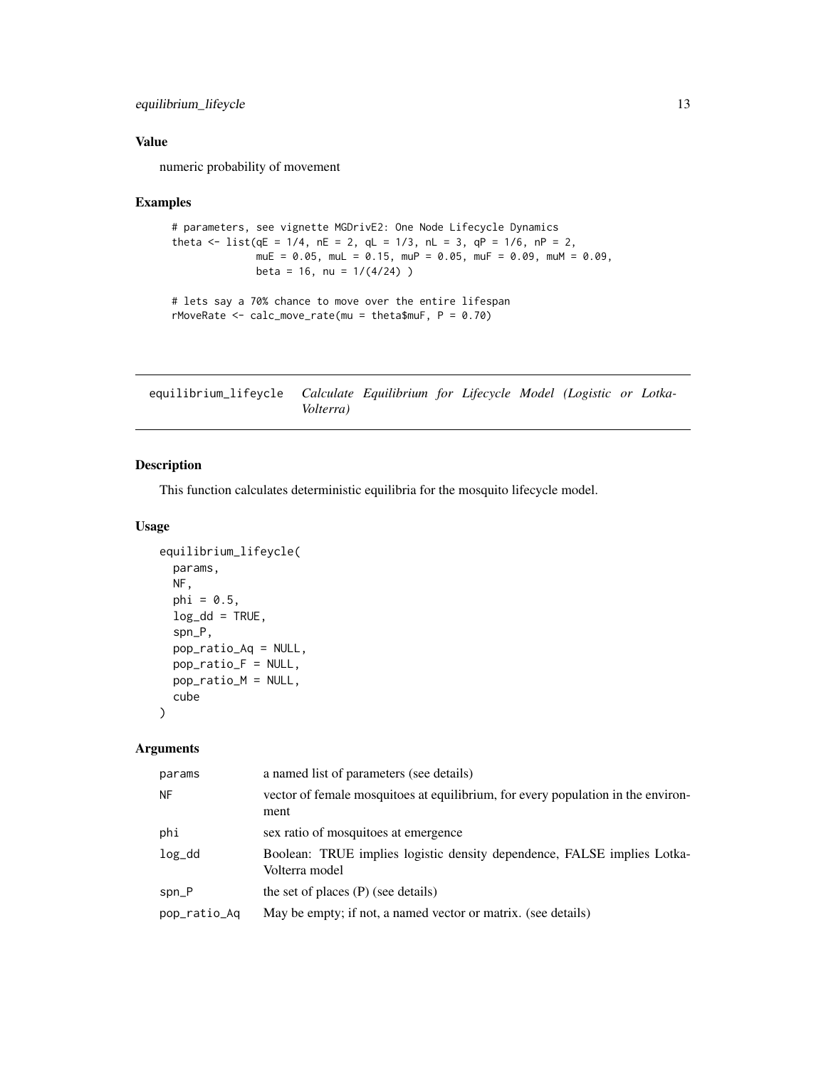### Value

numeric probability of movement

### Examples

```
# parameters, see vignette MGDrivE2: One Node Lifecycle Dynamics
theta <- list(qE = 1/4, nE = 2, qL = 1/3, nL = 3, qP = 1/6, nP = 2,
              muE = 0.05, muL = 0.15, muP = 0.05, muF = 0.09, muM = 0.09,
              beta = 16, nu = 1/(4/24) )

# lets say a 70% chance to move over the entire lifespan
rMoveRate <- calc_move_rate(mu = theta$muF, P = 0.70)
```

---

## equilibrium_lifeycle *Calculate Equilibrium for Lifecycle Model (Logistic or Lotka-Volterra)*

---

### Description

This function calculates deterministic equilibria for the mosquito lifecycle model.

### Usage

```
equilibrium_lifeycle(
  params,
  NF,
  phi = 0.5,
  log_dd = TRUE,
  spn_P,
  pop_ratio_Aq = NULL,
  pop_ratio_F = NULL,
  pop_ratio_M = NULL,
  cube
)
```

### Arguments

| | |
|---|---|
| params | a named list of parameters (see details) |
| NF | vector of female mosquitoes at equilibrium, for every population in the environment |
| phi | sex ratio of mosquitoes at emergence |
| log_dd | Boolean: TRUE implies logistic density dependence, FALSE implies Lotka-Volterra model |
| spn_P | the set of places (P) (see details) |
| pop_ratio_Aq | May be empty; if not, a named vector or matrix. (see details) |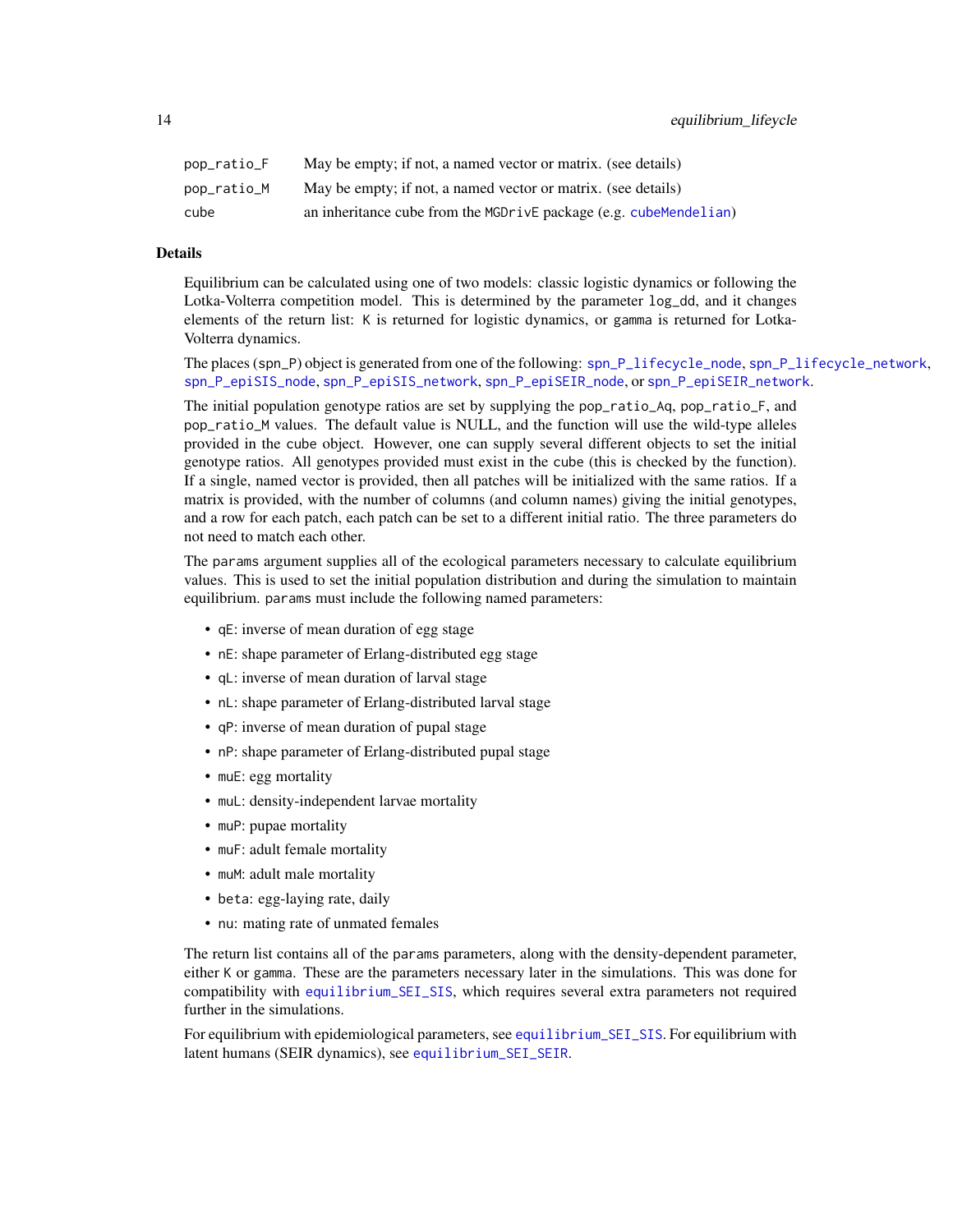| | |
|---|---|
| pop_ratio_F | May be empty; if not, a named vector or matrix. (see details) |
| pop_ratio_M | May be empty; if not, a named vector or matrix. (see details) |
| cube | an inheritance cube from the MGDrivE package (e.g. cubeMendelian) |

### Details

Equilibrium can be calculated using one of two models: classic logistic dynamics or following the Lotka-Volterra competition model. This is determined by the parameter log_dd, and it changes elements of the return list: K is returned for logistic dynamics, or gamma is returned for Lotka-Volterra dynamics.

The places (spn_P) object is generated from one of the following: spn_P_lifecycle_node, spn_P_lifecycle_network, spn_P_epiSIS_node, spn_P_epiSIS_network, spn_P_epiSEIR_node, or spn_P_epiSEIR_network.

The initial population genotype ratios are set by supplying the pop_ratio_Aq, pop_ratio_F, and pop_ratio_M values. The default value is NULL, and the function will use the wild-type alleles provided in the cube object. However, one can supply several different objects to set the initial genotype ratios. All genotypes provided must exist in the cube (this is checked by the function). If a single, named vector is provided, then all patches will be initialized with the same ratios. If a matrix is provided, with the number of columns (and column names) giving the initial genotypes, and a row for each patch, each patch can be set to a different initial ratio. The three parameters do not need to match each other.

The params argument supplies all of the ecological parameters necessary to calculate equilibrium values. This is used to set the initial population distribution and during the simulation to maintain equilibrium. params must include the following named parameters:

- qE: inverse of mean duration of egg stage
- nE: shape parameter of Erlang-distributed egg stage
- qL: inverse of mean duration of larval stage
- nL: shape parameter of Erlang-distributed larval stage
- qP: inverse of mean duration of pupal stage
- nP: shape parameter of Erlang-distributed pupal stage
- muE: egg mortality
- muL: density-independent larvae mortality
- muP: pupae mortality
- muF: adult female mortality
- muM: adult male mortality
- beta: egg-laying rate, daily
- nu: mating rate of unmated females

The return list contains all of the params parameters, along with the density-dependent parameter, either K or gamma. These are the parameters necessary later in the simulations. This was done for compatibility with equilibrium_SEI_SIS, which requires several extra parameters not required further in the simulations.

For equilibrium with epidemiological parameters, see equilibrium_SEI_SIS. For equilibrium with latent humans (SEIR dynamics), see equilibrium_SEI_SEIR.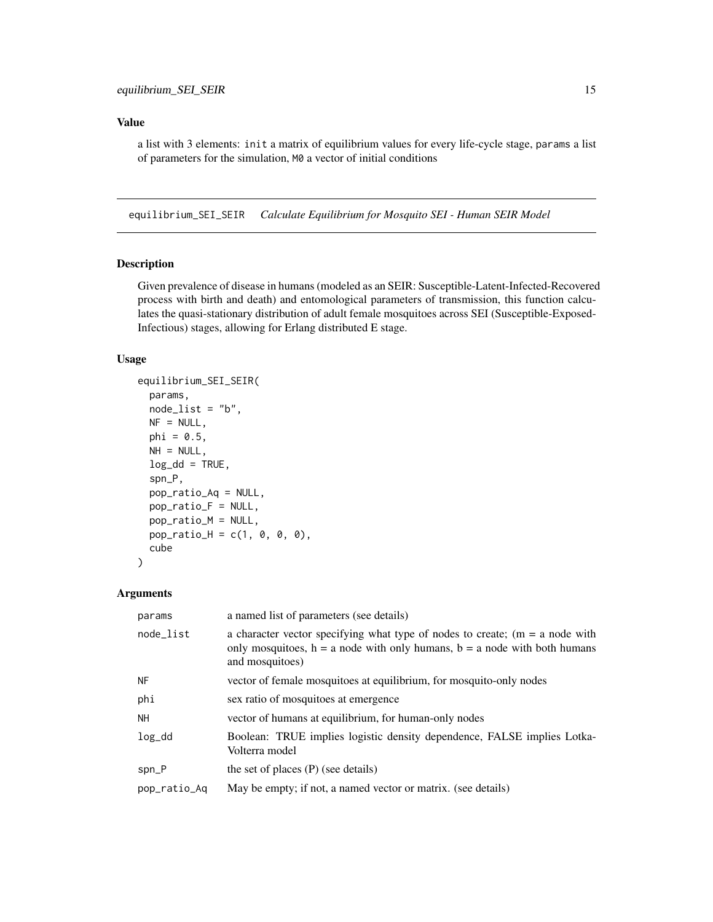## Value

a list with 3 elements: `init` a matrix of equilibrium values for every life-cycle stage, `params` a list of parameters for the simulation, `M0` a vector of initial conditions

---

## equilibrium_SEI_SEIR    *Calculate Equilibrium for Mosquito SEI - Human SEIR Model*

### Description

Given prevalence of disease in humans (modeled as an SEIR: Susceptible-Latent-Infected-Recovered process with birth and death) and entomological parameters of transmission, this function calculates the quasi-stationary distribution of adult female mosquitoes across SEI (Susceptible-Exposed-Infectious) stages, allowing for Erlang distributed E stage.

### Usage

```
equilibrium_SEI_SEIR(
  params,
  node_list = "b",
  NF = NULL,
  phi = 0.5,
  NH = NULL,
  log_dd = TRUE,
  spn_P,
  pop_ratio_Aq = NULL,
  pop_ratio_F = NULL,
  pop_ratio_M = NULL,
  pop_ratio_H = c(1, 0, 0, 0),
  cube
)
```

### Arguments

| | |
|---|---|
| `params` | a named list of parameters (see details) |
| `node_list` | a character vector specifying what type of nodes to create; (m = a node with only mosquitoes, h = a node with only humans, b = a node with both humans and mosquitoes) |
| `NF` | vector of female mosquitoes at equilibrium, for mosquito-only nodes |
| `phi` | sex ratio of mosquitoes at emergence |
| `NH` | vector of humans at equilibrium, for human-only nodes |
| `log_dd` | Boolean: TRUE implies logistic density dependence, FALSE implies Lotka-Volterra model |
| `spn_P` | the set of places (P) (see details) |
| `pop_ratio_Aq` | May be empty; if not, a named vector or matrix. (see details) |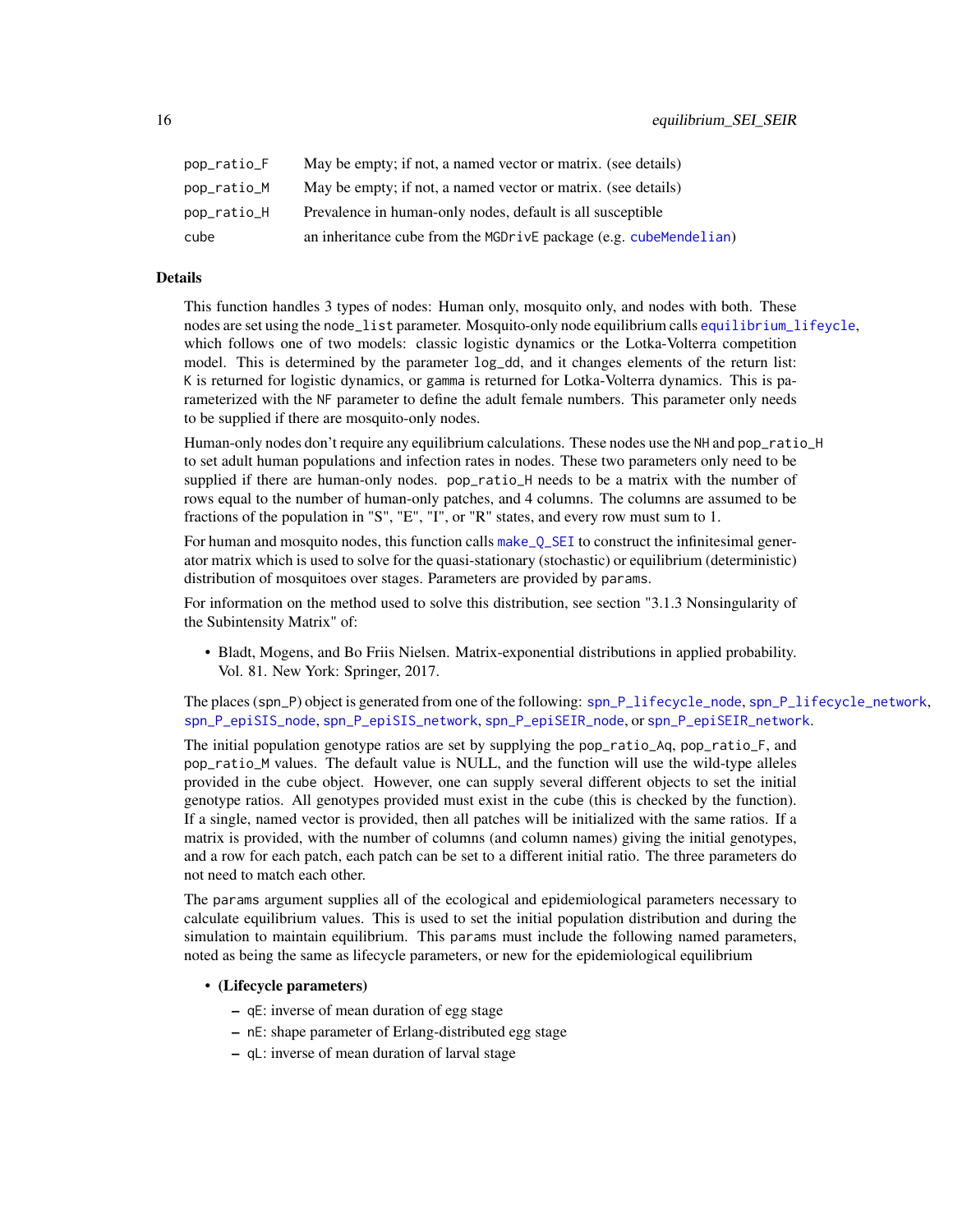| | |
|---|---|
| pop_ratio_F | May be empty; if not, a named vector or matrix. (see details) |
| pop_ratio_M | May be empty; if not, a named vector or matrix. (see details) |
| pop_ratio_H | Prevalence in human-only nodes, default is all susceptible |
| cube | an inheritance cube from the MGDrivE package (e.g. cubeMendelian) |

## Details

This function handles 3 types of nodes: Human only, mosquito only, and nodes with both. These nodes are set using the node_list parameter. Mosquito-only node equilibrium calls equilibrium_lifeycle, which follows one of two models: classic logistic dynamics or the Lotka-Volterra competition model. This is determined by the parameter log_dd, and it changes elements of the return list: K is returned for logistic dynamics, or gamma is returned for Lotka-Volterra dynamics. This is parameterized with the NF parameter to define the adult female numbers. This parameter only needs to be supplied if there are mosquito-only nodes.

Human-only nodes don't require any equilibrium calculations. These nodes use the NH and pop_ratio_H to set adult human populations and infection rates in nodes. These two parameters only need to be supplied if there are human-only nodes. pop_ratio_H needs to be a matrix with the number of rows equal to the number of human-only patches, and 4 columns. The columns are assumed to be fractions of the population in "S", "E", "I", or "R" states, and every row must sum to 1.

For human and mosquito nodes, this function calls make_Q_SEI to construct the infinitesimal generator matrix which is used to solve for the quasi-stationary (stochastic) or equilibrium (deterministic) distribution of mosquitoes over stages. Parameters are provided by params.

For information on the method used to solve this distribution, see section "3.1.3 Nonsingularity of the Subintensity Matrix" of:

- Bladt, Mogens, and Bo Friis Nielsen. Matrix-exponential distributions in applied probability. Vol. 81. New York: Springer, 2017.

The places (spn_P) object is generated from one of the following: spn_P_lifecycle_node, spn_P_lifecycle_network, spn_P_epiSIS_node, spn_P_epiSIS_network, spn_P_epiSEIR_node, or spn_P_epiSEIR_network.

The initial population genotype ratios are set by supplying the pop_ratio_Aq, pop_ratio_F, and pop_ratio_M values. The default value is NULL, and the function will use the wild-type alleles provided in the cube object. However, one can supply several different objects to set the initial genotype ratios. All genotypes provided must exist in the cube (this is checked by the function). If a single, named vector is provided, then all patches will be initialized with the same ratios. If a matrix is provided, with the number of columns (and column names) giving the initial genotypes, and a row for each patch, each patch can be set to a different initial ratio. The three parameters do not need to match each other.

The params argument supplies all of the ecological and epidemiological parameters necessary to calculate equilibrium values. This is used to set the initial population distribution and during the simulation to maintain equilibrium. This params must include the following named parameters, noted as being the same as lifecycle parameters, or new for the epidemiological equilibrium

- **(Lifecycle parameters)**
  - qE: inverse of mean duration of egg stage
  - nE: shape parameter of Erlang-distributed egg stage
  - qL: inverse of mean duration of larval stage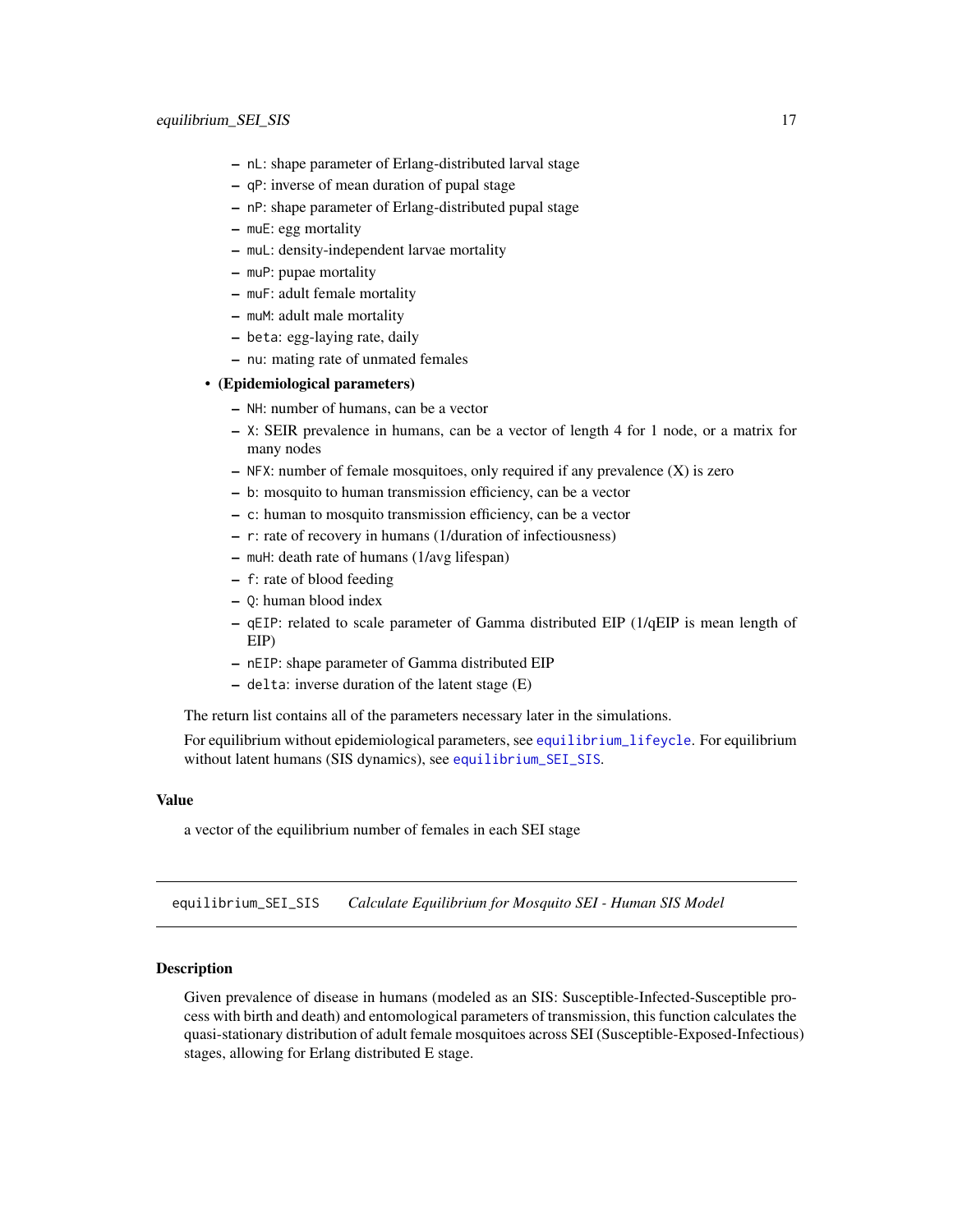- `nL`: shape parameter of Erlang-distributed larval stage
- `qP`: inverse of mean duration of pupal stage
- `nP`: shape parameter of Erlang-distributed pupal stage
- `muE`: egg mortality
- `muL`: density-independent larvae mortality
- `muP`: pupae mortality
- `muF`: adult female mortality
- `muM`: adult male mortality
- `beta`: egg-laying rate, daily
- `nu`: mating rate of unmated females

- **(Epidemiological parameters)**
  - `NH`: number of humans, can be a vector
  - `X`: SEIR prevalence in humans, can be a vector of length 4 for 1 node, or a matrix for many nodes
  - `NFX`: number of female mosquitoes, only required if any prevalence (X) is zero
  - `b`: mosquito to human transmission efficiency, can be a vector
  - `c`: human to mosquito transmission efficiency, can be a vector
  - `r`: rate of recovery in humans (1/duration of infectiousness)
  - `muH`: death rate of humans (1/avg lifespan)
  - `f`: rate of blood feeding
  - `Q`: human blood index
  - `qEIP`: related to scale parameter of Gamma distributed EIP (1/qEIP is mean length of EIP)
  - `nEIP`: shape parameter of Gamma distributed EIP
  - `delta`: inverse duration of the latent stage (E)

The return list contains all of the parameters necessary later in the simulations.

For equilibrium without epidemiological parameters, see `equilibrium_lifeycle`. For equilibrium without latent humans (SIS dynamics), see `equilibrium_SEI_SIS`.

### Value

a vector of the equilibrium number of females in each SEI stage

---

## equilibrium_SEI_SIS — *Calculate Equilibrium for Mosquito SEI - Human SIS Model*

### Description

Given prevalence of disease in humans (modeled as an SIS: Susceptible-Infected-Susceptible process with birth and death) and entomological parameters of transmission, this function calculates the quasi-stationary distribution of adult female mosquitoes across SEI (Susceptible-Exposed-Infectious) stages, allowing for Erlang distributed E stage.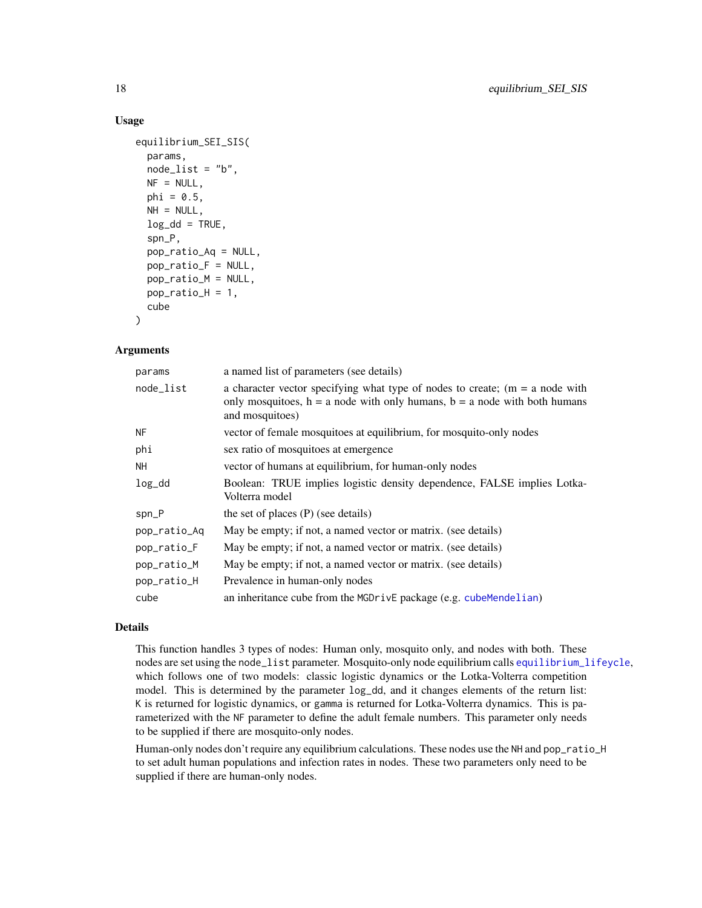### Usage

```
equilibrium_SEI_SIS(
  params,
  node_list = "b",
  NF = NULL,
  phi = 0.5,
  NH = NULL,
  log_dd = TRUE,
  spn_P,
  pop_ratio_Aq = NULL,
  pop_ratio_F = NULL,
  pop_ratio_M = NULL,
  pop_ratio_H = 1,
  cube
)
```

### Arguments

| | |
|---|---|
| params | a named list of parameters (see details) |
| node_list | a character vector specifying what type of nodes to create; (m = a node with only mosquitoes, h = a node with only humans, b = a node with both humans and mosquitoes) |
| NF | vector of female mosquitoes at equilibrium, for mosquito-only nodes |
| phi | sex ratio of mosquitoes at emergence |
| NH | vector of humans at equilibrium, for human-only nodes |
| log_dd | Boolean: TRUE implies logistic density dependence, FALSE implies Lotka-Volterra model |
| spn_P | the set of places (P) (see details) |
| pop_ratio_Aq | May be empty; if not, a named vector or matrix. (see details) |
| pop_ratio_F | May be empty; if not, a named vector or matrix. (see details) |
| pop_ratio_M | May be empty; if not, a named vector or matrix. (see details) |
| pop_ratio_H | Prevalence in human-only nodes |
| cube | an inheritance cube from the MGDrivE package (e.g. cubeMendelian) |

### Details

This function handles 3 types of nodes: Human only, mosquito only, and nodes with both. These nodes are set using the node_list parameter. Mosquito-only node equilibrium calls equilibrium_lifeycle, which follows one of two models: classic logistic dynamics or the Lotka-Volterra competition model. This is determined by the parameter log_dd, and it changes elements of the return list: K is returned for logistic dynamics, or gamma is returned for Lotka-Volterra dynamics. This is parameterized with the NF parameter to define the adult female numbers. This parameter only needs to be supplied if there are mosquito-only nodes.

Human-only nodes don't require any equilibrium calculations. These nodes use the NH and pop_ratio_H to set adult human populations and infection rates in nodes. These two parameters only need to be supplied if there are human-only nodes.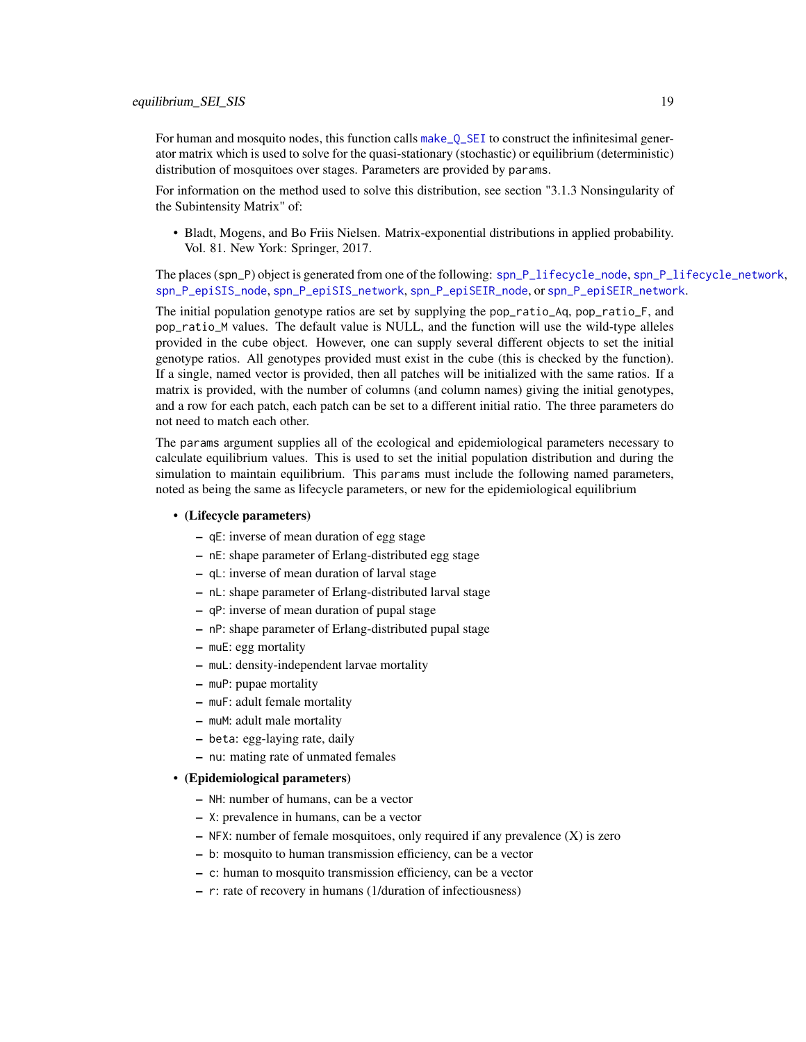For human and mosquito nodes, this function calls `make_Q_SEI` to construct the infinitesimal generator matrix which is used to solve for the quasi-stationary (stochastic) or equilibrium (deterministic) distribution of mosquitoes over stages. Parameters are provided by `params`.

For information on the method used to solve this distribution, see section "3.1.3 Nonsingularity of the Subintensity Matrix" of:

- Bladt, Mogens, and Bo Friis Nielsen. Matrix-exponential distributions in applied probability. Vol. 81. New York: Springer, 2017.

The places (`spn_P`) object is generated from one of the following: `spn_P_lifecycle_node`, `spn_P_lifecycle_network`, `spn_P_epiSIS_node`, `spn_P_epiSIS_network`, `spn_P_epiSEIR_node`, or `spn_P_epiSEIR_network`.

The initial population genotype ratios are set by supplying the `pop_ratio_Aq`, `pop_ratio_F`, and `pop_ratio_M` values. The default value is NULL, and the function will use the wild-type alleles provided in the `cube` object. However, one can supply several different objects to set the initial genotype ratios. All genotypes provided must exist in the `cube` (this is checked by the function). If a single, named vector is provided, then all patches will be initialized with the same ratios. If a matrix is provided, with the number of columns (and column names) giving the initial genotypes, and a row for each patch, each patch can be set to a different initial ratio. The three parameters do not need to match each other.

The `params` argument supplies all of the ecological and epidemiological parameters necessary to calculate equilibrium values. This is used to set the initial population distribution and during the simulation to maintain equilibrium. This `params` must include the following named parameters, noted as being the same as lifecycle parameters, or new for the epidemiological equilibrium

- **(Lifecycle parameters)**
  - `qE`: inverse of mean duration of egg stage
  - `nE`: shape parameter of Erlang-distributed egg stage
  - `qL`: inverse of mean duration of larval stage
  - `nL`: shape parameter of Erlang-distributed larval stage
  - `qP`: inverse of mean duration of pupal stage
  - `nP`: shape parameter of Erlang-distributed pupal stage
  - `muE`: egg mortality
  - `muL`: density-independent larvae mortality
  - `muP`: pupae mortality
  - `muF`: adult female mortality
  - `muM`: adult male mortality
  - `beta`: egg-laying rate, daily
  - `nu`: mating rate of unmated females
- **(Epidemiological parameters)**
  - `NH`: number of humans, can be a vector
  - `X`: prevalence in humans, can be a vector
  - `NFX`: number of female mosquitoes, only required if any prevalence (X) is zero
  - `b`: mosquito to human transmission efficiency, can be a vector
  - `c`: human to mosquito transmission efficiency, can be a vector
  - `r`: rate of recovery in humans (1/duration of infectiousness)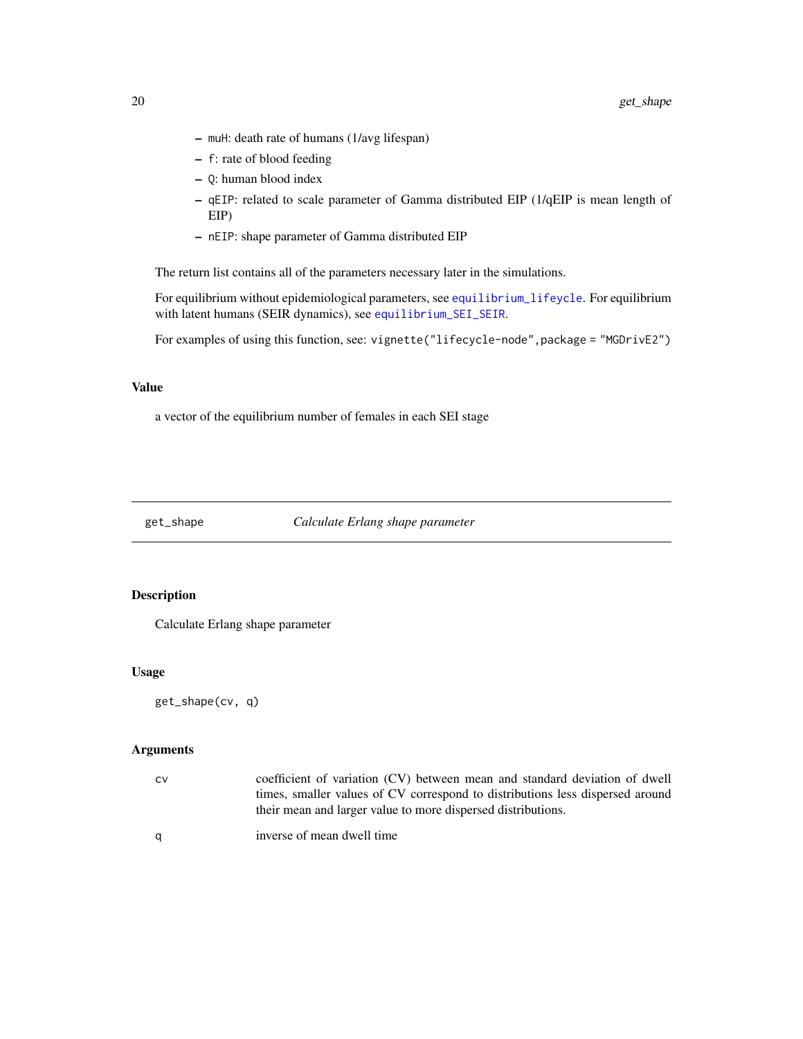- `muH`: death rate of humans (1/avg lifespan)
- `f`: rate of blood feeding
- `Q`: human blood index
- `qEIP`: related to scale parameter of Gamma distributed EIP (1/qEIP is mean length of EIP)
- `nEIP`: shape parameter of Gamma distributed EIP

The return list contains all of the parameters necessary later in the simulations.

For equilibrium without epidemiological parameters, see `equilibrium_lifeycle`. For equilibrium with latent humans (SEIR dynamics), see `equilibrium_SEI_SEIR`.

For examples of using this function, see: `vignette("lifecycle-node",package = "MGDrivE2")`

### Value

a vector of the equilibrium number of females in each SEI stage

---

## get_shape — *Calculate Erlang shape parameter*

---

### Description

Calculate Erlang shape parameter

### Usage

```
get_shape(cv, q)
```

### Arguments

| | |
|---|---|
| `cv` | coefficient of variation (CV) between mean and standard deviation of dwell times, smaller values of CV correspond to distributions less dispersed around their mean and larger value to more dispersed distributions. |
| `q` | inverse of mean dwell time |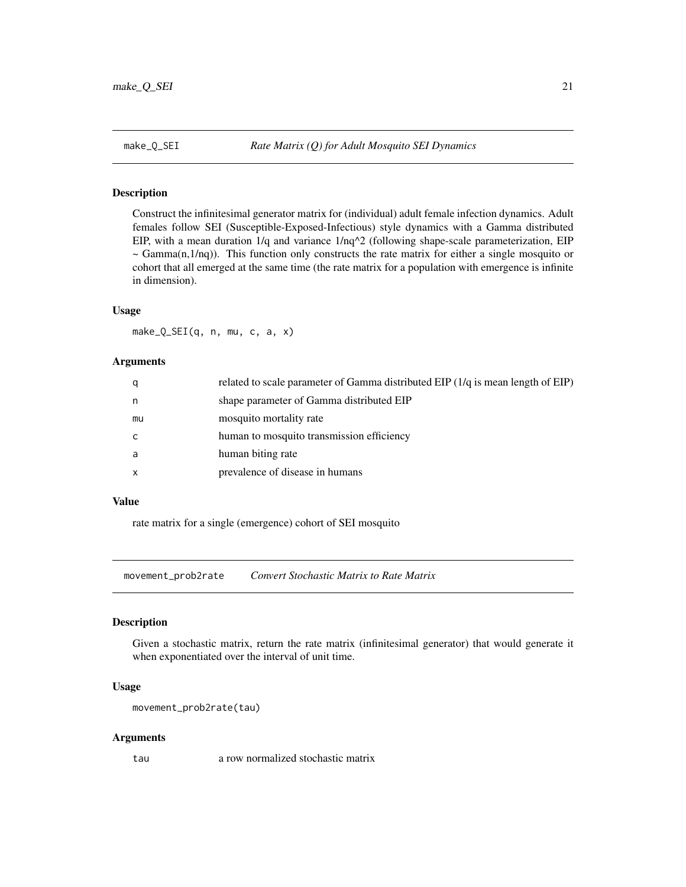## make_Q_SEI *Rate Matrix (Q) for Adult Mosquito SEI Dynamics*

### Description

Construct the infinitesimal generator matrix for (individual) adult female infection dynamics. Adult females follow SEI (Susceptible-Exposed-Infectious) style dynamics with a Gamma distributed EIP, with a mean duration 1/q and variance 1/nq^2 (following shape-scale parameterization, EIP ~ Gamma(n,1/nq)). This function only constructs the rate matrix for either a single mosquito or cohort that all emerged at the same time (the rate matrix for a population with emergence is infinite in dimension).

### Usage

```
make_Q_SEI(q, n, mu, c, a, x)
```

### Arguments

| | |
|---|---|
| q | related to scale parameter of Gamma distributed EIP (1/q is mean length of EIP) |
| n | shape parameter of Gamma distributed EIP |
| mu | mosquito mortality rate |
| c | human to mosquito transmission efficiency |
| a | human biting rate |
| x | prevalence of disease in humans |

### Value

rate matrix for a single (emergence) cohort of SEI mosquito

## movement_prob2rate *Convert Stochastic Matrix to Rate Matrix*

### Description

Given a stochastic matrix, return the rate matrix (infinitesimal generator) that would generate it when exponentiated over the interval of unit time.

### Usage

```
movement_prob2rate(tau)
```

### Arguments

| | |
|---|---|
| tau | a row normalized stochastic matrix |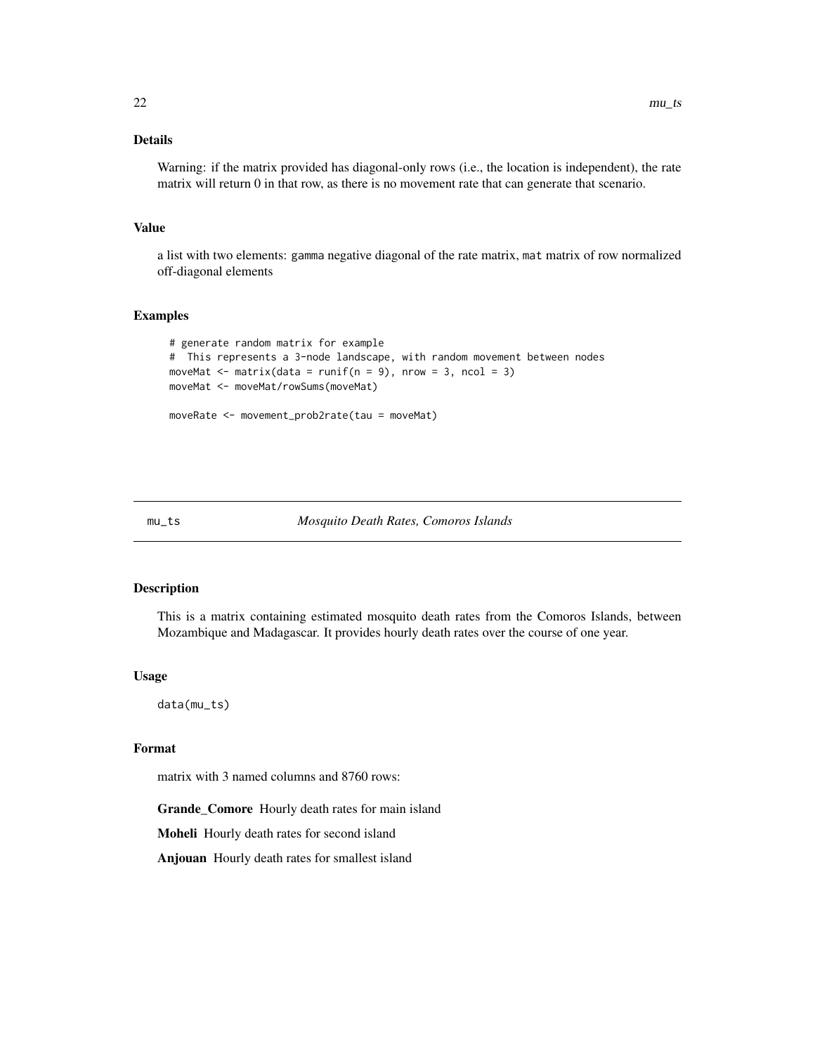### Details

Warning: if the matrix provided has diagonal-only rows (i.e., the location is independent), the rate matrix will return 0 in that row, as there is no movement rate that can generate that scenario.

### Value

a list with two elements: `gamma` negative diagonal of the rate matrix, `mat` matrix of row normalized off-diagonal elements

### Examples

```
# generate random matrix for example
#  This represents a 3-node landscape, with random movement between nodes
moveMat <- matrix(data = runif(n = 9), nrow = 3, ncol = 3)
moveMat <- moveMat/rowSums(moveMat)

moveRate <- movement_prob2rate(tau = moveMat)
```

---

## mu_ts    *Mosquito Death Rates, Comoros Islands*

---

### Description

This is a matrix containing estimated mosquito death rates from the Comoros Islands, between Mozambique and Madagascar. It provides hourly death rates over the course of one year.

### Usage

```
data(mu_ts)
```

### Format

matrix with 3 named columns and 8760 rows:

**Grande_Comore** Hourly death rates for main island

**Moheli** Hourly death rates for second island

**Anjouan** Hourly death rates for smallest island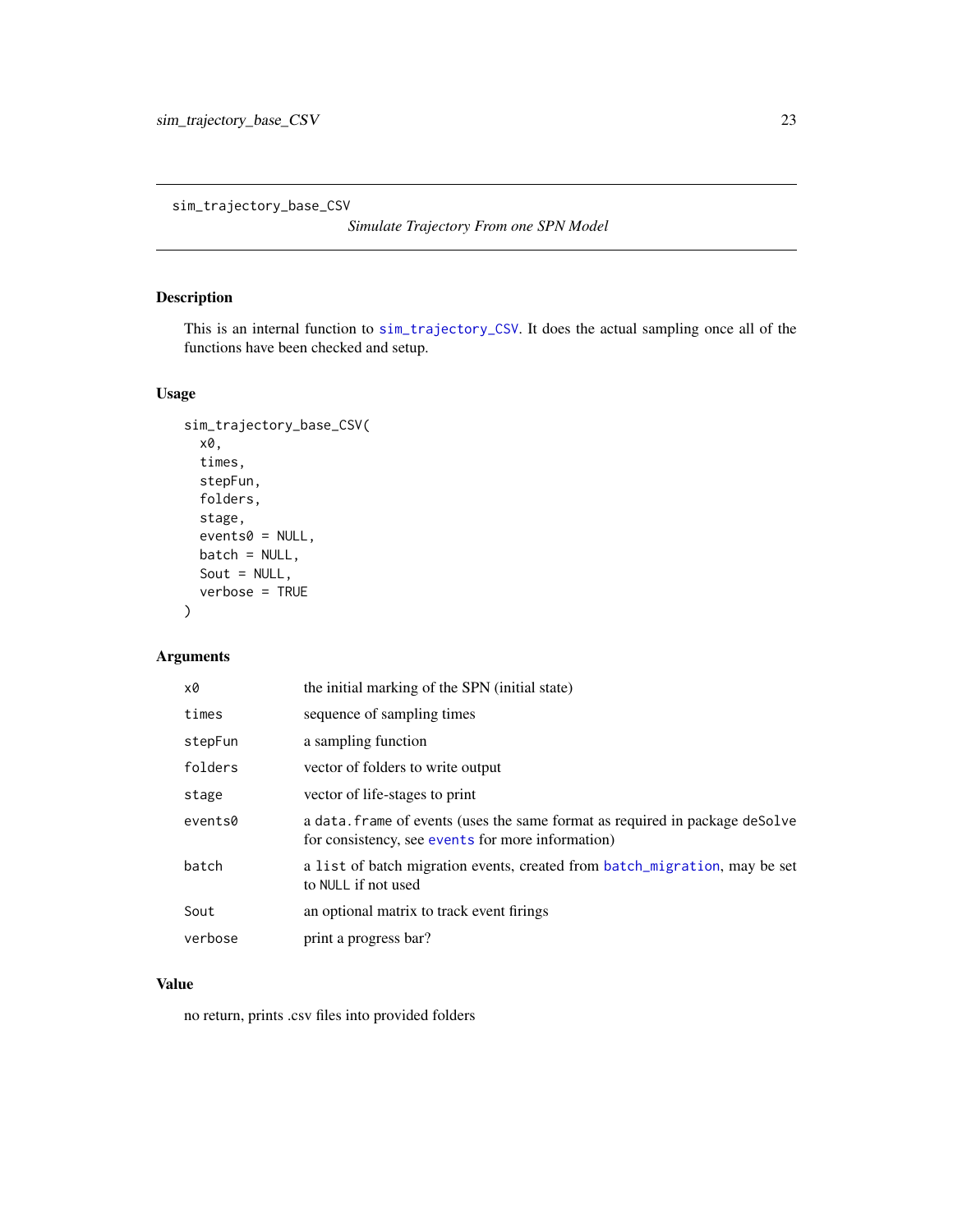# sim_trajectory_base_CSV

*Simulate Trajectory From one SPN Model*

## Description

This is an internal function to `sim_trajectory_CSV`. It does the actual sampling once all of the functions have been checked and setup.

## Usage

```
sim_trajectory_base_CSV(
  x0,
  times,
  stepFun,
  folders,
  stage,
  events0 = NULL,
  batch = NULL,
  Sout = NULL,
  verbose = TRUE
)
```

## Arguments

| | |
|---|---|
| `x0` | the initial marking of the SPN (initial state) |
| `times` | sequence of sampling times |
| `stepFun` | a sampling function |
| `folders` | vector of folders to write output |
| `stage` | vector of life-stages to print |
| `events0` | a `data.frame` of events (uses the same format as required in package `deSolve` for consistency, see `events` for more information) |
| `batch` | a `list` of batch migration events, created from `batch_migration`, may be set to `NULL` if not used |
| `Sout` | an optional matrix to track event firings |
| `verbose` | print a progress bar? |

## Value

no return, prints .csv files into provided folders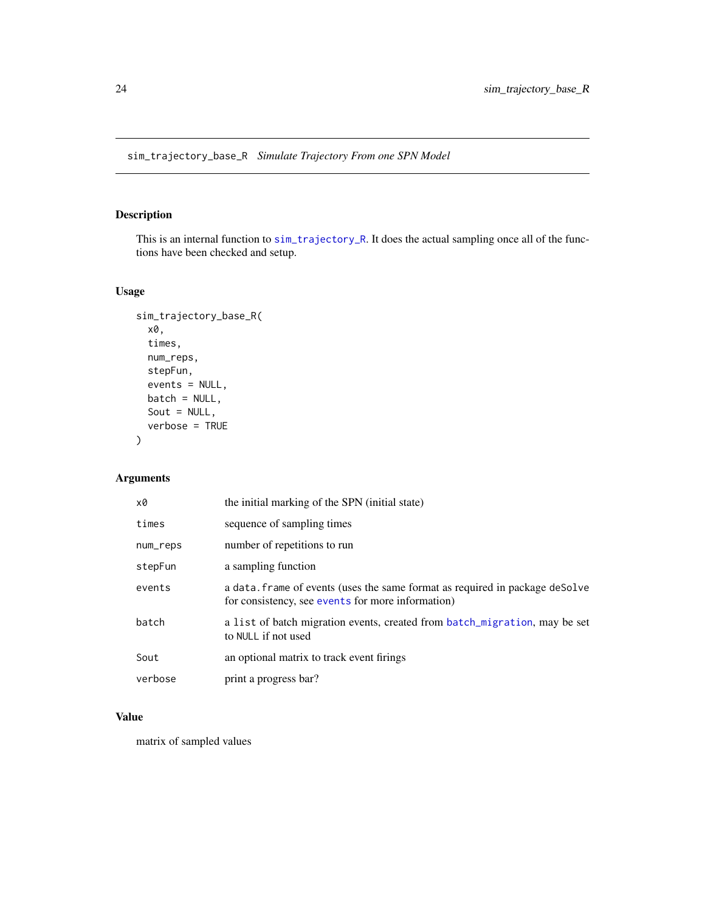# sim_trajectory_base_R *Simulate Trajectory From one SPN Model*

## Description

This is an internal function to `sim_trajectory_R`. It does the actual sampling once all of the functions have been checked and setup.

## Usage

```
sim_trajectory_base_R(
  x0,
  times,
  num_reps,
  stepFun,
  events = NULL,
  batch = NULL,
  Sout = NULL,
  verbose = TRUE
)
```

## Arguments

| | |
|---|---|
| x0 | the initial marking of the SPN (initial state) |
| times | sequence of sampling times |
| num_reps | number of repetitions to run |
| stepFun | a sampling function |
| events | a `data.frame` of events (uses the same format as required in package `deSolve` for consistency, see `events` for more information) |
| batch | a `list` of batch migration events, created from `batch_migration`, may be set to `NULL` if not used |
| Sout | an optional matrix to track event firings |
| verbose | print a progress bar? |

## Value

matrix of sampled values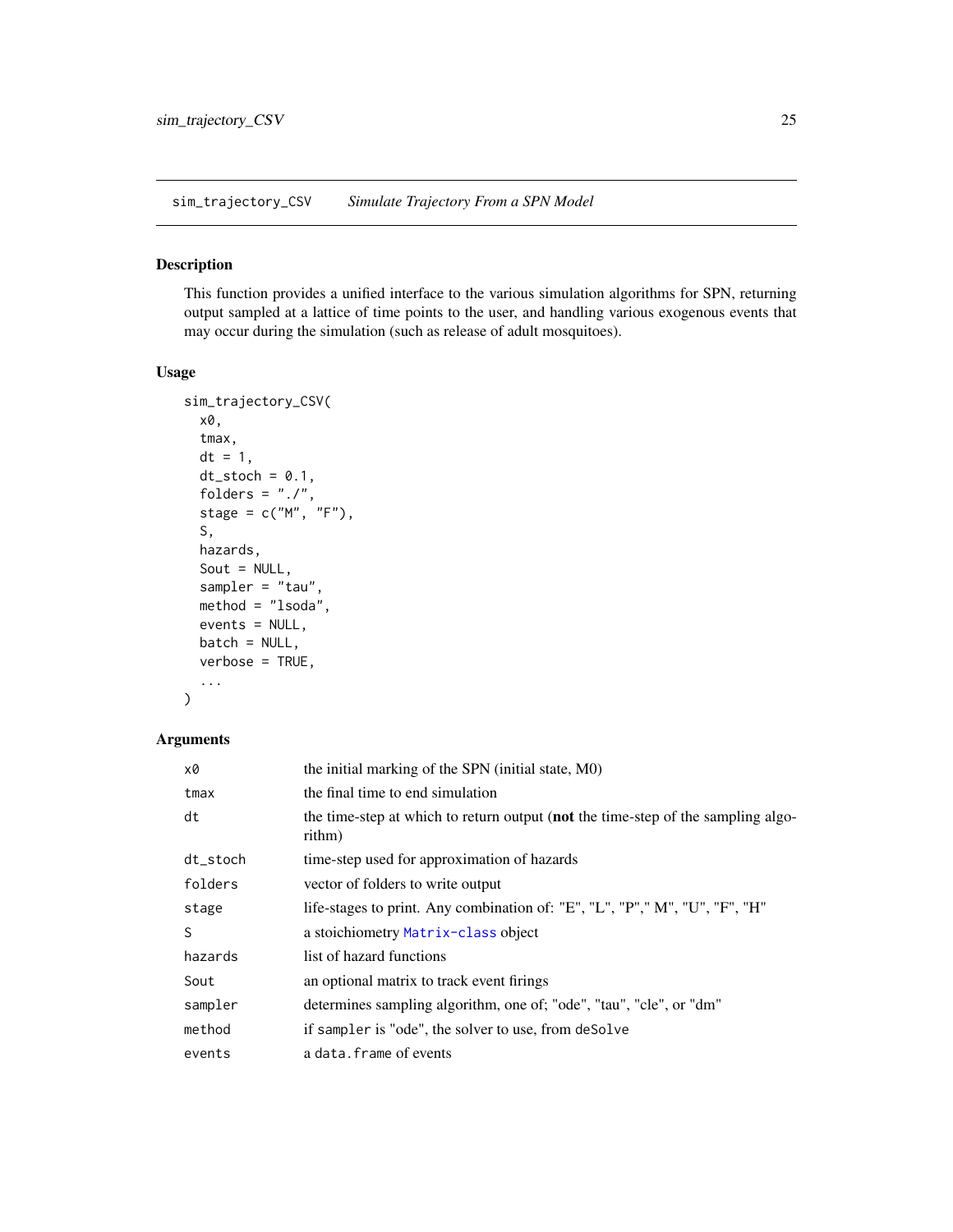## sim_trajectory_CSV — *Simulate Trajectory From a SPN Model*

### Description

This function provides a unified interface to the various simulation algorithms for SPN, returning output sampled at a lattice of time points to the user, and handling various exogenous events that may occur during the simulation (such as release of adult mosquitoes).

### Usage

```
sim_trajectory_CSV(
  x0,
  tmax,
  dt = 1,
  dt_stoch = 0.1,
  folders = "./",
  stage = c("M", "F"),
  S,
  hazards,
  Sout = NULL,
  sampler = "tau",
  method = "lsoda",
  events = NULL,
  batch = NULL,
  verbose = TRUE,
  ...
)
```

### Arguments

| | |
|---|---|
| `x0` | the initial marking of the SPN (initial state, M0) |
| `tmax` | the final time to end simulation |
| `dt` | the time-step at which to return output (**not** the time-step of the sampling algorithm) |
| `dt_stoch` | time-step used for approximation of hazards |
| `folders` | vector of folders to write output |
| `stage` | life-stages to print. Any combination of: "E", "L", "P"," M", "U", "F", "H" |
| `S` | a stoichiometry `Matrix-class` object |
| `hazards` | list of hazard functions |
| `Sout` | an optional matrix to track event firings |
| `sampler` | determines sampling algorithm, one of; "ode", "tau", "cle", or "dm" |
| `method` | if `sampler` is "ode", the solver to use, from `deSolve` |
| `events` | a `data.frame` of events |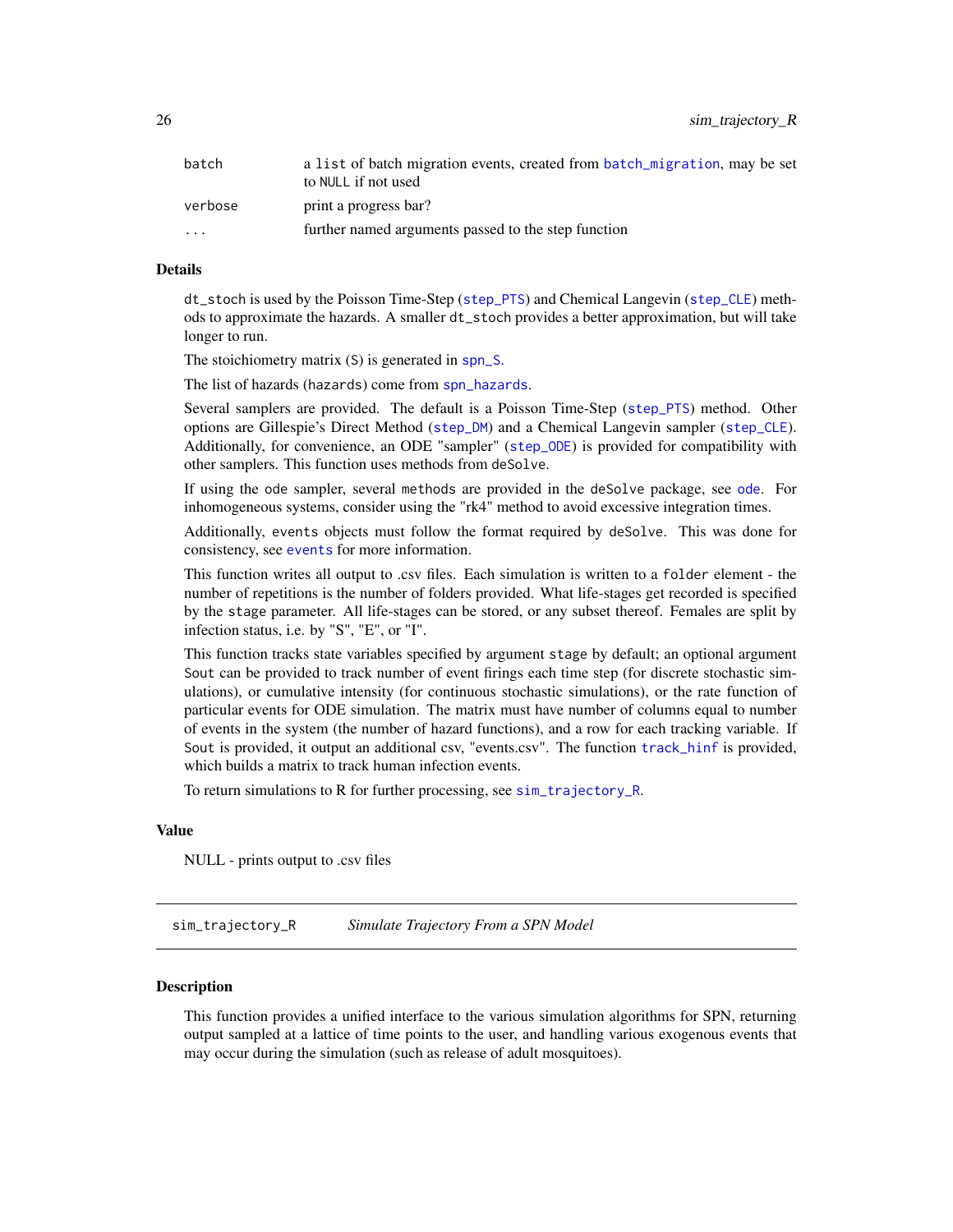| | |
|---|---|
| `batch` | a `list` of batch migration events, created from `batch_migration`, may be set to `NULL` if not used |
| `verbose` | print a progress bar? |
| `...` | further named arguments passed to the step function |

### Details

`dt_stoch` is used by the Poisson Time-Step (`step_PTS`) and Chemical Langevin (`step_CLE`) methods to approximate the hazards. A smaller `dt_stoch` provides a better approximation, but will take longer to run.

The stoichiometry matrix (`S`) is generated in `spn_S`.

The list of hazards (`hazards`) come from `spn_hazards`.

Several samplers are provided. The default is a Poisson Time-Step (`step_PTS`) method. Other options are Gillespie's Direct Method (`step_DM`) and a Chemical Langevin sampler (`step_CLE`). Additionally, for convenience, an ODE "sampler" (`step_ODE`) is provided for compatibility with other samplers. This function uses methods from `deSolve`.

If using the `ode` sampler, several `methods` are provided in the `deSolve` package, see `ode`. For inhomogeneous systems, consider using the "rk4" method to avoid excessive integration times.

Additionally, `events` objects must follow the format required by `deSolve`. This was done for consistency, see `events` for more information.

This function writes all output to .csv files. Each simulation is written to a `folder` element - the number of repetitions is the number of folders provided. What life-stages get recorded is specified by the `stage` parameter. All life-stages can be stored, or any subset thereof. Females are split by infection status, i.e. by "S", "E", or "I".

This function tracks state variables specified by argument `stage` by default; an optional argument `Sout` can be provided to track number of event firings each time step (for discrete stochastic simulations), or cumulative intensity (for continuous stochastic simulations), or the rate function of particular events for ODE simulation. The matrix must have number of columns equal to number of events in the system (the number of hazard functions), and a row for each tracking variable. If `Sout` is provided, it output an additional csv, "events.csv". The function `track_hinf` is provided, which builds a matrix to track human infection events.

To return simulations to R for further processing, see `sim_trajectory_R`.

### Value

NULL - prints output to .csv files

## sim_trajectory_R — *Simulate Trajectory From a SPN Model*

### Description

This function provides a unified interface to the various simulation algorithms for SPN, returning output sampled at a lattice of time points to the user, and handling various exogenous events that may occur during the simulation (such as release of adult mosquitoes).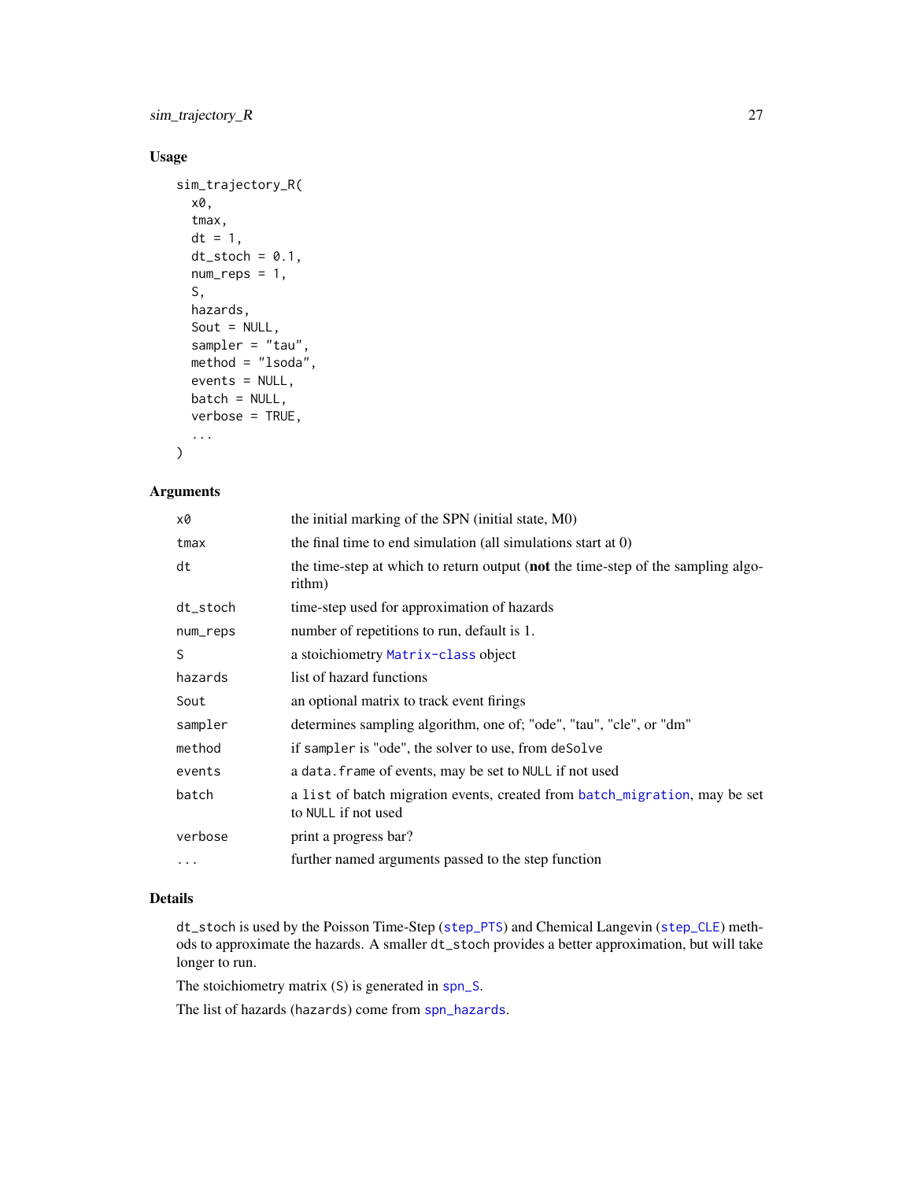## Usage

```
sim_trajectory_R(
  x0,
  tmax,
  dt = 1,
  dt_stoch = 0.1,
  num_reps = 1,
  S,
  hazards,
  Sout = NULL,
  sampler = "tau",
  method = "lsoda",
  events = NULL,
  batch = NULL,
  verbose = TRUE,
  ...
)
```

## Arguments

| | |
|---|---|
| `x0` | the initial marking of the SPN (initial state, M0) |
| `tmax` | the final time to end simulation (all simulations start at 0) |
| `dt` | the time-step at which to return output (**not** the time-step of the sampling algorithm) |
| `dt_stoch` | time-step used for approximation of hazards |
| `num_reps` | number of repetitions to run, default is 1. |
| `S` | a stoichiometry `Matrix-class` object |
| `hazards` | list of hazard functions |
| `Sout` | an optional matrix to track event firings |
| `sampler` | determines sampling algorithm, one of; "ode", "tau", "cle", or "dm" |
| `method` | if `sampler` is "ode", the solver to use, from `deSolve` |
| `events` | a `data.frame` of events, may be set to `NULL` if not used |
| `batch` | a `list` of batch migration events, created from `batch_migration`, may be set to `NULL` if not used |
| `verbose` | print a progress bar? |
| `...` | further named arguments passed to the step function |

## Details

`dt_stoch` is used by the Poisson Time-Step (`step_PTS`) and Chemical Langevin (`step_CLE`) methods to approximate the hazards. A smaller `dt_stoch` provides a better approximation, but will take longer to run.

The stoichiometry matrix (`S`) is generated in `spn_S`.

The list of hazards (`hazards`) come from `spn_hazards`.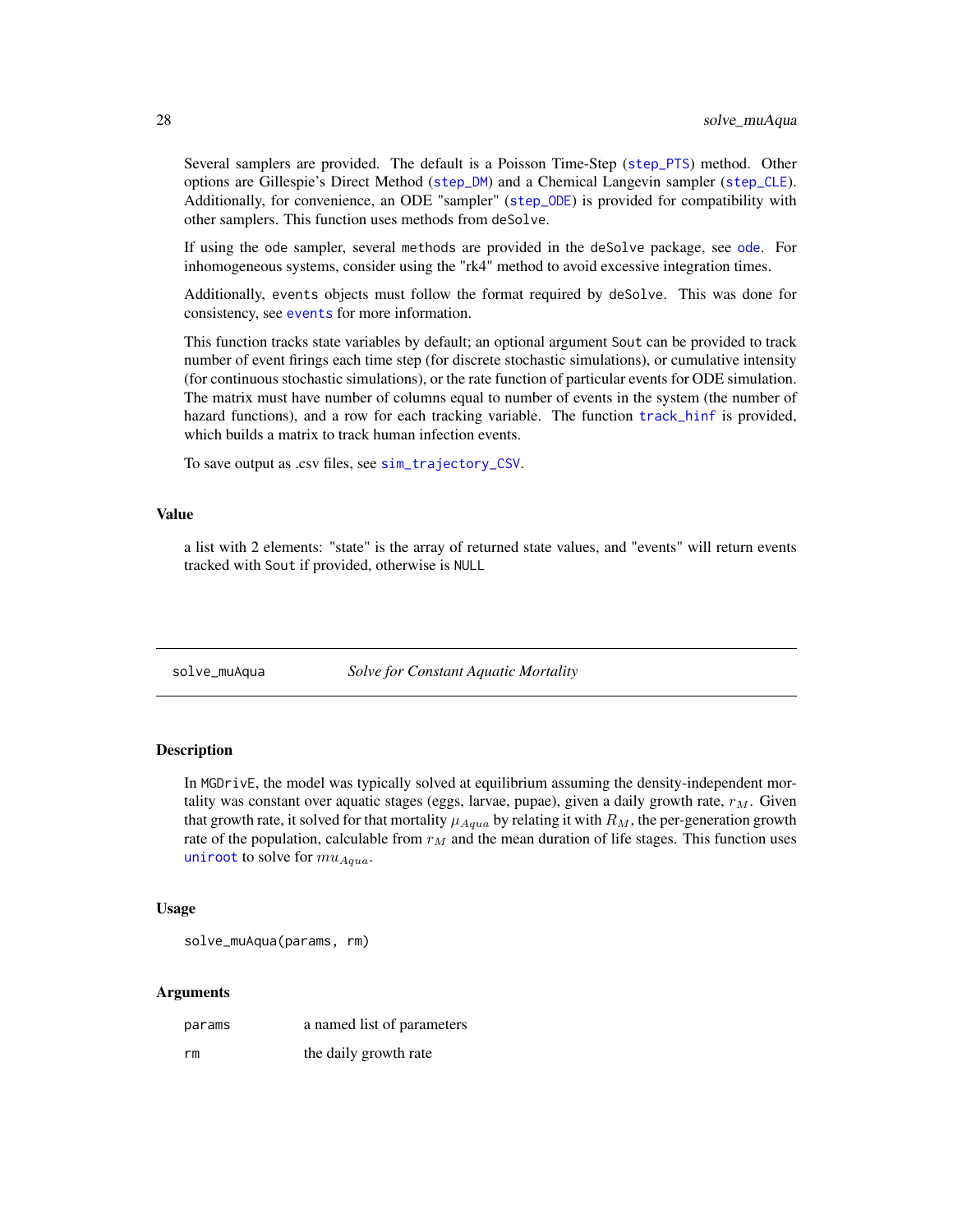Several samplers are provided. The default is a Poisson Time-Step (step_PTS) method. Other options are Gillespie's Direct Method (step_DM) and a Chemical Langevin sampler (step_CLE). Additionally, for convenience, an ODE "sampler" (step_ODE) is provided for compatibility with other samplers. This function uses methods from deSolve.

If using the ode sampler, several methods are provided in the deSolve package, see ode. For inhomogeneous systems, consider using the "rk4" method to avoid excessive integration times.

Additionally, events objects must follow the format required by deSolve. This was done for consistency, see events for more information.

This function tracks state variables by default; an optional argument Sout can be provided to track number of event firings each time step (for discrete stochastic simulations), or cumulative intensity (for continuous stochastic simulations), or the rate function of particular events for ODE simulation. The matrix must have number of columns equal to number of events in the system (the number of hazard functions), and a row for each tracking variable. The function track_hinf is provided, which builds a matrix to track human infection events.

To save output as .csv files, see sim_trajectory_CSV.

### Value

a list with 2 elements: "state" is the array of returned state values, and "events" will return events tracked with Sout if provided, otherwise is NULL

---

## solve_muAqua — *Solve for Constant Aquatic Mortality*

### Description

In MGDrivE, the model was typically solved at equilibrium assuming the density-independent mortality was constant over aquatic stages (eggs, larvae, pupae), given a daily growth rate, $r_M$. Given that growth rate, it solved for that mortality $\mu_{Aqua}$ by relating it with $R_M$, the per-generation growth rate of the population, calculable from $r_M$ and the mean duration of life stages. This function uses uniroot to solve for $mu_{Aqua}$.

### Usage

```
solve_muAqua(params, rm)
```

### Arguments

| | |
|---|---|
| params | a named list of parameters |
| rm | the daily growth rate |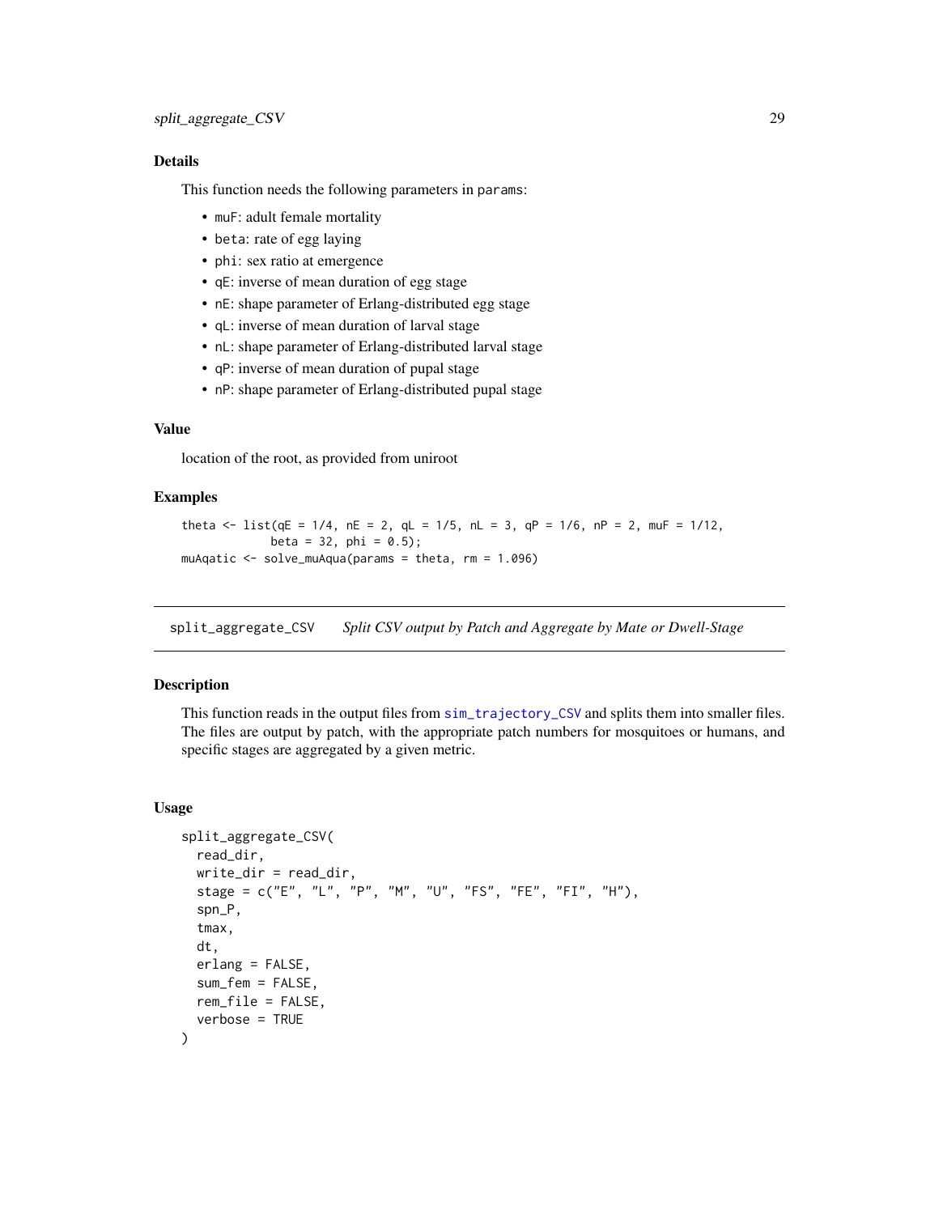### Details

This function needs the following parameters in params:

- muF: adult female mortality
- beta: rate of egg laying
- phi: sex ratio at emergence
- qE: inverse of mean duration of egg stage
- nE: shape parameter of Erlang-distributed egg stage
- qL: inverse of mean duration of larval stage
- nL: shape parameter of Erlang-distributed larval stage
- qP: inverse of mean duration of pupal stage
- nP: shape parameter of Erlang-distributed pupal stage

### Value

location of the root, as provided from uniroot

### Examples

```
theta <- list(qE = 1/4, nE = 2, qL = 1/5, nL = 3, qP = 1/6, nP = 2, muF = 1/12,
              beta = 32, phi = 0.5);
muAqatic <- solve_muAqua(params = theta, rm = 1.096)
```

---

## split_aggregate_CSV *Split CSV output by Patch and Aggregate by Mate or Dwell-Stage*

### Description

This function reads in the output files from sim_trajectory_CSV and splits them into smaller files. The files are output by patch, with the appropriate patch numbers for mosquitoes or humans, and specific stages are aggregated by a given metric.

### Usage

```
split_aggregate_CSV(
  read_dir,
  write_dir = read_dir,
  stage = c("E", "L", "P", "M", "U", "FS", "FE", "FI", "H"),
  spn_P,
  tmax,
  dt,
  erlang = FALSE,
  sum_fem = FALSE,
  rem_file = FALSE,
  verbose = TRUE
)
```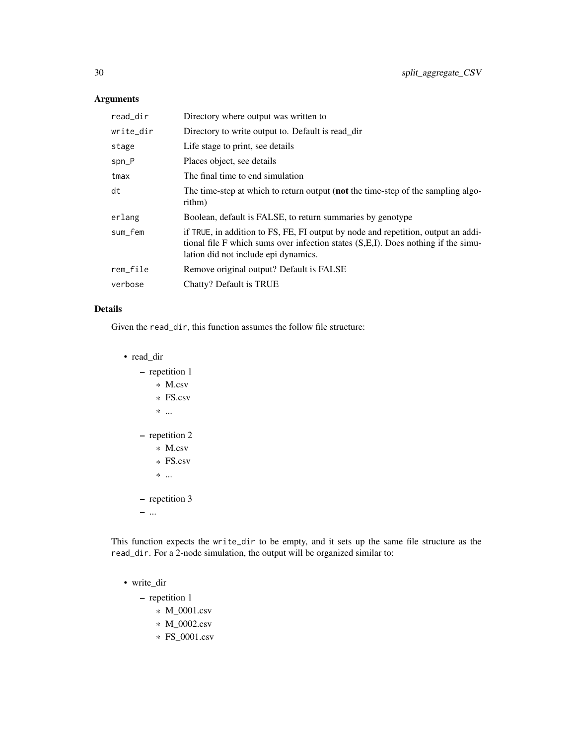## Arguments

| | |
|---|---|
| `read_dir` | Directory where output was written to |
| `write_dir` | Directory to write output to. Default is read_dir |
| `stage` | Life stage to print, see details |
| `spn_P` | Places object, see details |
| `tmax` | The final time to end simulation |
| `dt` | The time-step at which to return output (**not** the time-step of the sampling algorithm) |
| `erlang` | Boolean, default is FALSE, to return summaries by genotype |
| `sum_fem` | if `TRUE`, in addition to FS, FE, FI output by node and repetition, output an additional file F which sums over infection states (S,E,I). Does nothing if the simulation did not include epi dynamics. |
| `rem_file` | Remove original output? Default is FALSE |
| `verbose` | Chatty? Default is TRUE |

## Details

Given the `read_dir`, this function assumes the follow file structure:

- read_dir
  - repetition 1
    - M.csv
    - FS.csv
    - ...
  - repetition 2
    - M.csv
    - FS.csv
    - ...
  - repetition 3
  - ...

This function expects the `write_dir` to be empty, and it sets up the same file structure as the `read_dir`. For a 2-node simulation, the output will be organized similar to:

- write_dir
  - repetition 1
    - M_0001.csv
    - M_0002.csv
    - FS_0001.csv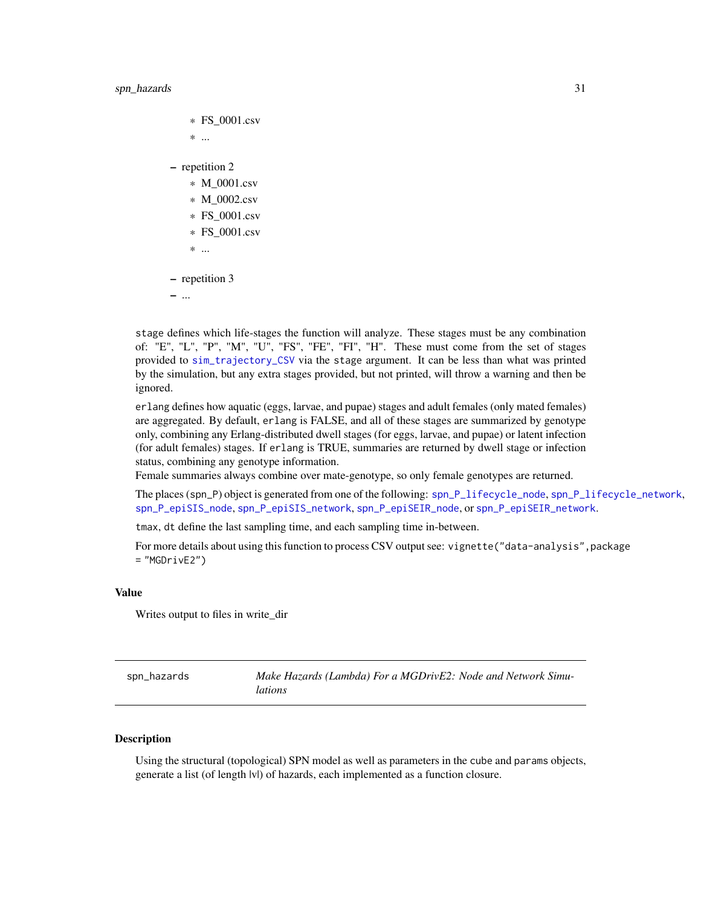* FS_0001.csv
        * ...
    - repetition 2
        * M_0001.csv
        * M_0002.csv
        * FS_0001.csv
        * FS_0001.csv
        * ...
    - repetition 3
    - ...

stage defines which life-stages the function will analyze. These stages must be any combination of: "E", "L", "P", "M", "U", "FS", "FE", "FI", "H". These must come from the set of stages provided to sim_trajectory_CSV via the stage argument. It can be less than what was printed by the simulation, but any extra stages provided, but not printed, will throw a warning and then be ignored.

erlang defines how aquatic (eggs, larvae, and pupae) stages and adult females (only mated females) are aggregated. By default, erlang is FALSE, and all of these stages are summarized by genotype only, combining any Erlang-distributed dwell stages (for eggs, larvae, and pupae) or latent infection (for adult females) stages. If erlang is TRUE, summaries are returned by dwell stage or infection status, combining any genotype information.
Female summaries always combine over mate-genotype, so only female genotypes are returned.

The places (spn_P) object is generated from one of the following: spn_P_lifecycle_node, spn_P_lifecycle_network, spn_P_epiSIS_node, spn_P_epiSIS_network, spn_P_epiSEIR_node, or spn_P_epiSEIR_network.

tmax, dt define the last sampling time, and each sampling time in-between.

For more details about using this function to process CSV output see: `vignette("data-analysis",package = "MGDrivE2")`

### Value

Writes output to files in write_dir

---

## spn_hazards — *Make Hazards (Lambda) For a MGDrivE2: Node and Network Simulations*

### Description

Using the structural (topological) SPN model as well as parameters in the cube and params objects, generate a list (of length |v|) of hazards, each implemented as a function closure.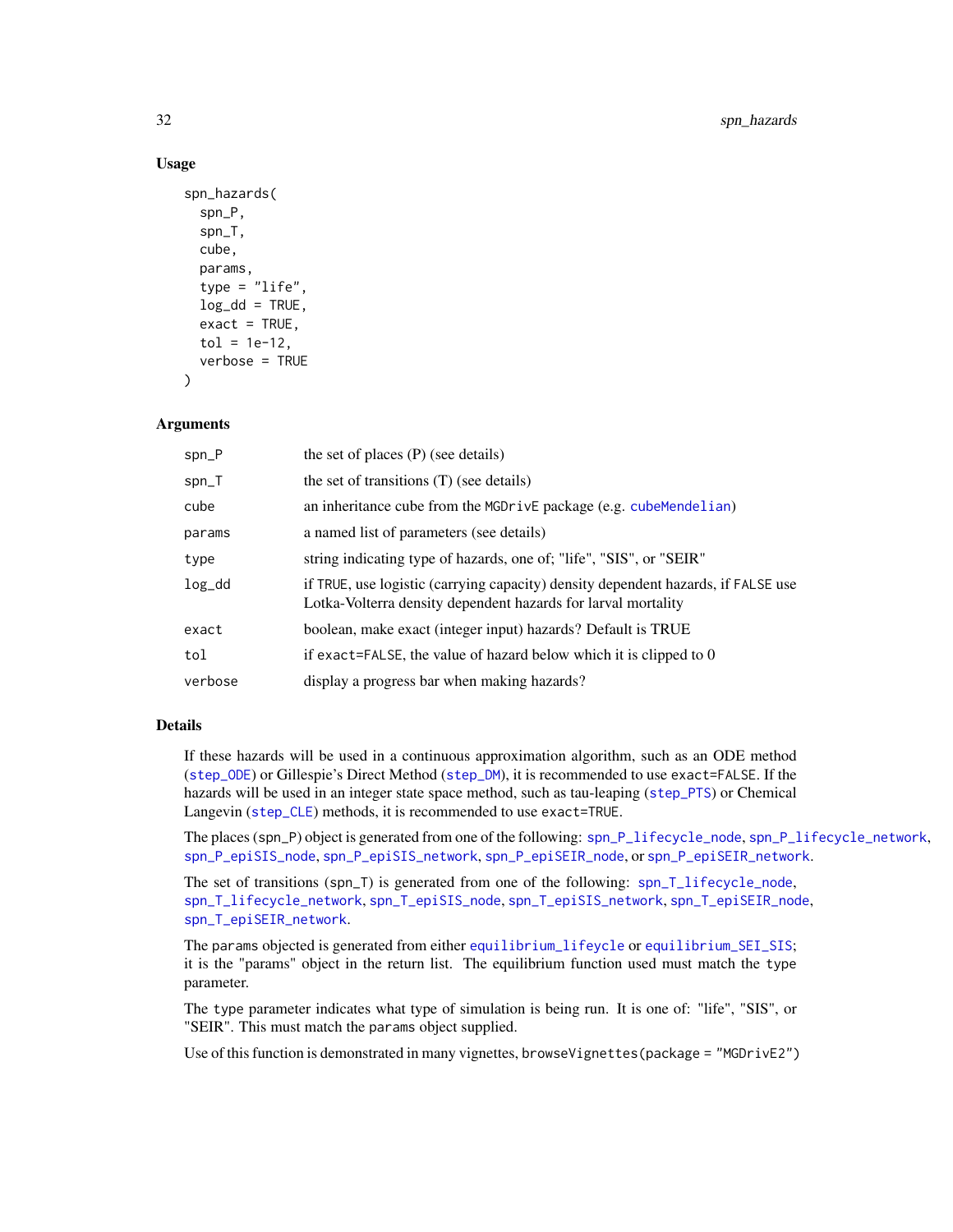### Usage

```
spn_hazards(
  spn_P,
  spn_T,
  cube,
  params,
  type = "life",
  log_dd = TRUE,
  exact = TRUE,
  tol = 1e-12,
  verbose = TRUE
)
```

### Arguments

| | |
|---|---|
| spn_P | the set of places (P) (see details) |
| spn_T | the set of transitions (T) (see details) |
| cube | an inheritance cube from the MGDrivE package (e.g. cubeMendelian) |
| params | a named list of parameters (see details) |
| type | string indicating type of hazards, one of; "life", "SIS", or "SEIR" |
| log_dd | if TRUE, use logistic (carrying capacity) density dependent hazards, if FALSE use Lotka-Volterra density dependent hazards for larval mortality |
| exact | boolean, make exact (integer input) hazards? Default is TRUE |
| tol | if exact=FALSE, the value of hazard below which it is clipped to 0 |
| verbose | display a progress bar when making hazards? |

### Details

If these hazards will be used in a continuous approximation algorithm, such as an ODE method (step_ODE) or Gillespie's Direct Method (step_DM), it is recommended to use exact=FALSE. If the hazards will be used in an integer state space method, such as tau-leaping (step_PTS) or Chemical Langevin (step_CLE) methods, it is recommended to use exact=TRUE.

The places (spn_P) object is generated from one of the following: spn_P_lifecycle_node, spn_P_lifecycle_network, spn_P_epiSIS_node, spn_P_epiSIS_network, spn_P_epiSEIR_node, or spn_P_epiSEIR_network.

The set of transitions (spn_T) is generated from one of the following: spn_T_lifecycle_node, spn_T_lifecycle_network, spn_T_epiSIS_node, spn_T_epiSIS_network, spn_T_epiSEIR_node, spn_T_epiSEIR_network.

The params objected is generated from either equilibrium_lifeycle or equilibrium_SEI_SIS; it is the "params" object in the return list. The equilibrium function used must match the type parameter.

The type parameter indicates what type of simulation is being run. It is one of: "life", "SIS", or "SEIR". This must match the params object supplied.

Use of this function is demonstrated in many vignettes, browseVignettes(package = "MGDrivE2")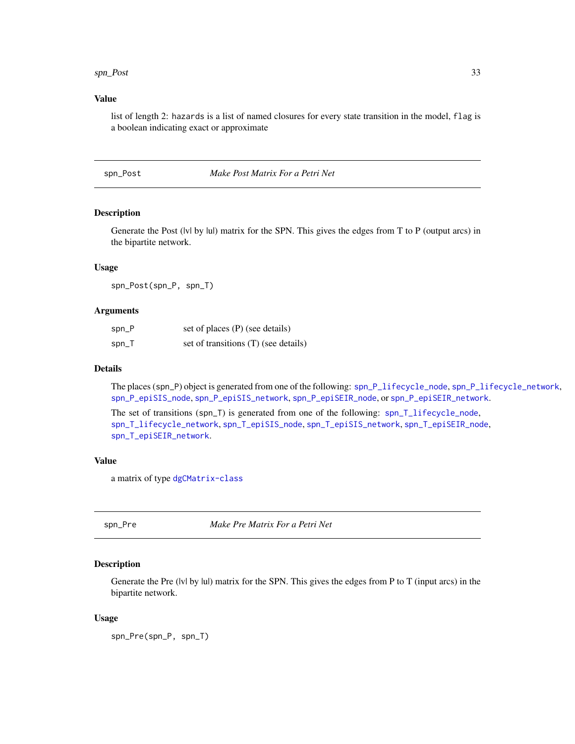## Value

list of length 2: `hazards` is a list of named closures for every state transition in the model, `flag` is a boolean indicating exact or approximate

---

## spn_Post — *Make Post Matrix For a Petri Net*

### Description

Generate the Post (|v| by |u|) matrix for the SPN. This gives the edges from T to P (output arcs) in the bipartite network.

### Usage

```
spn_Post(spn_P, spn_T)
```

### Arguments

| | |
|---|---|
| spn_P | set of places (P) (see details) |
| spn_T | set of transitions (T) (see details) |

### Details

The places (spn_P) object is generated from one of the following: `spn_P_lifecycle_node`, `spn_P_lifecycle_network`, `spn_P_epiSIS_node`, `spn_P_epiSIS_network`, `spn_P_epiSEIR_node`, or `spn_P_epiSEIR_network`.

The set of transitions (spn_T) is generated from one of the following: `spn_T_lifecycle_node`, `spn_T_lifecycle_network`, `spn_T_epiSIS_node`, `spn_T_epiSIS_network`, `spn_T_epiSEIR_node`, `spn_T_epiSEIR_network`.

### Value

a matrix of type `dgCMatrix-class`

---

## spn_Pre — *Make Pre Matrix For a Petri Net*

### Description

Generate the Pre (|v| by |u|) matrix for the SPN. This gives the edges from P to T (input arcs) in the bipartite network.

### Usage

```
spn_Pre(spn_P, spn_T)
```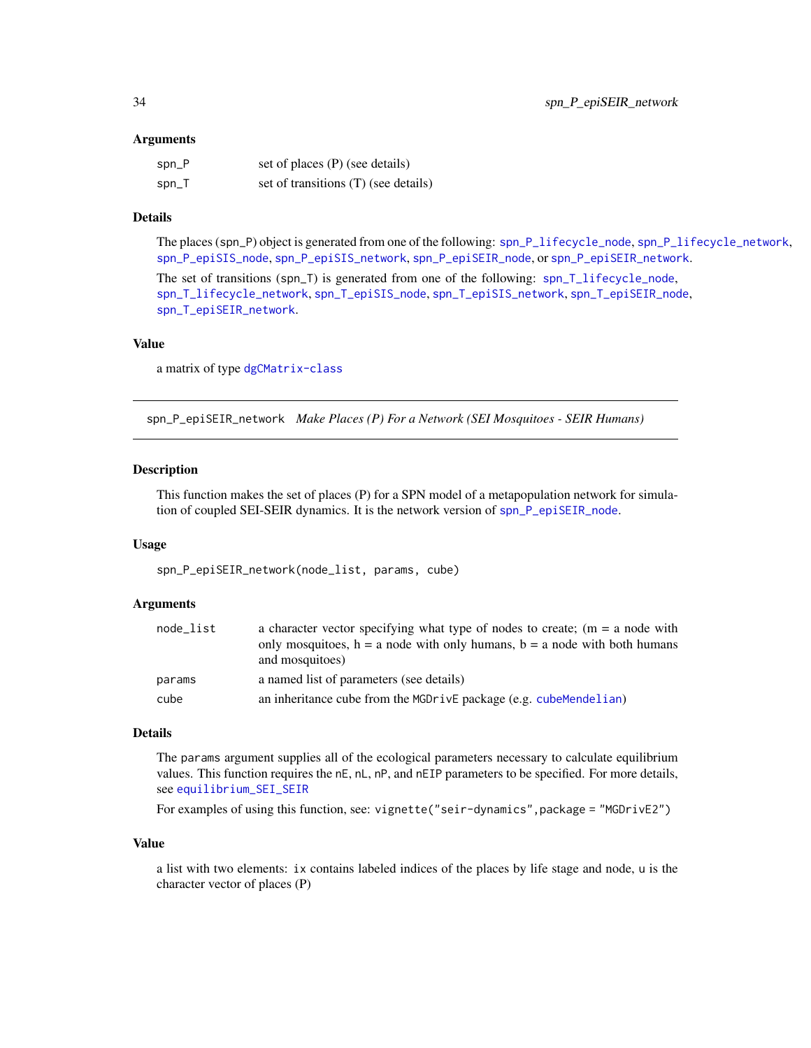### Arguments

| | |
|---|---|
| spn_P | set of places (P) (see details) |
| spn_T | set of transitions (T) (see details) |

### Details

The places (spn_P) object is generated from one of the following: spn_P_lifecycle_node, spn_P_lifecycle_network, spn_P_epiSIS_node, spn_P_epiSIS_network, spn_P_epiSEIR_node, or spn_P_epiSEIR_network.

The set of transitions (spn_T) is generated from one of the following: spn_T_lifecycle_node, spn_T_lifecycle_network, spn_T_epiSIS_node, spn_T_epiSIS_network, spn_T_epiSEIR_node, spn_T_epiSEIR_network.

### Value

a matrix of type dgCMatrix-class

---

## spn_P_epiSEIR_network *Make Places (P) For a Network (SEI Mosquitoes - SEIR Humans)*

### Description

This function makes the set of places (P) for a SPN model of a metapopulation network for simulation of coupled SEI-SEIR dynamics. It is the network version of spn_P_epiSEIR_node.

### Usage

```
spn_P_epiSEIR_network(node_list, params, cube)
```

### Arguments

| | |
|---|---|
| node_list | a character vector specifying what type of nodes to create; (m = a node with only mosquitoes, h = a node with only humans, b = a node with both humans and mosquitoes) |
| params | a named list of parameters (see details) |
| cube | an inheritance cube from the MGDrivE package (e.g. cubeMendelian) |

### Details

The params argument supplies all of the ecological parameters necessary to calculate equilibrium values. This function requires the nE, nL, nP, and nEIP parameters to be specified. For more details, see equilibrium_SEI_SEIR

For examples of using this function, see: vignette("seir-dynamics",package = "MGDrivE2")

### Value

a list with two elements: ix contains labeled indices of the places by life stage and node, u is the character vector of places (P)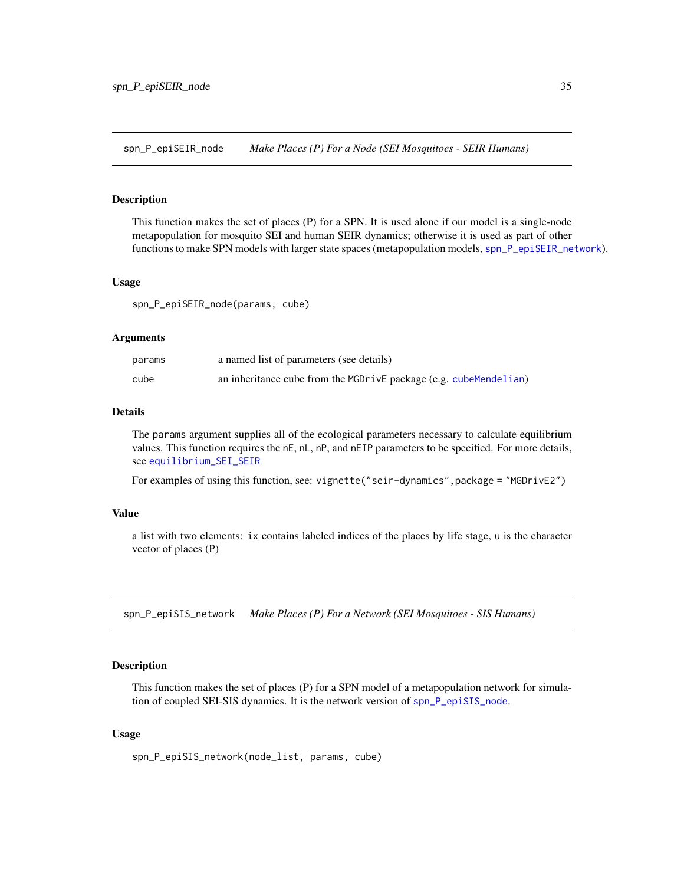## spn_P_epiSEIR_node — *Make Places (P) For a Node (SEI Mosquitoes - SEIR Humans)*

### Description

This function makes the set of places (P) for a SPN. It is used alone if our model is a single-node metapopulation for mosquito SEI and human SEIR dynamics; otherwise it is used as part of other functions to make SPN models with larger state spaces (metapopulation models, spn_P_epiSEIR_network).

### Usage

```
spn_P_epiSEIR_node(params, cube)
```

### Arguments

| | |
|---|---|
| params | a named list of parameters (see details) |
| cube | an inheritance cube from the MGDrivE package (e.g. cubeMendelian) |

### Details

The params argument supplies all of the ecological parameters necessary to calculate equilibrium values. This function requires the nE, nL, nP, and nEIP parameters to be specified. For more details, see equilibrium_SEI_SEIR

For examples of using this function, see: vignette("seir-dynamics",package = "MGDrivE2")

### Value

a list with two elements: ix contains labeled indices of the places by life stage, u is the character vector of places (P)

## spn_P_epiSIS_network — *Make Places (P) For a Network (SEI Mosquitoes - SIS Humans)*

### Description

This function makes the set of places (P) for a SPN model of a metapopulation network for simulation of coupled SEI-SIS dynamics. It is the network version of spn_P_epiSIS_node.

### Usage

```
spn_P_epiSIS_network(node_list, params, cube)
```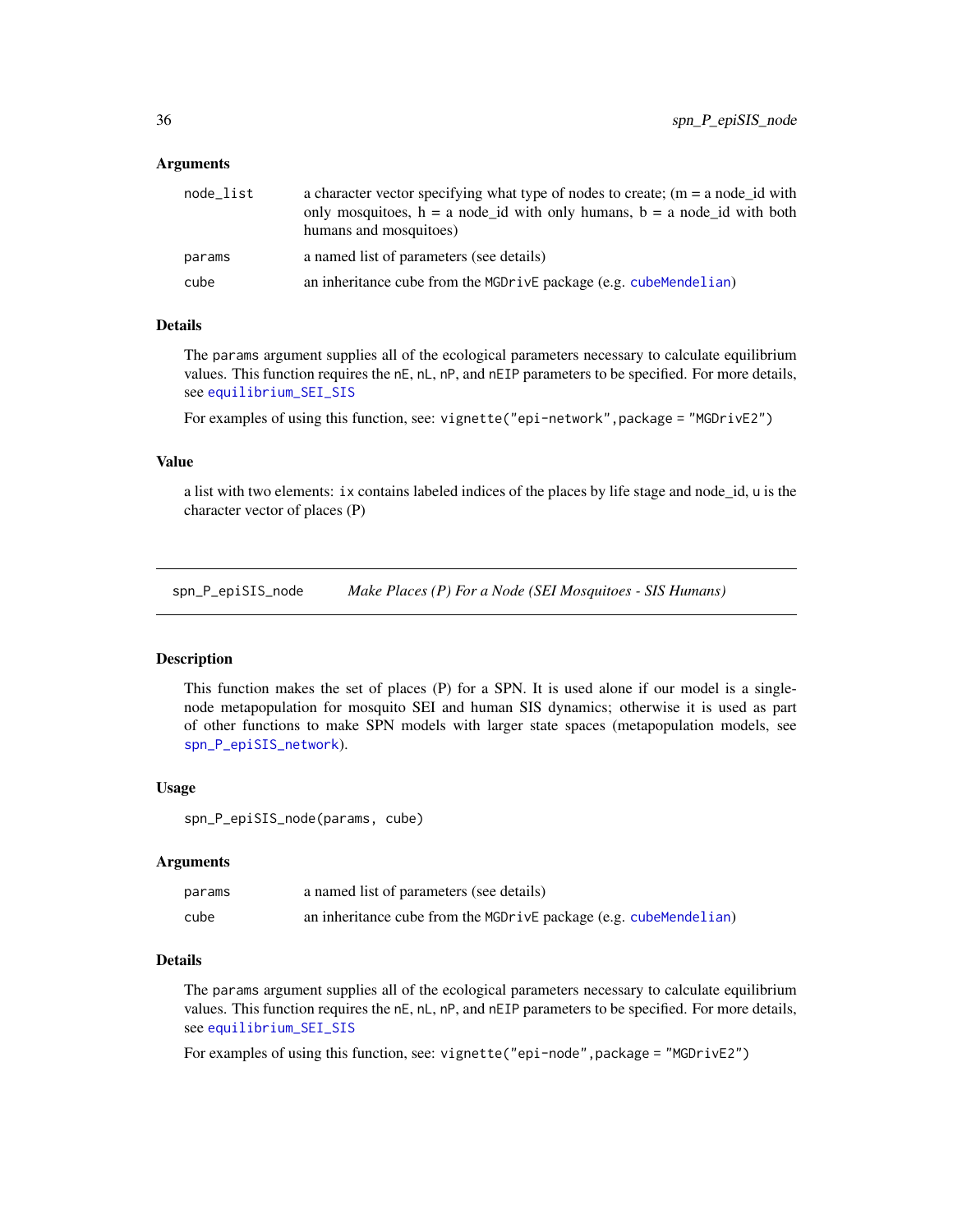### Arguments

| | |
|---|---|
| node_list | a character vector specifying what type of nodes to create; (m = a node_id with only mosquitoes, h = a node_id with only humans, b = a node_id with both humans and mosquitoes) |
| params | a named list of parameters (see details) |
| cube | an inheritance cube from the MGDrivE package (e.g. cubeMendelian) |

### Details

The params argument supplies all of the ecological parameters necessary to calculate equilibrium values. This function requires the nE, nL, nP, and nEIP parameters to be specified. For more details, see equilibrium_SEI_SIS

For examples of using this function, see: vignette("epi-network",package = "MGDrivE2")

### Value

a list with two elements: ix contains labeled indices of the places by life stage and node_id, u is the character vector of places (P)

---

## spn_P_epiSIS_node *Make Places (P) For a Node (SEI Mosquitoes - SIS Humans)*

---

### Description

This function makes the set of places (P) for a SPN. It is used alone if our model is a single-node metapopulation for mosquito SEI and human SIS dynamics; otherwise it is used as part of other functions to make SPN models with larger state spaces (metapopulation models, see spn_P_epiSIS_network).

### Usage

```
spn_P_epiSIS_node(params, cube)
```

### Arguments

| | |
|---|---|
| params | a named list of parameters (see details) |
| cube | an inheritance cube from the MGDrivE package (e.g. cubeMendelian) |

### Details

The params argument supplies all of the ecological parameters necessary to calculate equilibrium values. This function requires the nE, nL, nP, and nEIP parameters to be specified. For more details, see equilibrium_SEI_SIS

For examples of using this function, see: vignette("epi-node",package = "MGDrivE2")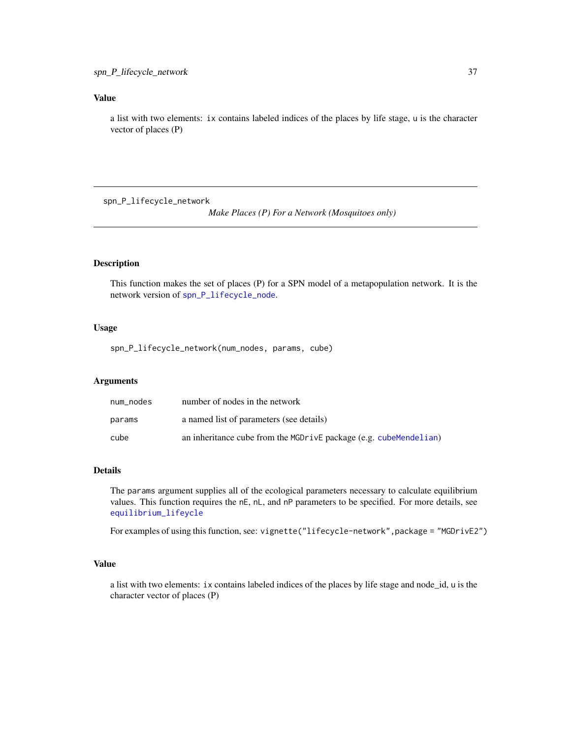## Value

a list with two elements: `ix` contains labeled indices of the places by life stage, `u` is the character vector of places (P)

---

`spn_P_lifecycle_network` *Make Places (P) For a Network (Mosquitoes only)*

---

## Description

This function makes the set of places (P) for a SPN model of a metapopulation network. It is the network version of `spn_P_lifecycle_node`.

## Usage

```
spn_P_lifecycle_network(num_nodes, params, cube)
```

## Arguments

| | |
|---|---|
| `num_nodes` | number of nodes in the network |
| `params` | a named list of parameters (see details) |
| `cube` | an inheritance cube from the `MGDrivE` package (e.g. `cubeMendelian`) |

## Details

The `params` argument supplies all of the ecological parameters necessary to calculate equilibrium values. This function requires the `nE`, `nL`, and `nP` parameters to be specified. For more details, see `equilibrium_lifecyle`

For examples of using this function, see: `vignette("lifecycle-network",package = "MGDrivE2")`

## Value

a list with two elements: `ix` contains labeled indices of the places by life stage and node_id, `u` is the character vector of places (P)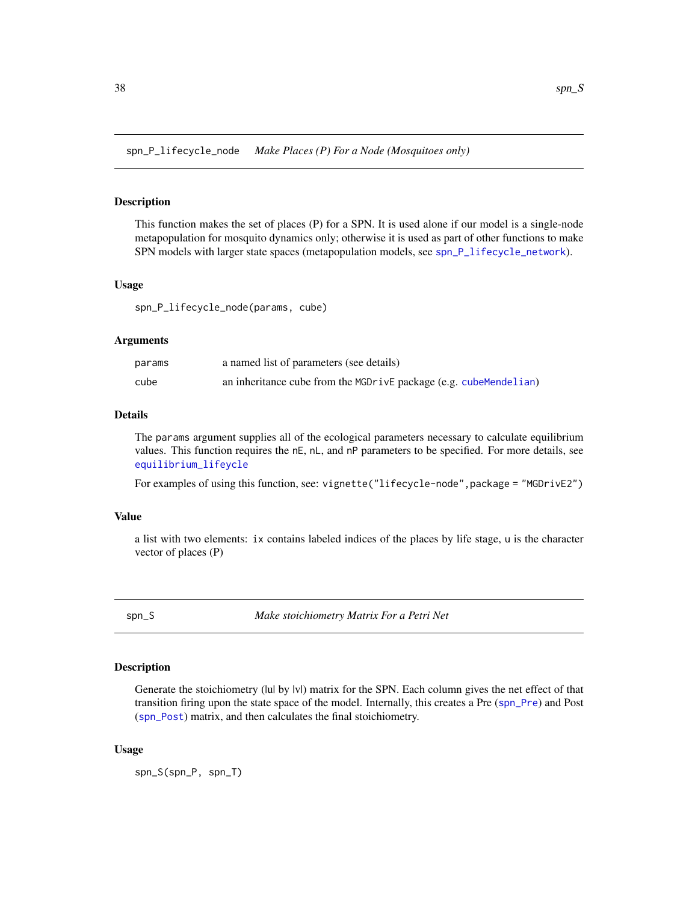## spn_P_lifecycle_node *Make Places (P) For a Node (Mosquitoes only)*

### Description

This function makes the set of places (P) for a SPN. It is used alone if our model is a single-node metapopulation for mosquito dynamics only; otherwise it is used as part of other functions to make SPN models with larger state spaces (metapopulation models, see `spn_P_lifecycle_network`).

### Usage

```
spn_P_lifecycle_node(params, cube)
```

### Arguments

| | |
|---|---|
| params | a named list of parameters (see details) |
| cube | an inheritance cube from the `MGDrivE` package (e.g. `cubeMendelian`) |

### Details

The `params` argument supplies all of the ecological parameters necessary to calculate equilibrium values. This function requires the `nE`, `nL`, and `nP` parameters to be specified. For more details, see `equilibrium_lifecycle`

For examples of using this function, see: `vignette("lifecycle-node",package = "MGDrivE2")`

### Value

a list with two elements: `ix` contains labeled indices of the places by life stage, `u` is the character vector of places (P)

## spn_S *Make stoichiometry Matrix For a Petri Net*

### Description

Generate the stoichiometry (|u| by |v|) matrix for the SPN. Each column gives the net effect of that transition firing upon the state space of the model. Internally, this creates a Pre (`spn_Pre`) and Post (`spn_Post`) matrix, and then calculates the final stoichiometry.

### Usage

```
spn_S(spn_P, spn_T)
```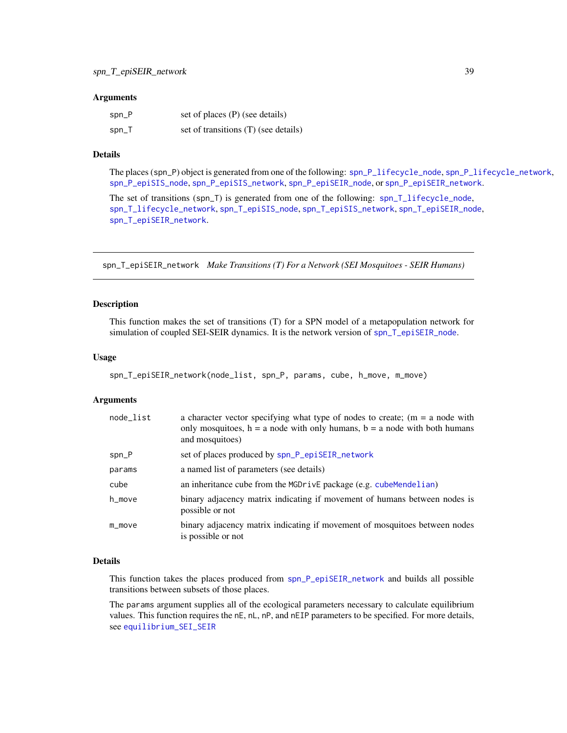### Arguments

| | |
|---|---|
| spn_P | set of places (P) (see details) |
| spn_T | set of transitions (T) (see details) |

### Details

The places (spn_P) object is generated from one of the following: spn_P_lifecycle_node, spn_P_lifecycle_network, spn_P_epiSIS_node, spn_P_epiSIS_network, spn_P_epiSEIR_node, or spn_P_epiSEIR_network.

The set of transitions (spn_T) is generated from one of the following: spn_T_lifecycle_node, spn_T_lifecycle_network, spn_T_epiSIS_node, spn_T_epiSIS_network, spn_T_epiSEIR_node, spn_T_epiSEIR_network.

---

## spn_T_epiSEIR_network *Make Transitions (T) For a Network (SEI Mosquitoes - SEIR Humans)*

---

### Description

This function makes the set of transitions (T) for a SPN model of a metapopulation network for simulation of coupled SEI-SEIR dynamics. It is the network version of spn_T_epiSEIR_node.

### Usage

```
spn_T_epiSEIR_network(node_list, spn_P, params, cube, h_move, m_move)
```

### Arguments

| | |
|---|---|
| node_list | a character vector specifying what type of nodes to create; (m = a node with only mosquitoes, h = a node with only humans, b = a node with both humans and mosquitoes) |
| spn_P | set of places produced by spn_P_epiSEIR_network |
| params | a named list of parameters (see details) |
| cube | an inheritance cube from the MGDrivE package (e.g. cubeMendelian) |
| h_move | binary adjacency matrix indicating if movement of humans between nodes is possible or not |
| m_move | binary adjacency matrix indicating if movement of mosquitoes between nodes is possible or not |

### Details

This function takes the places produced from spn_P_epiSEIR_network and builds all possible transitions between subsets of those places.

The params argument supplies all of the ecological parameters necessary to calculate equilibrium values. This function requires the nE, nL, nP, and nEIP parameters to be specified. For more details, see equilibrium_SEI_SEIR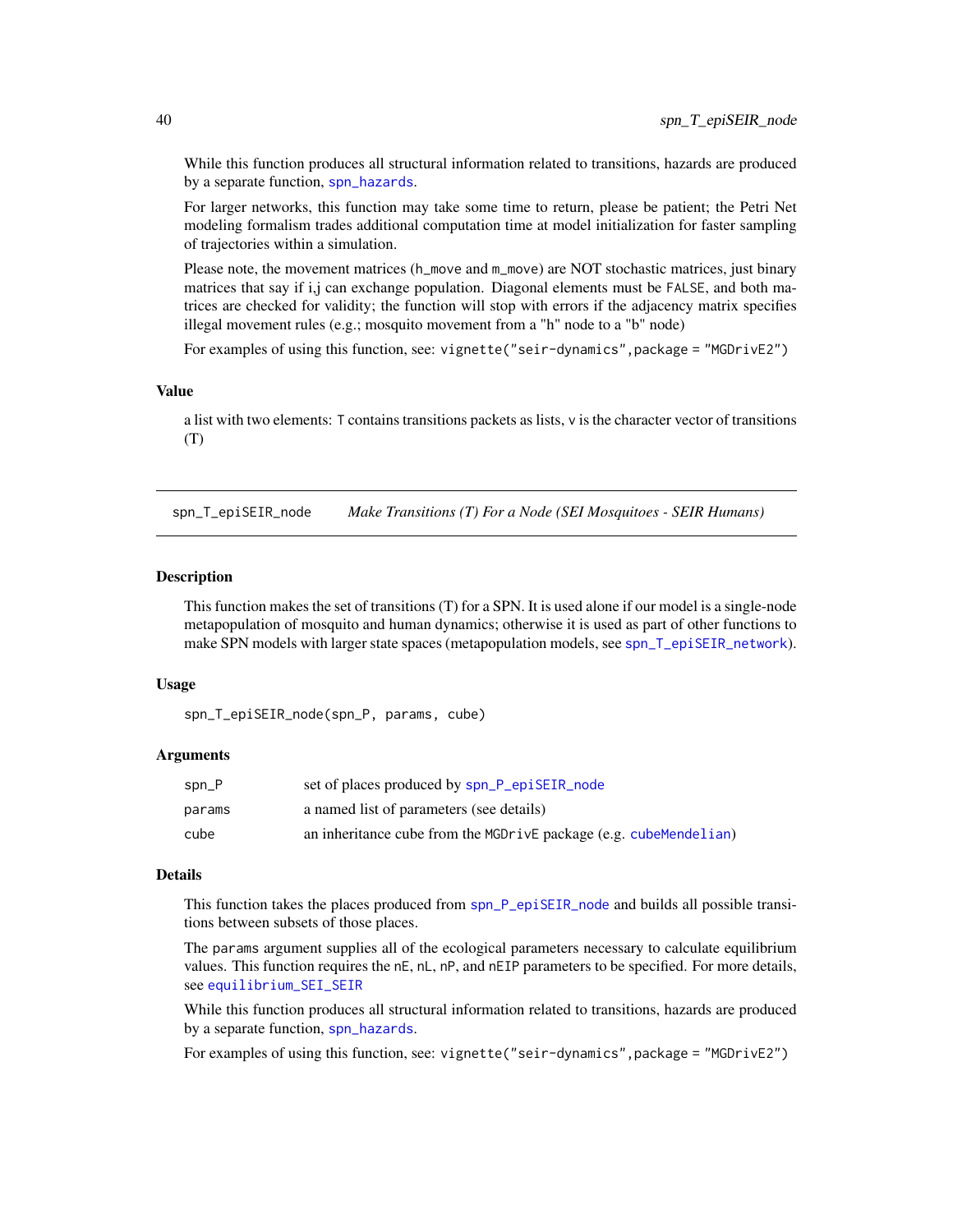While this function produces all structural information related to transitions, hazards are produced by a separate function, spn_hazards.

For larger networks, this function may take some time to return, please be patient; the Petri Net modeling formalism trades additional computation time at model initialization for faster sampling of trajectories within a simulation.

Please note, the movement matrices (h_move and m_move) are NOT stochastic matrices, just binary matrices that say if i,j can exchange population. Diagonal elements must be FALSE, and both matrices are checked for validity; the function will stop with errors if the adjacency matrix specifies illegal movement rules (e.g.; mosquito movement from a "h" node to a "b" node)

For examples of using this function, see: `vignette("seir-dynamics",package = "MGDrivE2")`

### Value

a list with two elements: T contains transitions packets as lists, v is the character vector of transitions (T)

---

## spn_T_epiSEIR_node — *Make Transitions (T) For a Node (SEI Mosquitoes - SEIR Humans)*

### Description

This function makes the set of transitions (T) for a SPN. It is used alone if our model is a single-node metapopulation of mosquito and human dynamics; otherwise it is used as part of other functions to make SPN models with larger state spaces (metapopulation models, see spn_T_epiSEIR_network).

### Usage

```
spn_T_epiSEIR_node(spn_P, params, cube)
```

### Arguments

| | |
|---|---|
| spn_P | set of places produced by spn_P_epiSEIR_node |
| params | a named list of parameters (see details) |
| cube | an inheritance cube from the MGDrivE package (e.g. cubeMendelian) |

### Details

This function takes the places produced from spn_P_epiSEIR_node and builds all possible transitions between subsets of those places.

The params argument supplies all of the ecological parameters necessary to calculate equilibrium values. This function requires the nE, nL, nP, and nEIP parameters to be specified. For more details, see equilibrium_SEI_SEIR

While this function produces all structural information related to transitions, hazards are produced by a separate function, spn_hazards.

For examples of using this function, see: `vignette("seir-dynamics",package = "MGDrivE2")`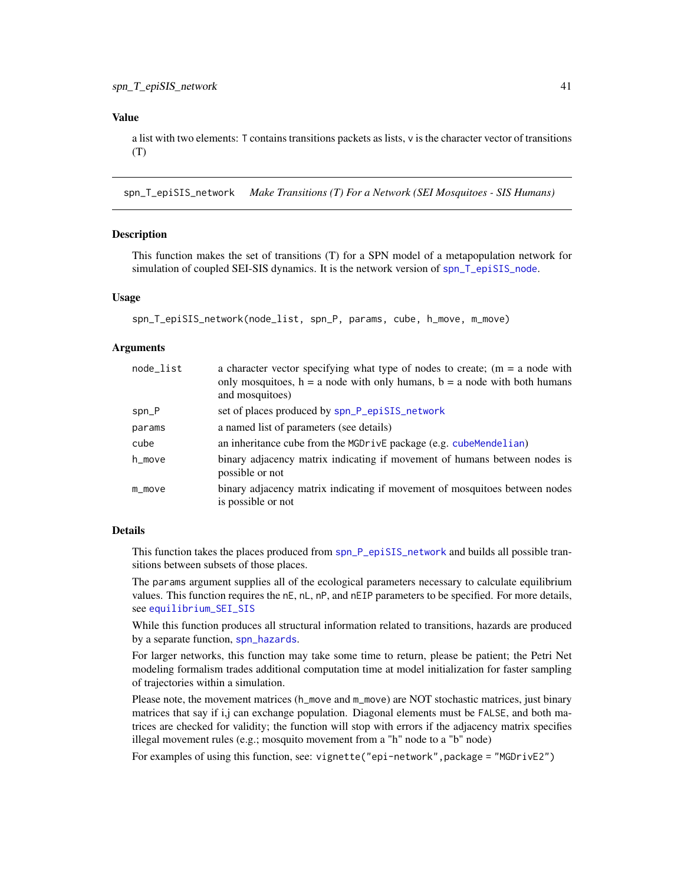### Value

a list with two elements: T contains transitions packets as lists, v is the character vector of transitions (T)

---

## spn_T_epiSIS_network    *Make Transitions (T) For a Network (SEI Mosquitoes - SIS Humans)*

---

### Description

This function makes the set of transitions (T) for a SPN model of a metapopulation network for simulation of coupled SEI-SIS dynamics. It is the network version of spn_T_epiSIS_node.

### Usage

```
spn_T_epiSIS_network(node_list, spn_P, params, cube, h_move, m_move)
```

### Arguments

| | |
|---|---|
| node_list | a character vector specifying what type of nodes to create; (m = a node with only mosquitoes, h = a node with only humans, b = a node with both humans and mosquitoes) |
| spn_P | set of places produced by spn_P_epiSIS_network |
| params | a named list of parameters (see details) |
| cube | an inheritance cube from the MGDrivE package (e.g. cubeMendelian) |
| h_move | binary adjacency matrix indicating if movement of humans between nodes is possible or not |
| m_move | binary adjacency matrix indicating if movement of mosquitoes between nodes is possible or not |

### Details

This function takes the places produced from spn_P_epiSIS_network and builds all possible transitions between subsets of those places.

The params argument supplies all of the ecological parameters necessary to calculate equilibrium values. This function requires the nE, nL, nP, and nEIP parameters to be specified. For more details, see equilibrium_SEI_SIS

While this function produces all structural information related to transitions, hazards are produced by a separate function, spn_hazards.

For larger networks, this function may take some time to return, please be patient; the Petri Net modeling formalism trades additional computation time at model initialization for faster sampling of trajectories within a simulation.

Please note, the movement matrices (h_move and m_move) are NOT stochastic matrices, just binary matrices that say if i,j can exchange population. Diagonal elements must be FALSE, and both matrices are checked for validity; the function will stop with errors if the adjacency matrix specifies illegal movement rules (e.g.; mosquito movement from a "h" node to a "b" node)

For examples of using this function, see: vignette("epi-network",package = "MGDrivE2")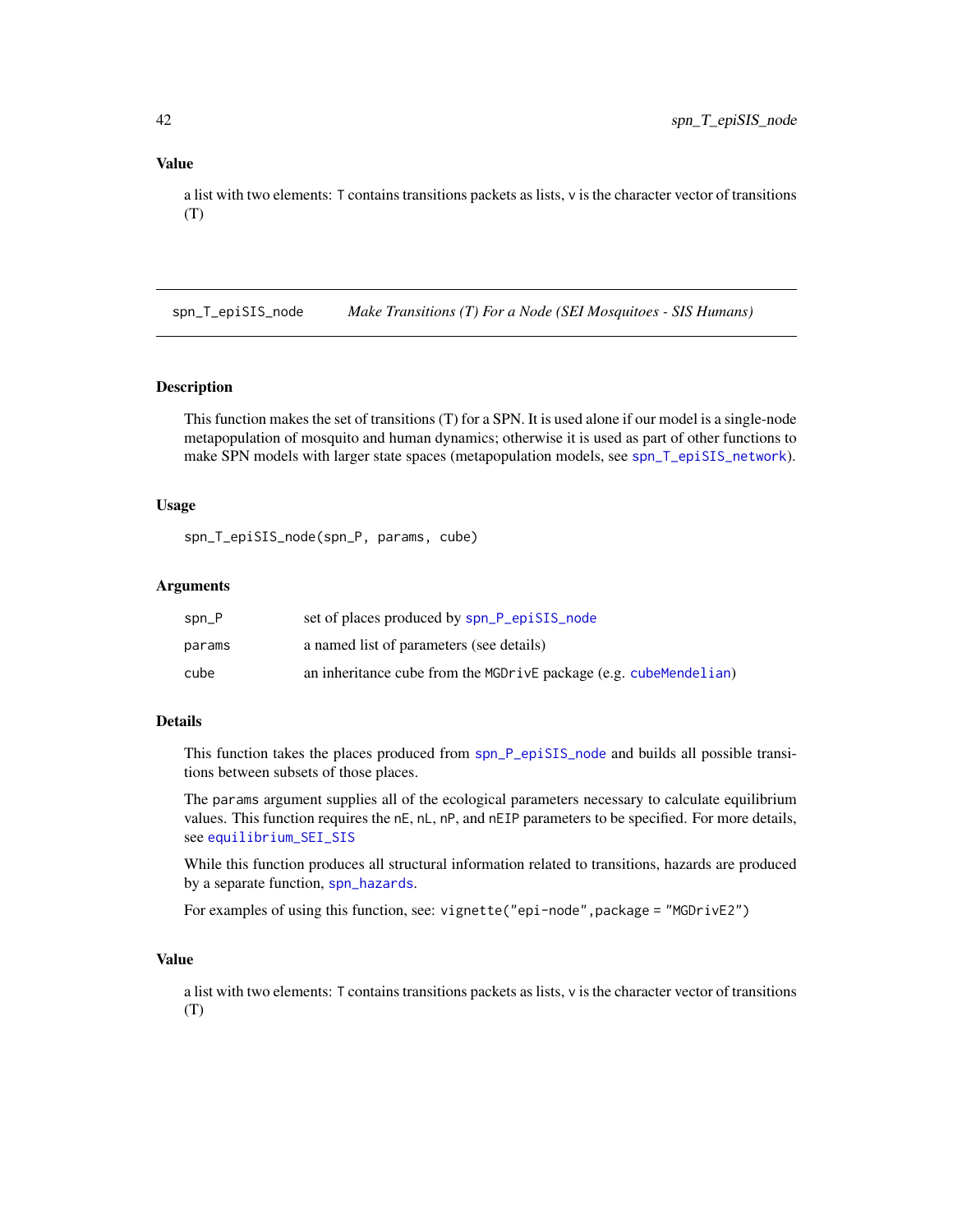### Value

a list with two elements: `T` contains transitions packets as lists, `v` is the character vector of transitions (T)

---

## spn_T_epiSIS_node — *Make Transitions (T) For a Node (SEI Mosquitoes - SIS Humans)*

### Description

This function makes the set of transitions (T) for a SPN. It is used alone if our model is a single-node metapopulation of mosquito and human dynamics; otherwise it is used as part of other functions to make SPN models with larger state spaces (metapopulation models, see `spn_T_epiSIS_network`).

### Usage

```
spn_T_epiSIS_node(spn_P, params, cube)
```

### Arguments

| | |
|---|---|
| `spn_P` | set of places produced by `spn_P_epiSIS_node` |
| `params` | a named list of parameters (see details) |
| `cube` | an inheritance cube from the `MGDrivE` package (e.g. `cubeMendelian`) |

### Details

This function takes the places produced from `spn_P_epiSIS_node` and builds all possible transitions between subsets of those places.

The `params` argument supplies all of the ecological parameters necessary to calculate equilibrium values. This function requires the `nE`, `nL`, `nP`, and `nEIP` parameters to be specified. For more details, see `equilibrium_SEI_SIS`

While this function produces all structural information related to transitions, hazards are produced by a separate function, `spn_hazards`.

For examples of using this function, see: `vignette("epi-node",package = "MGDrivE2")`

### Value

a list with two elements: `T` contains transitions packets as lists, `v` is the character vector of transitions (T)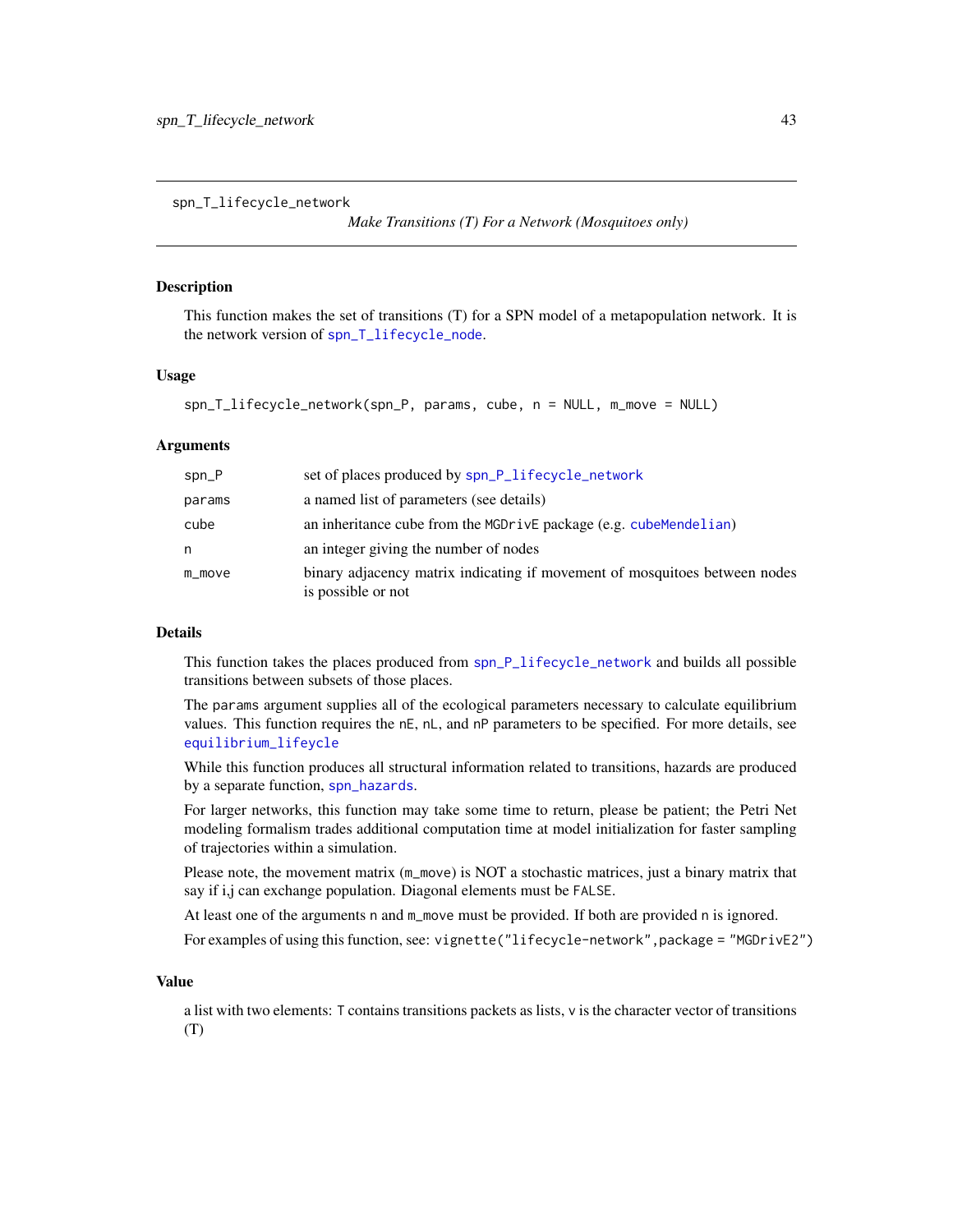spn_T_lifecycle_network

*Make Transitions (T) For a Network (Mosquitoes only)*

## Description

This function makes the set of transitions (T) for a SPN model of a metapopulation network. It is the network version of spn_T_lifecycle_node.

## Usage

```
spn_T_lifecycle_network(spn_P, params, cube, n = NULL, m_move = NULL)
```

## Arguments

| | |
|---|---|
| spn_P | set of places produced by spn_P_lifecycle_network |
| params | a named list of parameters (see details) |
| cube | an inheritance cube from the MGDrivE package (e.g. cubeMendelian) |
| n | an integer giving the number of nodes |
| m_move | binary adjacency matrix indicating if movement of mosquitoes between nodes is possible or not |

## Details

This function takes the places produced from spn_P_lifecycle_network and builds all possible transitions between subsets of those places.

The params argument supplies all of the ecological parameters necessary to calculate equilibrium values. This function requires the nE, nL, and nP parameters to be specified. For more details, see equilibrium_lifeycle

While this function produces all structural information related to transitions, hazards are produced by a separate function, spn_hazards.

For larger networks, this function may take some time to return, please be patient; the Petri Net modeling formalism trades additional computation time at model initialization for faster sampling of trajectories within a simulation.

Please note, the movement matrix (m_move) is NOT a stochastic matrices, just a binary matrix that say if i,j can exchange population. Diagonal elements must be FALSE.

At least one of the arguments n and m_move must be provided. If both are provided n is ignored.

For examples of using this function, see: `vignette("lifecycle-network",package = "MGDrivE2")`

## Value

a list with two elements: T contains transitions packets as lists, v is the character vector of transitions (T)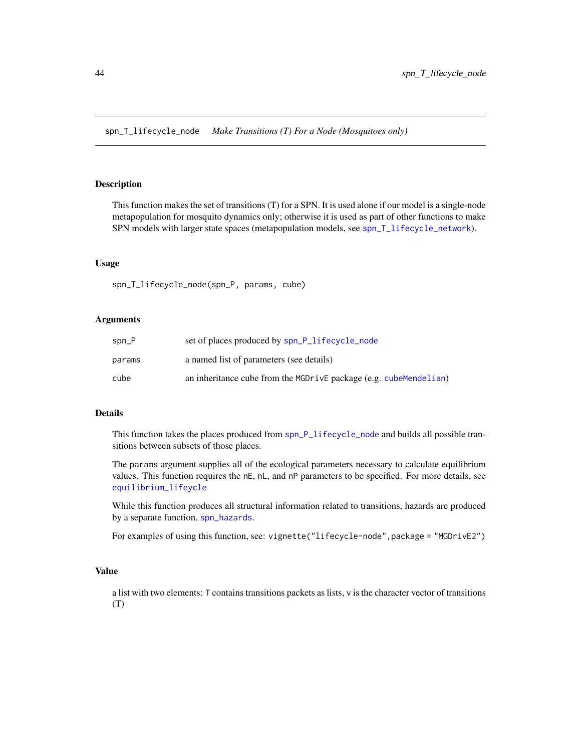# spn_T_lifecycle_node — *Make Transitions (T) For a Node (Mosquitoes only)*

## Description

This function makes the set of transitions (T) for a SPN. It is used alone if our model is a single-node metapopulation for mosquito dynamics only; otherwise it is used as part of other functions to make SPN models with larger state spaces (metapopulation models, see `spn_T_lifecycle_network`).

## Usage

```
spn_T_lifecycle_node(spn_P, params, cube)
```

## Arguments

| | |
|---|---|
| spn_P | set of places produced by `spn_P_lifecycle_node` |
| params | a named list of parameters (see details) |
| cube | an inheritance cube from the `MGDrivE` package (e.g. `cubeMendelian`) |

## Details

This function takes the places produced from `spn_P_lifecycle_node` and builds all possible transitions between subsets of those places.

The `params` argument supplies all of the ecological parameters necessary to calculate equilibrium values. This function requires the `nE`, `nL`, and `nP` parameters to be specified. For more details, see `equilibrium_lifecycle`

While this function produces all structural information related to transitions, hazards are produced by a separate function, `spn_hazards`.

For examples of using this function, see: `vignette("lifecycle-node",package = "MGDrivE2")`

## Value

a list with two elements: `T` contains transitions packets as lists, `v` is the character vector of transitions (T)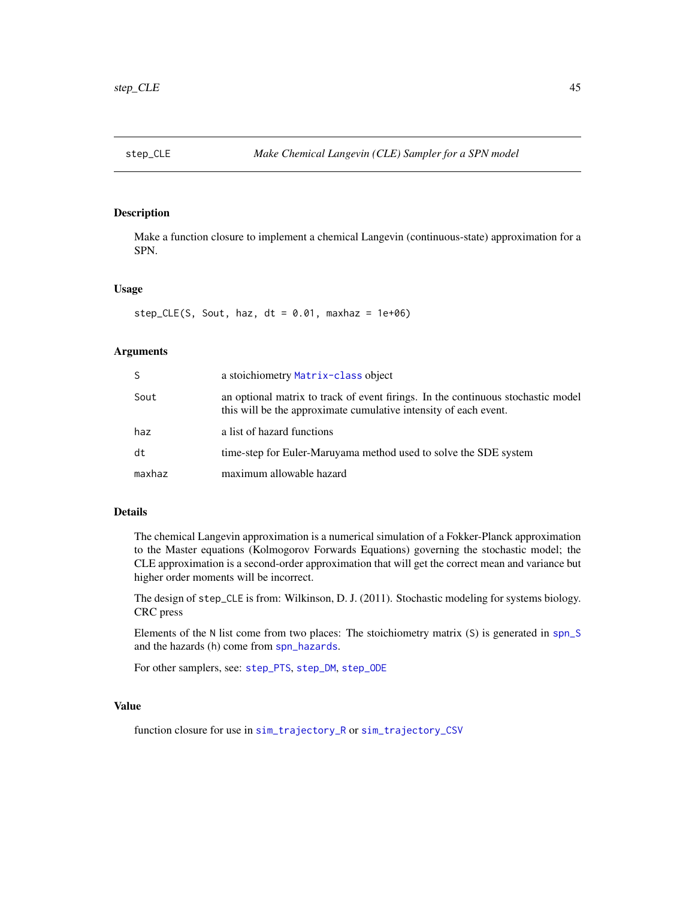## step_CLE    *Make Chemical Langevin (CLE) Sampler for a SPN model*

### Description

Make a function closure to implement a chemical Langevin (continuous-state) approximation for a SPN.

### Usage

```
step_CLE(S, Sout, haz, dt = 0.01, maxhaz = 1e+06)
```

### Arguments

| | |
|---|---|
| S | a stoichiometry Matrix-class object |
| Sout | an optional matrix to track of event firings. In the continuous stochastic model this will be the approximate cumulative intensity of each event. |
| haz | a list of hazard functions |
| dt | time-step for Euler-Maruyama method used to solve the SDE system |
| maxhaz | maximum allowable hazard |

### Details

The chemical Langevin approximation is a numerical simulation of a Fokker-Planck approximation to the Master equations (Kolmogorov Forwards Equations) governing the stochastic model; the CLE approximation is a second-order approximation that will get the correct mean and variance but higher order moments will be incorrect.

The design of `step_CLE` is from: Wilkinson, D. J. (2011). Stochastic modeling for systems biology. CRC press

Elements of the `N` list come from two places: The stoichiometry matrix (`S`) is generated in `spn_S` and the hazards (`h`) come from `spn_hazards`.

For other samplers, see: `step_PTS`, `step_DM`, `step_ODE`

### Value

function closure for use in `sim_trajectory_R` or `sim_trajectory_CSV`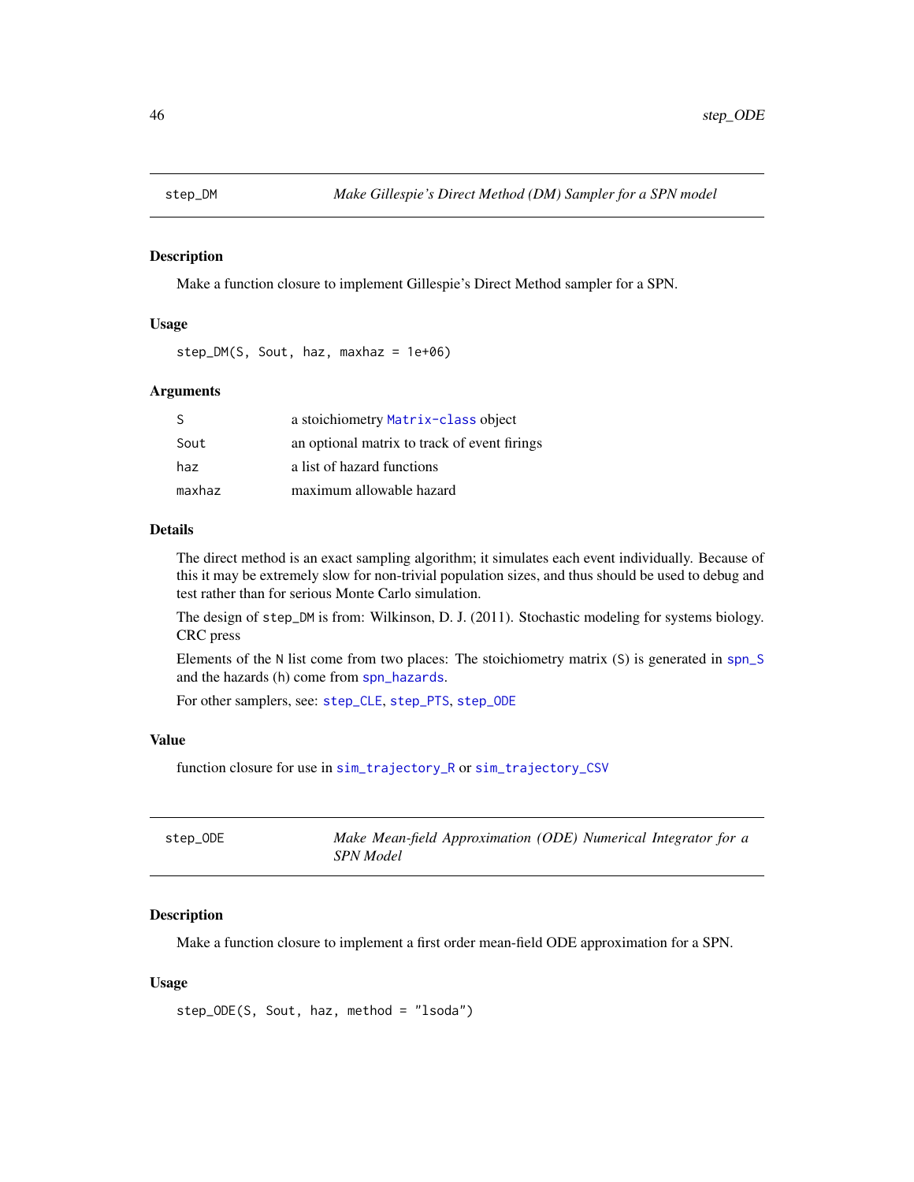## step_DM — *Make Gillespie's Direct Method (DM) Sampler for a SPN model*

### Description

Make a function closure to implement Gillespie's Direct Method sampler for a SPN.

### Usage

```
step_DM(S, Sout, haz, maxhaz = 1e+06)
```

### Arguments

| | |
|---|---|
| `S` | a stoichiometry `Matrix-class` object |
| `Sout` | an optional matrix to track of event firings |
| `haz` | a list of hazard functions |
| `maxhaz` | maximum allowable hazard |

### Details

The direct method is an exact sampling algorithm; it simulates each event individually. Because of this it may be extremely slow for non-trivial population sizes, and thus should be used to debug and test rather than for serious Monte Carlo simulation.

The design of `step_DM` is from: Wilkinson, D. J. (2011). Stochastic modeling for systems biology. CRC press

Elements of the `N` list come from two places: The stoichiometry matrix (`S`) is generated in `spn_S` and the hazards (`h`) come from `spn_hazards`.

For other samplers, see: `step_CLE`, `step_PTS`, `step_ODE`

### Value

function closure for use in `sim_trajectory_R` or `sim_trajectory_CSV`

## step_ODE — *Make Mean-field Approximation (ODE) Numerical Integrator for a SPN Model*

### Description

Make a function closure to implement a first order mean-field ODE approximation for a SPN.

### Usage

```
step_ODE(S, Sout, haz, method = "lsoda")
```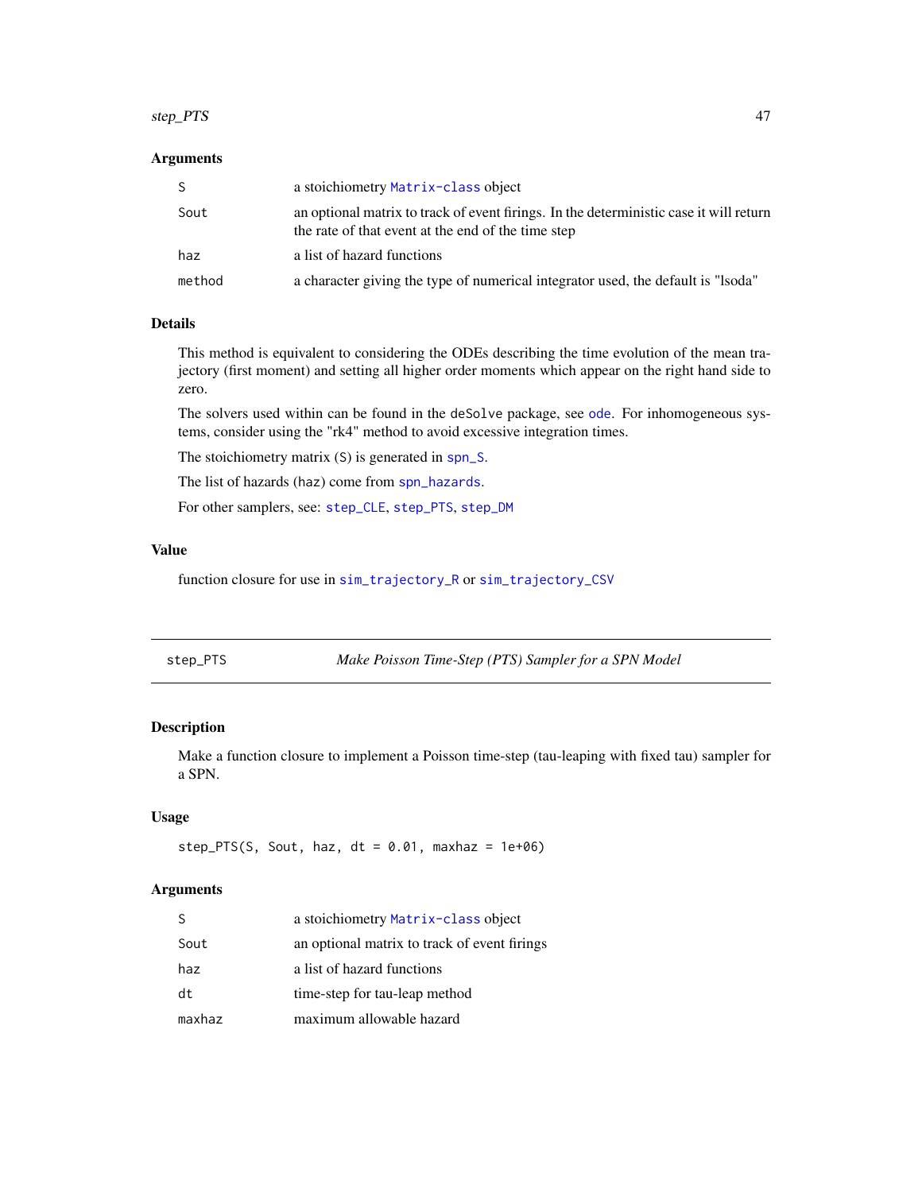### Arguments

| | |
|---|---|
| S | a stoichiometry Matrix-class object |
| Sout | an optional matrix to track of event firings. In the deterministic case it will return the rate of that event at the end of the time step |
| haz | a list of hazard functions |
| method | a character giving the type of numerical integrator used, the default is "lsoda" |

### Details

This method is equivalent to considering the ODEs describing the time evolution of the mean trajectory (first moment) and setting all higher order moments which appear on the right hand side to zero.

The solvers used within can be found in the deSolve package, see ode. For inhomogeneous systems, consider using the "rk4" method to avoid excessive integration times.

The stoichiometry matrix (S) is generated in spn_S.

The list of hazards (haz) come from spn_hazards.

For other samplers, see: step_CLE, step_PTS, step_DM

### Value

function closure for use in sim_trajectory_R or sim_trajectory_CSV

---

## step_PTS — *Make Poisson Time-Step (PTS) Sampler for a SPN Model*

### Description

Make a function closure to implement a Poisson time-step (tau-leaping with fixed tau) sampler for a SPN.

### Usage

```
step_PTS(S, Sout, haz, dt = 0.01, maxhaz = 1e+06)
```

### Arguments

| | |
|---|---|
| S | a stoichiometry Matrix-class object |
| Sout | an optional matrix to track of event firings |
| haz | a list of hazard functions |
| dt | time-step for tau-leap method |
| maxhaz | maximum allowable hazard |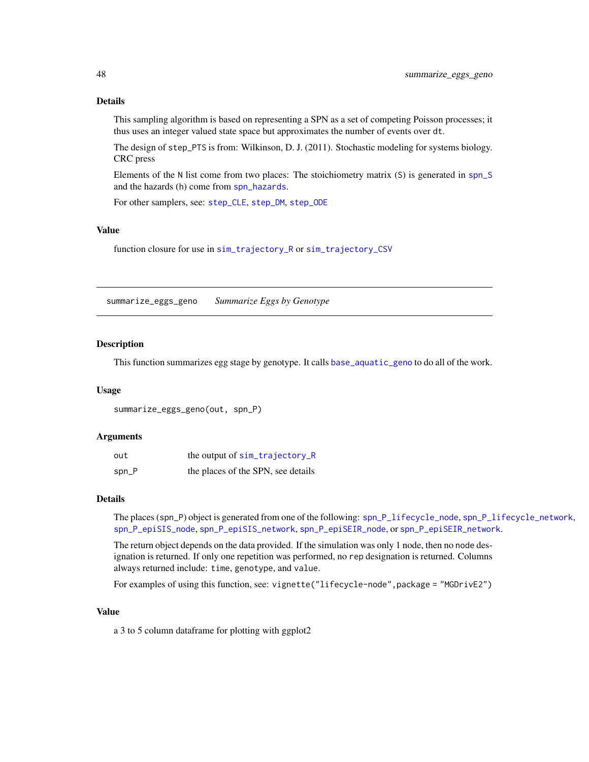### Details

This sampling algorithm is based on representing a SPN as a set of competing Poisson processes; it thus uses an integer valued state space but approximates the number of events over `dt`.

The design of `step_PTS` is from: Wilkinson, D. J. (2011). Stochastic modeling for systems biology. CRC press

Elements of the `N` list come from two places: The stoichiometry matrix (`S`) is generated in `spn_S` and the hazards (`h`) come from `spn_hazards`.

For other samplers, see: `step_CLE`, `step_DM`, `step_ODE`

### Value

function closure for use in `sim_trajectory_R` or `sim_trajectory_CSV`

---

## summarize_eggs_geno    *Summarize Eggs by Genotype*

---

### Description

This function summarizes egg stage by genotype. It calls `base_aquatic_geno` to do all of the work.

### Usage

```
summarize_eggs_geno(out, spn_P)
```

### Arguments

| | |
|---|---|
| `out` | the output of `sim_trajectory_R` |
| `spn_P` | the places of the SPN, see details |

### Details

The places (`spn_P`) object is generated from one of the following: `spn_P_lifecycle_node`, `spn_P_lifecycle_network`, `spn_P_epiSIS_node`, `spn_P_epiSIS_network`, `spn_P_epiSEIR_node`, or `spn_P_epiSEIR_network`.

The return object depends on the data provided. If the simulation was only 1 node, then no `node` designation is returned. If only one repetition was performed, no `rep` designation is returned. Columns always returned include: `time`, `genotype`, and `value`.

For examples of using this function, see: `vignette("lifecycle-node",package = "MGDrivE2")`

### Value

a 3 to 5 column dataframe for plotting with ggplot2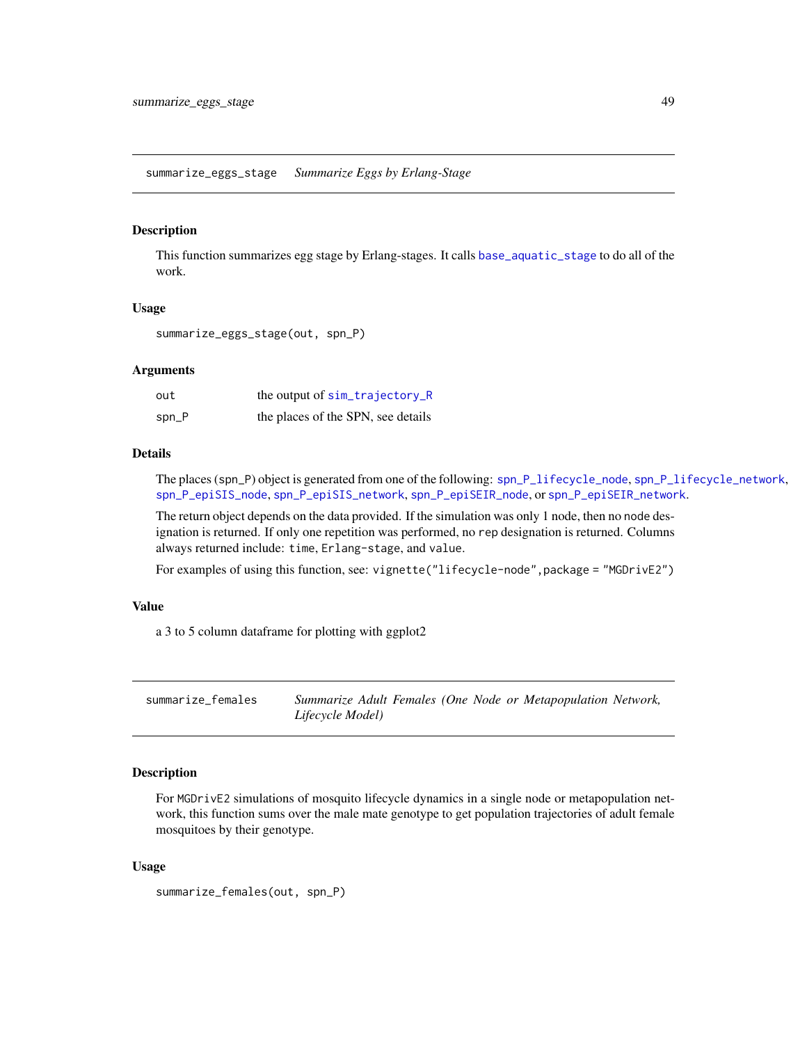## summarize_eggs_stage — *Summarize Eggs by Erlang-Stage*

### Description

This function summarizes egg stage by Erlang-stages. It calls base_aquatic_stage to do all of the work.

### Usage

```
summarize_eggs_stage(out, spn_P)
```

### Arguments

| | |
|---|---|
| out | the output of sim_trajectory_R |
| spn_P | the places of the SPN, see details |

### Details

The places (spn_P) object is generated from one of the following: spn_P_lifecycle_node, spn_P_lifecycle_network, spn_P_epiSIS_node, spn_P_epiSIS_network, spn_P_epiSEIR_node, or spn_P_epiSEIR_network.

The return object depends on the data provided. If the simulation was only 1 node, then no node designation is returned. If only one repetition was performed, no rep designation is returned. Columns always returned include: time, Erlang-stage, and value.

For examples of using this function, see: vignette("lifecycle-node",package = "MGDrivE2")

### Value

a 3 to 5 column dataframe for plotting with ggplot2

## summarize_females — *Summarize Adult Females (One Node or Metapopulation Network, Lifecycle Model)*

### Description

For MGDrivE2 simulations of mosquito lifecycle dynamics in a single node or metapopulation network, this function sums over the male mate genotype to get population trajectories of adult female mosquitoes by their genotype.

### Usage

```
summarize_females(out, spn_P)
```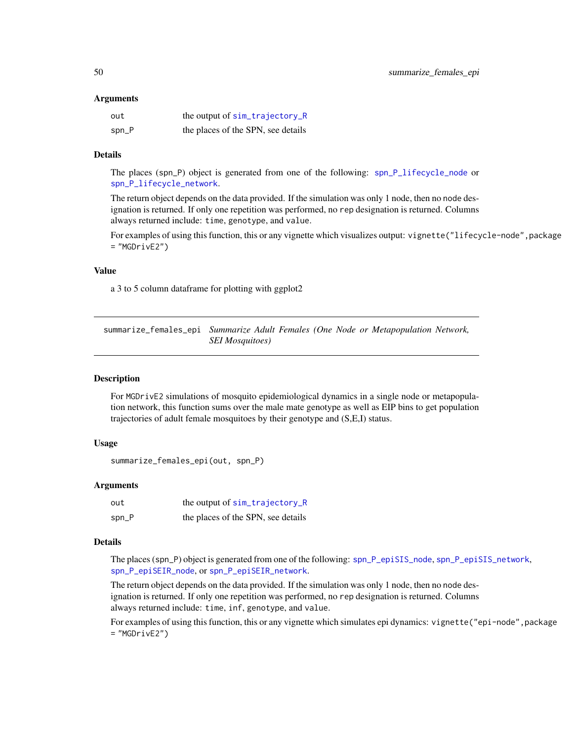### Arguments

| | |
|---|---|
| out | the output of sim_trajectory_R |
| spn_P | the places of the SPN, see details |

### Details

The places (spn_P) object is generated from one of the following: spn_P_lifecycle_node or spn_P_lifecycle_network.

The return object depends on the data provided. If the simulation was only 1 node, then no node designation is returned. If only one repetition was performed, no rep designation is returned. Columns always returned include: time, genotype, and value.

For examples of using this function, this or any vignette which visualizes output: vignette("lifecycle-node",package = "MGDrivE2")

### Value

a 3 to 5 column dataframe for plotting with ggplot2

---

## summarize_females_epi *Summarize Adult Females (One Node or Metapopulation Network, SEI Mosquitoes)*

### Description

For MGDrivE2 simulations of mosquito epidemiological dynamics in a single node or metapopulation network, this function sums over the male mate genotype as well as EIP bins to get population trajectories of adult female mosquitoes by their genotype and (S,E,I) status.

### Usage

```
summarize_females_epi(out, spn_P)
```

### Arguments

| | |
|---|---|
| out | the output of sim_trajectory_R |
| spn_P | the places of the SPN, see details |

### Details

The places (spn_P) object is generated from one of the following: spn_P_epiSIS_node, spn_P_epiSIS_network, spn_P_epiSEIR_node, or spn_P_epiSEIR_network.

The return object depends on the data provided. If the simulation was only 1 node, then no node designation is returned. If only one repetition was performed, no rep designation is returned. Columns always returned include: time, inf, genotype, and value.

For examples of using this function, this or any vignette which simulates epi dynamics: vignette("epi-node",package = "MGDrivE2")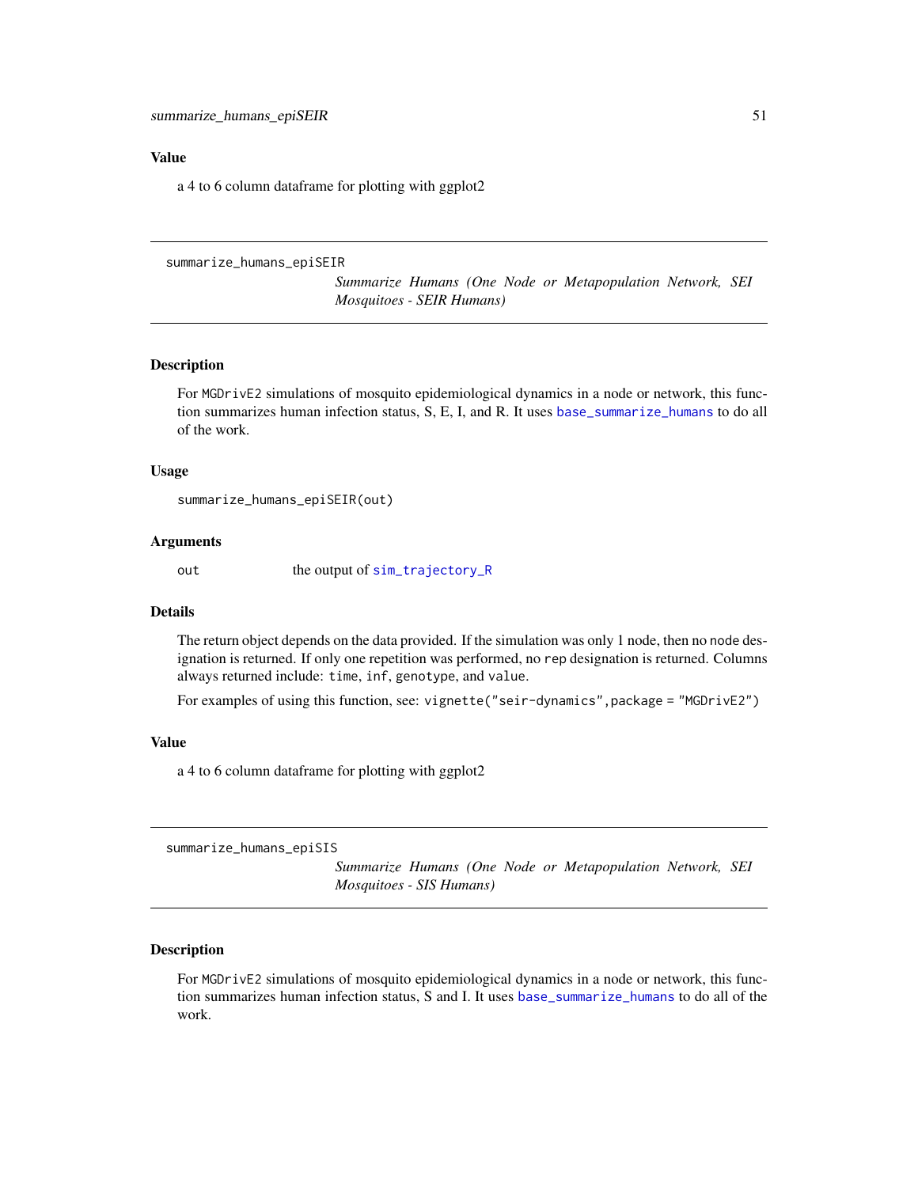### Value

a 4 to 6 column dataframe for plotting with ggplot2

---

## summarize_humans_epiSEIR

*Summarize Humans (One Node or Metapopulation Network, SEI Mosquitoes - SEIR Humans)*

---

### Description

For `MGDrivE2` simulations of mosquito epidemiological dynamics in a node or network, this function summarizes human infection status, S, E, I, and R. It uses `base_summarize_humans` to do all of the work.

### Usage

```
summarize_humans_epiSEIR(out)
```

### Arguments

| | |
|---|---|
| `out` | the output of `sim_trajectory_R` |

### Details

The return object depends on the data provided. If the simulation was only 1 node, then no `node` designation is returned. If only one repetition was performed, no `rep` designation is returned. Columns always returned include: `time`, `inf`, `genotype`, and `value`.

For examples of using this function, see: `vignette("seir-dynamics",package = "MGDrivE2")`

### Value

a 4 to 6 column dataframe for plotting with ggplot2

---

## summarize_humans_epiSIS

*Summarize Humans (One Node or Metapopulation Network, SEI Mosquitoes - SIS Humans)*

---

### Description

For `MGDrivE2` simulations of mosquito epidemiological dynamics in a node or network, this function summarizes human infection status, S and I. It uses `base_summarize_humans` to do all of the work.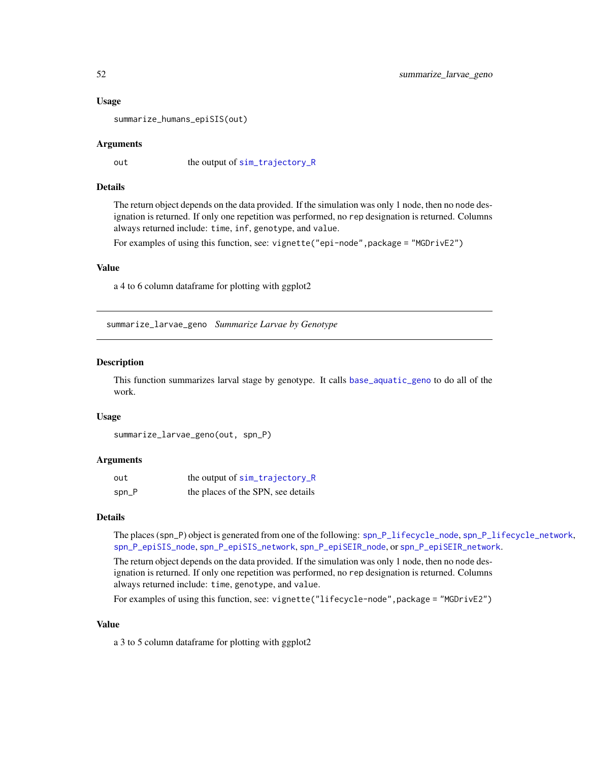### Usage

```
summarize_humans_epiSIS(out)
```

### Arguments

| | |
|---|---|
| out | the output of sim_trajectory_R |

### Details

The return object depends on the data provided. If the simulation was only 1 node, then no node designation is returned. If only one repetition was performed, no rep designation is returned. Columns always returned include: time, inf, genotype, and value.

For examples of using this function, see: vignette("epi-node",package = "MGDrivE2")

### Value

a 4 to 6 column dataframe for plotting with ggplot2

---

## summarize_larvae_geno *Summarize Larvae by Genotype*

### Description

This function summarizes larval stage by genotype. It calls base_aquatic_geno to do all of the work.

### Usage

```
summarize_larvae_geno(out, spn_P)
```

### Arguments

| | |
|---|---|
| out | the output of sim_trajectory_R |
| spn_P | the places of the SPN, see details |

### Details

The places (spn_P) object is generated from one of the following: spn_P_lifecycle_node, spn_P_lifecycle_network, spn_P_epiSIS_node, spn_P_epiSIS_network, spn_P_epiSEIR_node, or spn_P_epiSEIR_network.

The return object depends on the data provided. If the simulation was only 1 node, then no node designation is returned. If only one repetition was performed, no rep designation is returned. Columns always returned include: time, genotype, and value.

For examples of using this function, see: vignette("lifecycle-node",package = "MGDrivE2")

### Value

a 3 to 5 column dataframe for plotting with ggplot2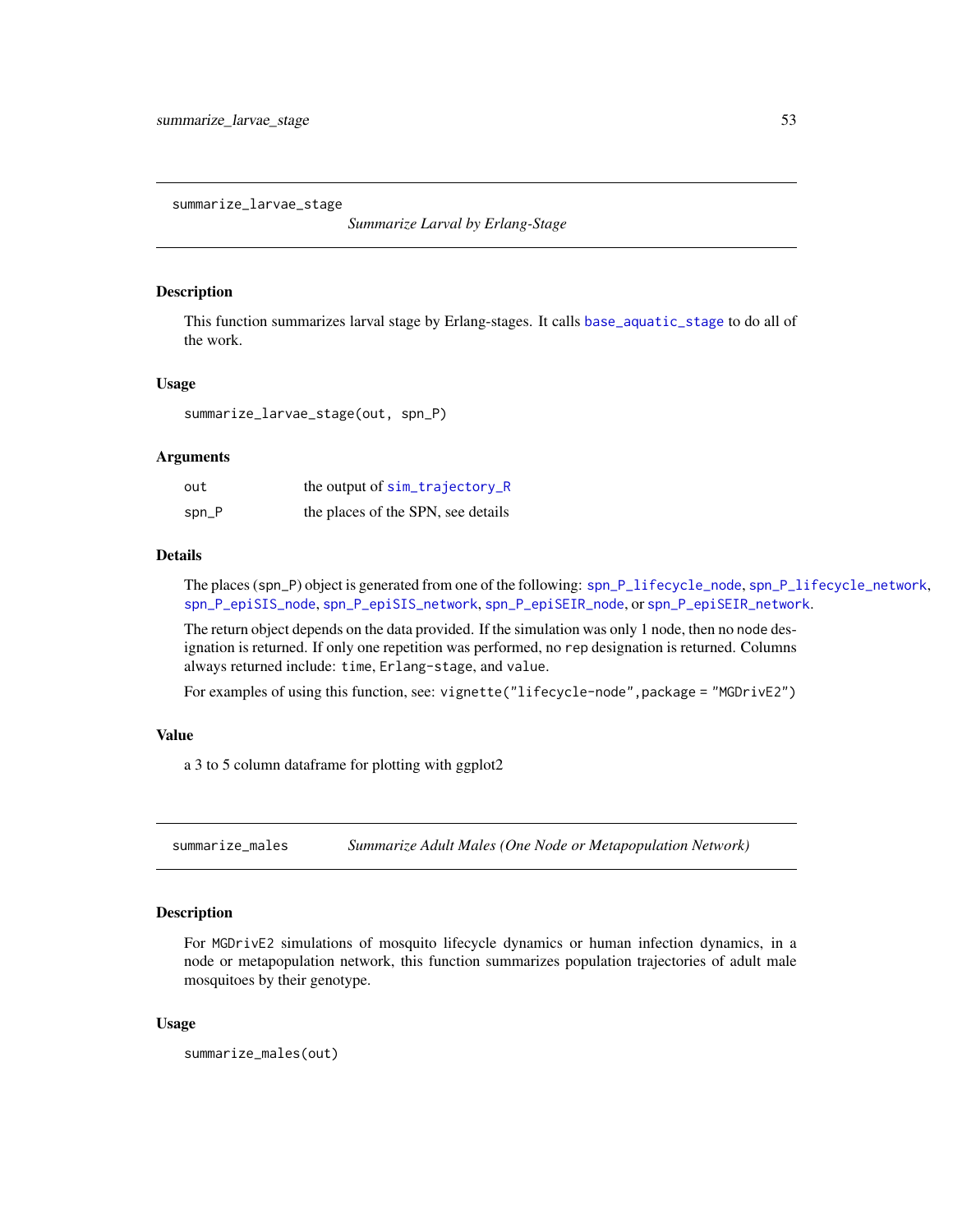## summarize_larvae_stage

*Summarize Larval by Erlang-Stage*

### Description

This function summarizes larval stage by Erlang-stages. It calls base_aquatic_stage to do all of the work.

### Usage

```
summarize_larvae_stage(out, spn_P)
```

### Arguments

| | |
|---|---|
| out | the output of sim_trajectory_R |
| spn_P | the places of the SPN, see details |

### Details

The places (spn_P) object is generated from one of the following: spn_P_lifecycle_node, spn_P_lifecycle_network, spn_P_epiSIS_node, spn_P_epiSIS_network, spn_P_epiSEIR_node, or spn_P_epiSEIR_network.

The return object depends on the data provided. If the simulation was only 1 node, then no node designation is returned. If only one repetition was performed, no rep designation is returned. Columns always returned include: time, Erlang-stage, and value.

For examples of using this function, see: vignette("lifecycle-node",package = "MGDrivE2")

### Value

a 3 to 5 column dataframe for plotting with ggplot2

## summarize_males

*Summarize Adult Males (One Node or Metapopulation Network)*

### Description

For MGDrivE2 simulations of mosquito lifecycle dynamics or human infection dynamics, in a node or metapopulation network, this function summarizes population trajectories of adult male mosquitoes by their genotype.

### Usage

```
summarize_males(out)
```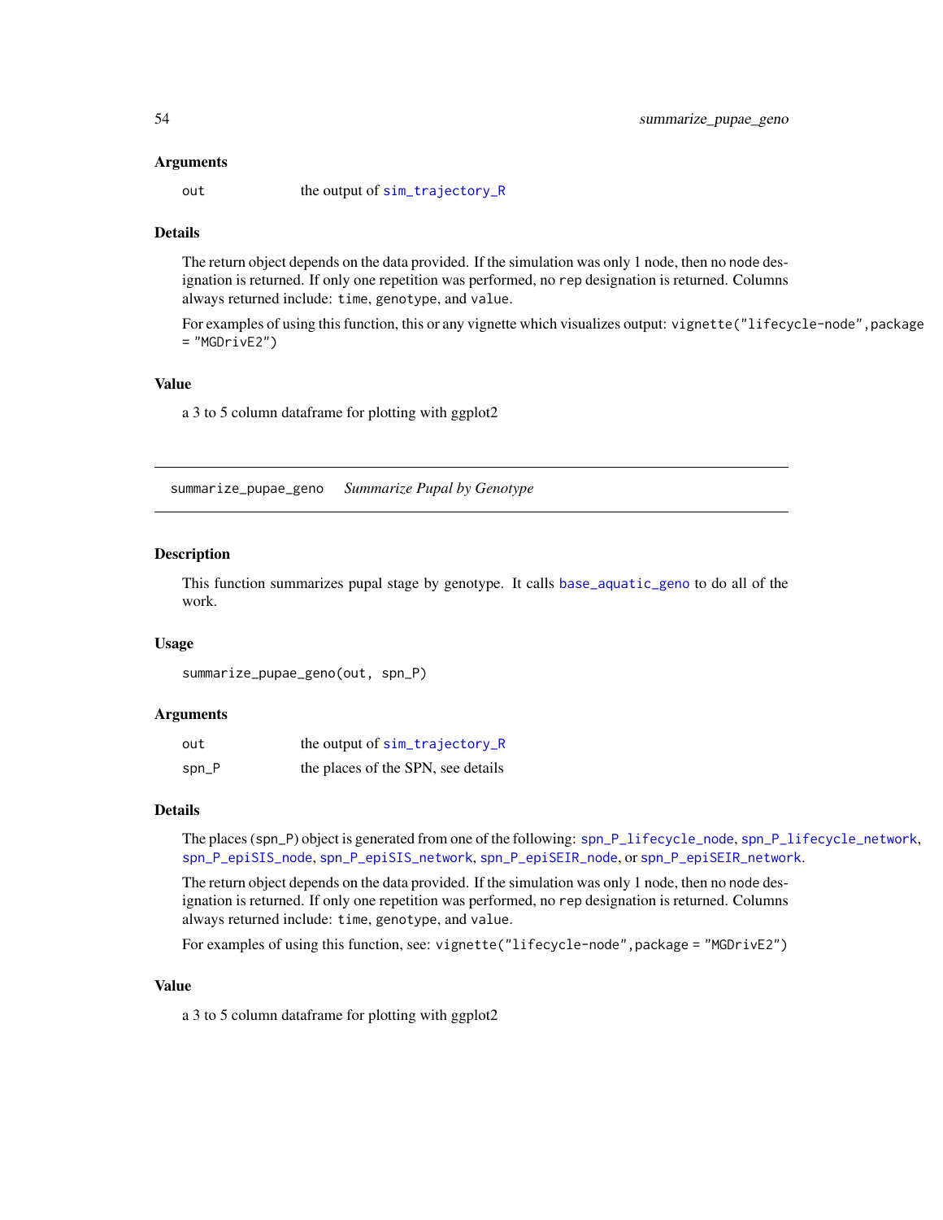### Arguments

| | |
|---|---|
| `out` | the output of `sim_trajectory_R` |

### Details

The return object depends on the data provided. If the simulation was only 1 node, then no `node` designation is returned. If only one repetition was performed, no `rep` designation is returned. Columns always returned include: `time`, `genotype`, and `value`.

For examples of using this function, this or any vignette which visualizes output: `vignette("lifecycle-node",package = "MGDrivE2")`

### Value

a 3 to 5 column dataframe for plotting with ggplot2

---

## summarize_pupae_geno    *Summarize Pupal by Genotype*

---

### Description

This function summarizes pupal stage by genotype. It calls `base_aquatic_geno` to do all of the work.

### Usage

```
summarize_pupae_geno(out, spn_P)
```

### Arguments

| | |
|---|---|
| `out` | the output of `sim_trajectory_R` |
| `spn_P` | the places of the SPN, see details |

### Details

The places (`spn_P`) object is generated from one of the following: `spn_P_lifecycle_node`, `spn_P_lifecycle_network`, `spn_P_epiSIS_node`, `spn_P_epiSIS_network`, `spn_P_epiSEIR_node`, or `spn_P_epiSEIR_network`.

The return object depends on the data provided. If the simulation was only 1 node, then no `node` designation is returned. If only one repetition was performed, no `rep` designation is returned. Columns always returned include: `time`, `genotype`, and `value`.

For examples of using this function, see: `vignette("lifecycle-node",package = "MGDrivE2")`

### Value

a 3 to 5 column dataframe for plotting with ggplot2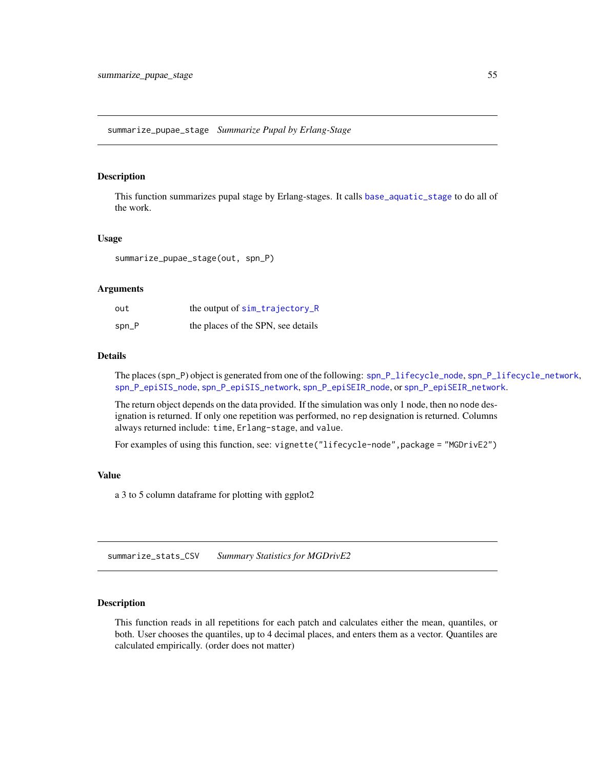## summarize_pupae_stage *Summarize Pupal by Erlang-Stage*

### Description

This function summarizes pupal stage by Erlang-stages. It calls `base_aquatic_stage` to do all of the work.

### Usage

```
summarize_pupae_stage(out, spn_P)
```

### Arguments

| | |
|---|---|
| `out` | the output of `sim_trajectory_R` |
| `spn_P` | the places of the SPN, see details |

### Details

The places (`spn_P`) object is generated from one of the following: `spn_P_lifecycle_node`, `spn_P_lifecycle_network`, `spn_P_epiSIS_node`, `spn_P_epiSIS_network`, `spn_P_epiSEIR_node`, or `spn_P_epiSEIR_network`.

The return object depends on the data provided. If the simulation was only 1 node, then no `node` designation is returned. If only one repetition was performed, no `rep` designation is returned. Columns always returned include: `time`, `Erlang-stage`, and `value`.

For examples of using this function, see: `vignette("lifecycle-node",package = "MGDrivE2")`

### Value

a 3 to 5 column dataframe for plotting with ggplot2

## summarize_stats_CSV *Summary Statistics for MGDrivE2*

### Description

This function reads in all repetitions for each patch and calculates either the mean, quantiles, or both. User chooses the quantiles, up to 4 decimal places, and enters them as a vector. Quantiles are calculated empirically. (order does not matter)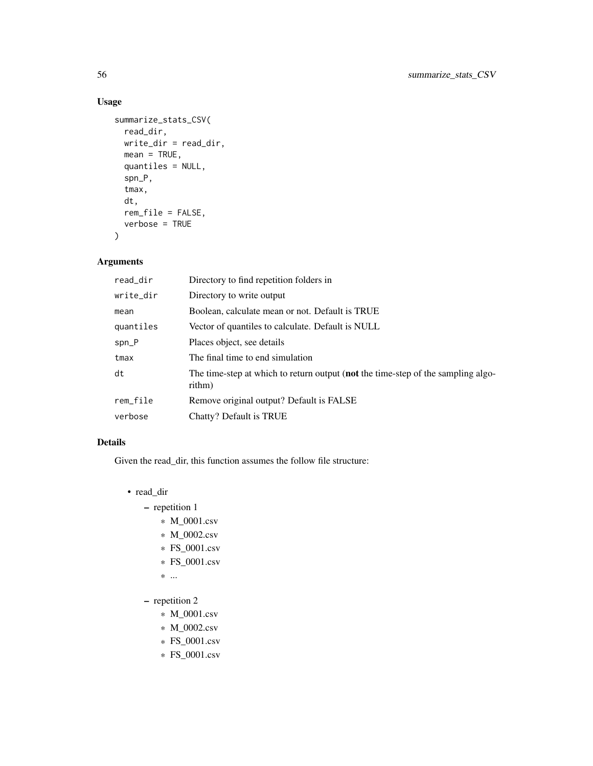### Usage

```
summarize_stats_CSV(
  read_dir,
  write_dir = read_dir,
  mean = TRUE,
  quantiles = NULL,
  spn_P,
  tmax,
  dt,
  rem_file = FALSE,
  verbose = TRUE
)
```

### Arguments

| | |
|---|---|
| read_dir | Directory to find repetition folders in |
| write_dir | Directory to write output |
| mean | Boolean, calculate mean or not. Default is TRUE |
| quantiles | Vector of quantiles to calculate. Default is NULL |
| spn_P | Places object, see details |
| tmax | The final time to end simulation |
| dt | The time-step at which to return output (**not** the time-step of the sampling algorithm) |
| rem_file | Remove original output? Default is FALSE |
| verbose | Chatty? Default is TRUE |

### Details

Given the read_dir, this function assumes the follow file structure:

- read_dir
  - repetition 1
    - M_0001.csv
    - M_0002.csv
    - FS_0001.csv
    - FS_0001.csv
    - ...
  - repetition 2
    - M_0001.csv
    - M_0002.csv
    - FS_0001.csv
    - FS_0001.csv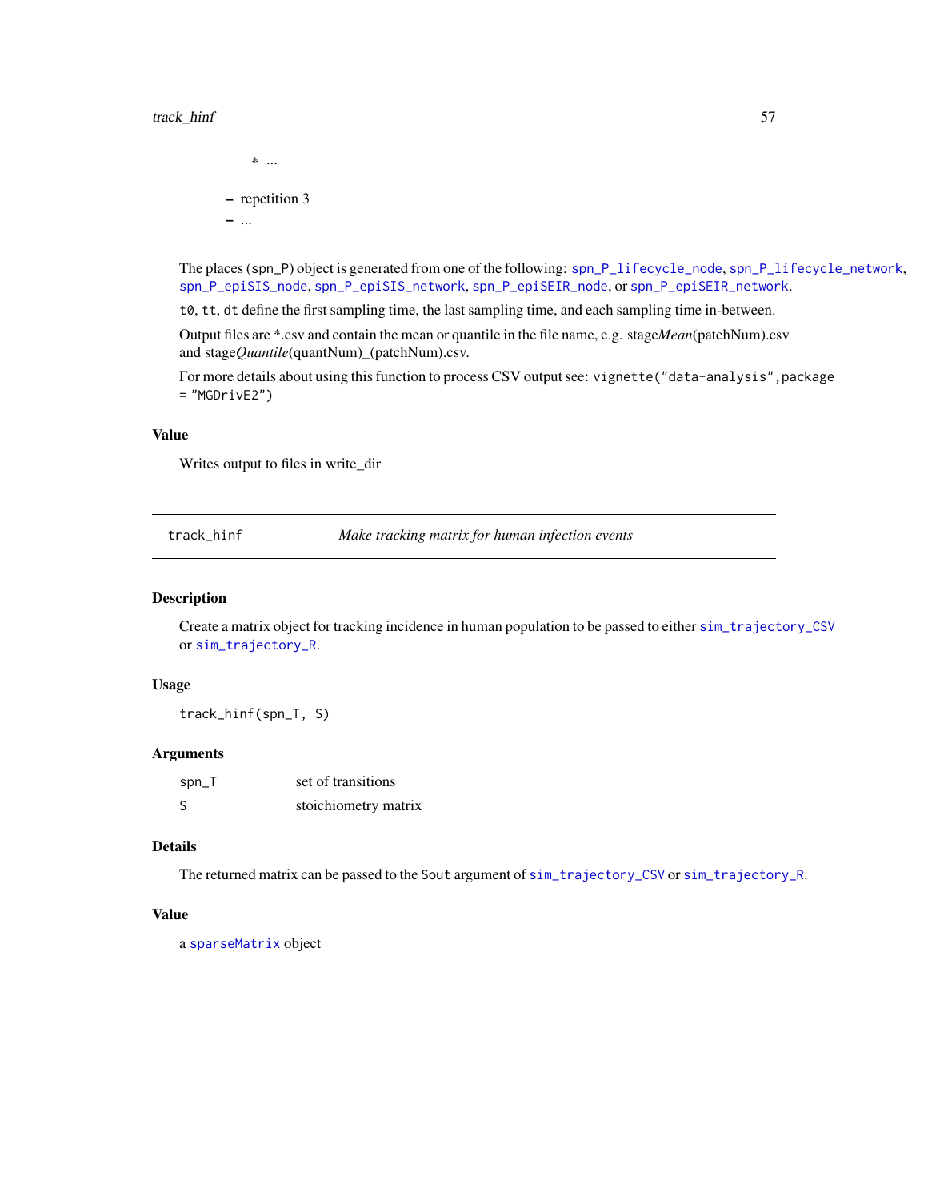* ...

    - repetition 3
    - ...

The places (`spn_P`) object is generated from one of the following: `spn_P_lifecycle_node`, `spn_P_lifecycle_network`, `spn_P_epiSIS_node`, `spn_P_epiSIS_network`, `spn_P_epiSEIR_node`, or `spn_P_epiSEIR_network`.

`t0`, `tt`, `dt` define the first sampling time, the last sampling time, and each sampling time in-between.

Output files are *.csv and contain the mean or quantile in the file name, e.g. stage*Mean*(patchNum).csv and stage*Quantile*(quantNum)_(patchNum).csv.

For more details about using this function to process CSV output see: `vignette("data-analysis",package = "MGDrivE2")`

### Value

Writes output to files in write_dir

---

## track_hinf — *Make tracking matrix for human infection events*

### Description

Create a matrix object for tracking incidence in human population to be passed to either `sim_trajectory_CSV` or `sim_trajectory_R`.

### Usage

```
track_hinf(spn_T, S)
```

### Arguments

| | |
|---|---|
| `spn_T` | set of transitions |
| `S` | stoichiometry matrix |

### Details

The returned matrix can be passed to the `Sout` argument of `sim_trajectory_CSV` or `sim_trajectory_R`.

### Value

a `sparseMatrix` object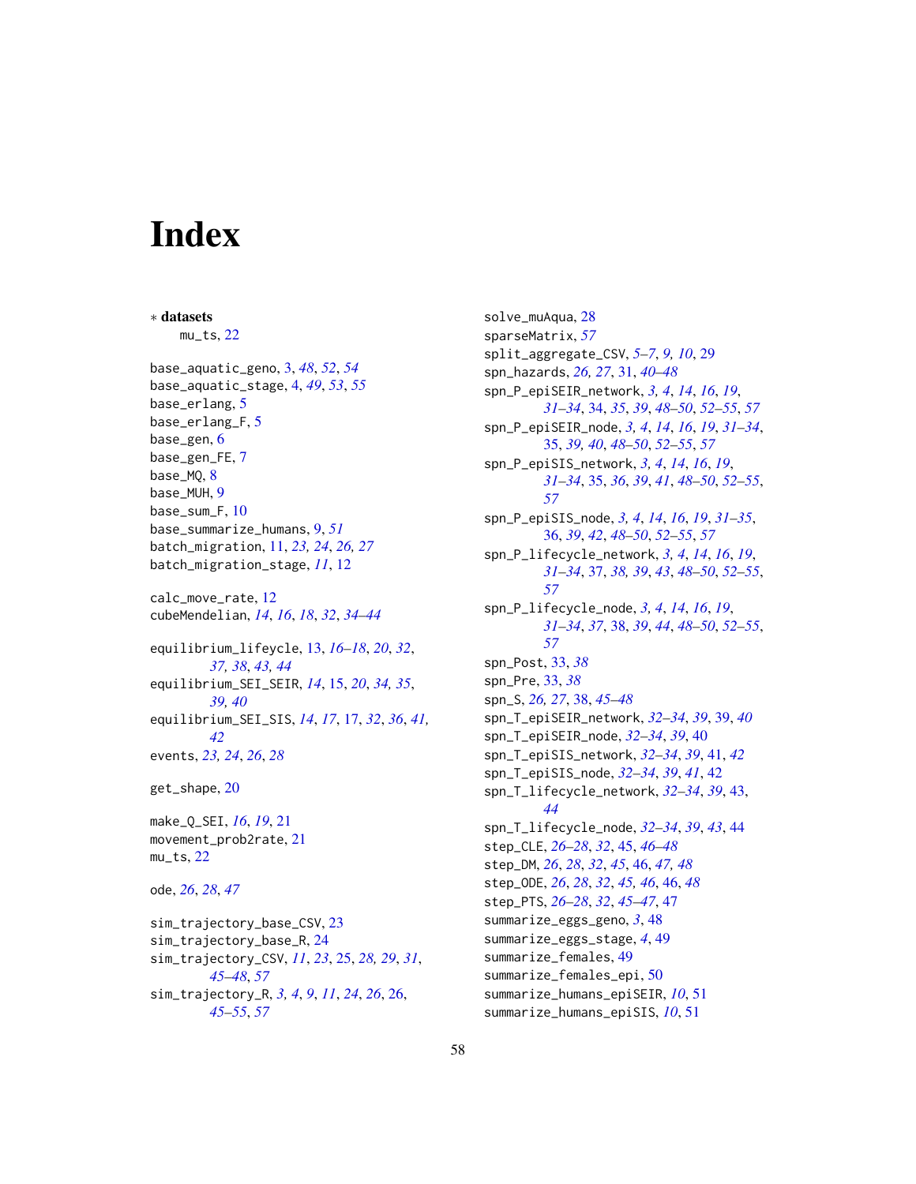# Index

∗ **datasets**
mu_ts, 22

base_aquatic_geno, 3, *48*, *52*, *54*
base_aquatic_stage, 4, *49*, *53*, *55*
base_erlang, 5
base_erlang_F, 5
base_gen, 6
base_gen_FE, 7
base_MQ, 8
base_MUH, 9
base_sum_F, 10
base_summarize_humans, 9, *51*
batch_migration, 11, *23, 24*, *26, 27*
batch_migration_stage, *11*, 12

calc_move_rate, 12
cubeMendelian, *14*, *16*, *18*, *32*, *34–44*

equilibrium_lifeycle, 13, *16–18*, *20*, *32*, *37, 38*, *43, 44*
equilibrium_SEI_SEIR, *14*, 15, *20*, *34, 35*, *39, 40*
equilibrium_SEI_SIS, *14*, *17*, 17, *32*, *36*, *41, 42*
events, *23, 24*, *26*, *28*

get_shape, 20

make_Q_SEI, *16*, *19*, 21
movement_prob2rate, 21
mu_ts, 22

ode, *26*, *28*, *47*

sim_trajectory_base_CSV, 23
sim_trajectory_base_R, 24
sim_trajectory_CSV, *11*, *23*, 25, *28, 29*, *31*, *45–48*, *57*
sim_trajectory_R, *3, 4*, *9*, *11*, *24*, *26*, 26, *45–55*, *57*

solve_muAqua, 28
sparseMatrix, *57*
split_aggregate_CSV, *5–7*, *9, 10*, 29
spn_hazards, *26, 27*, 31, *40–48*
spn_P_epiSEIR_network, *3, 4*, *14*, *16*, *19*, *31–34*, 34, *35*, *39*, *48–50*, *52–55*, *57*
spn_P_epiSEIR_node, *3, 4*, *14*, *16*, *19*, *31–34*, 35, *39, 40*, *48–50*, *52–55*, *57*
spn_P_epiSIS_network, *3, 4*, *14*, *16*, *19*, *31–34*, 35, *36*, *39*, *41*, *48–50*, *52–55*, *57*
spn_P_epiSIS_node, *3, 4*, *14*, *16*, *19*, *31–35*, 36, *39*, *42*, *48–50*, *52–55*, *57*
spn_P_lifecycle_network, *3, 4*, *14*, *16*, *19*, *31–34*, 37, *38, 39*, *43*, *48–50*, *52–55*, *57*
spn_P_lifecycle_node, *3, 4*, *14*, *16*, *19*, *31–34*, *37*, 38, *39*, *44*, *48–50*, *52–55*, *57*
spn_Post, 33, *38*
spn_Pre, 33, *38*
spn_S, *26, 27*, 38, *45–48*
spn_T_epiSEIR_network, *32–34*, *39*, 39, *40*
spn_T_epiSEIR_node, *32–34*, *39*, 40
spn_T_epiSIS_network, *32–34*, *39*, 41, *42*
spn_T_epiSIS_node, *32–34*, *39*, *41*, 42
spn_T_lifecycle_network, *32–34*, *39*, 43, *44*
spn_T_lifecycle_node, *32–34*, *39*, *43*, 44
step_CLE, *26–28*, *32*, 45, *46–48*
step_DM, *26*, *28*, *32*, *45*, 46, *47, 48*
step_ODE, *26*, *28*, *32*, *45, 46*, 46, *48*
step_PTS, *26–28*, *32*, *45–47*, 47
summarize_eggs_geno, *3*, 48
summarize_eggs_stage, *4*, 49
summarize_females, 49
summarize_females_epi, 50
summarize_humans_epiSEIR, *10*, 51
summarize_humans_epiSIS, *10*, 51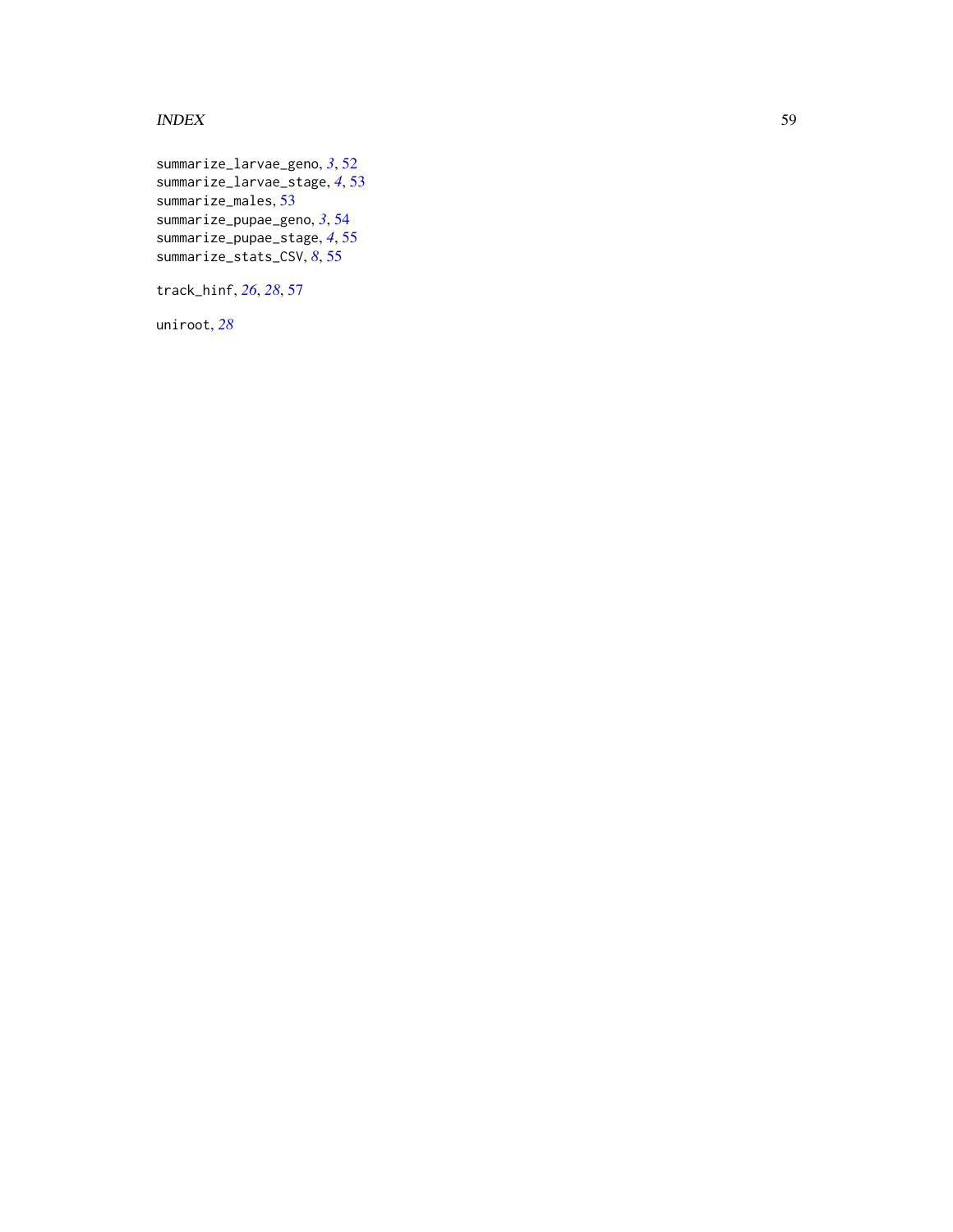summarize_larvae_geno, *3*, 52
summarize_larvae_stage, *4*, 53
summarize_males, 53
summarize_pupae_geno, *3*, 54
summarize_pupae_stage, *4*, 55
summarize_stats_CSV, *8*, 55

track_hinf, *26*, *28*, 57

uniroot, *28*